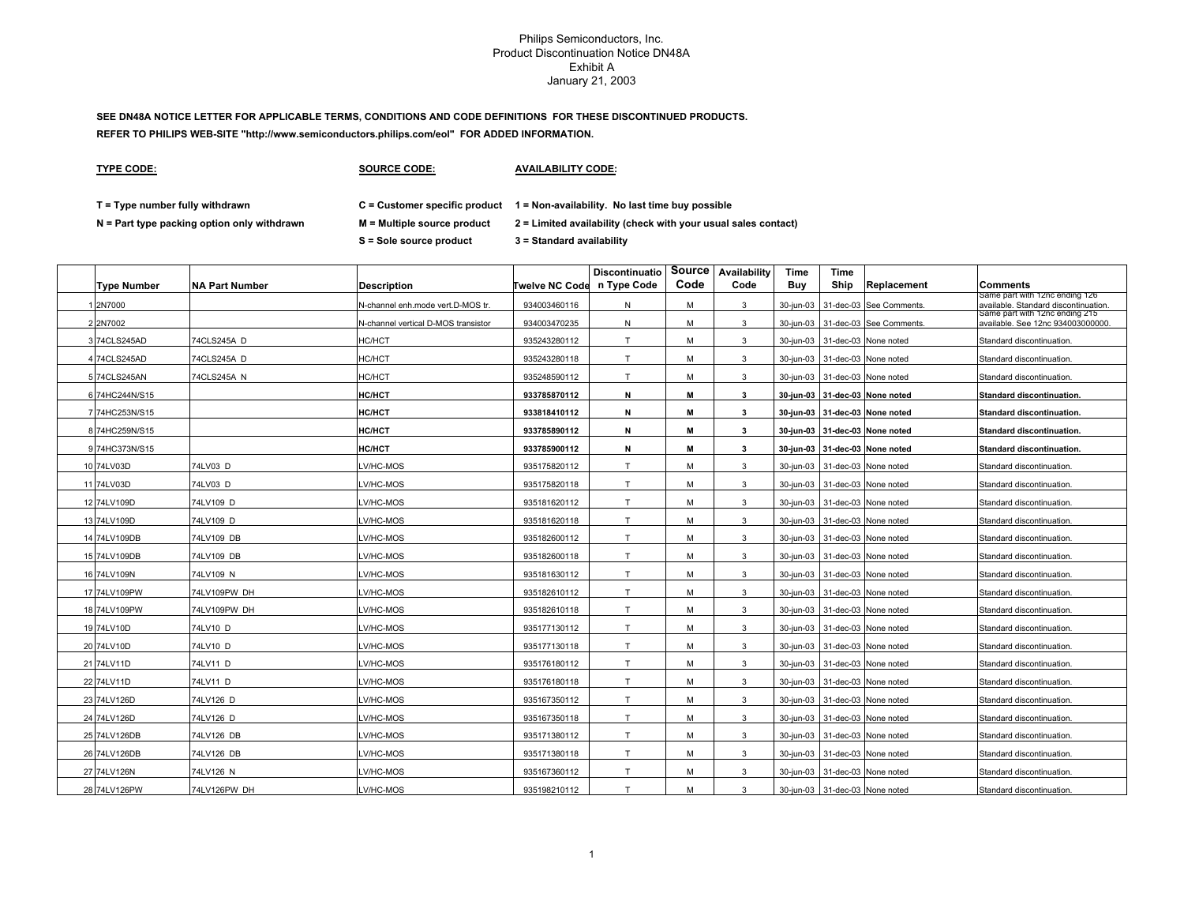Philips Semiconductors, Inc.
Product Discontinuation Notice DN48A
Exhibit A
January 21, 2003

**SEE DN48A NOTICE LETTER FOR APPLICABLE TERMS, CONDITIONS AND CODE DEFINITIONS FOR THESE DISCONTINUED PRODUCTS.**

**REFER TO PHILIPS WEB-SITE "http://www.semiconductors.philips.com/eol" FOR ADDED INFORMATION.**

| **TYPE CODE:** | **SOURCE CODE:** | **AVAILABILITY CODE:** |
|---|---|---|
| **T = Type number fully withdrawn** | **C = Customer specific product** | **1 = Non-availability. No last time buy possible** |
| **N = Part type packing option only withdrawn** | **M = Multiple source product** | **2 = Limited availability (check with your usual sales contact)** |
| | **S = Sole source product** | **3 = Standard availability** |

| | Type Number | NA Part Number | Description | Twelve NC Code | Discontinuation Type Code | Source Code | Availability Code | Time Buy | Time Ship | Replacement | Comments |
|---|---|---|---|---|---|---|---|---|---|---|---|
| 1 | 2N7000 | | N-channel enh.mode vert.D-MOS tr. | 934003460116 | N | M | 3 | 30-jun-03 | 31-dec-03 | See Comments. | Same part with 12nc ending 126 available. Standard discontinuation. |
| 2 | 2N7002 | | N-channel vertical D-MOS transistor | 934003470235 | N | M | 3 | 30-jun-03 | 31-dec-03 | See Comments. | Same part with 12nc ending 215 available. See 12nc 934003000000. |
| 3 | 74CLS245AD | 74CLS245A D | HC/HCT | 935243280112 | T | M | 3 | 30-jun-03 | 31-dec-03 | None noted | Standard discontinuation. |
| 4 | 74CLS245AD | 74CLS245A D | HC/HCT | 935243280118 | T | M | 3 | 30-jun-03 | 31-dec-03 | None noted | Standard discontinuation. |
| 5 | 74CLS245AN | 74CLS245A N | HC/HCT | 935248590112 | T | M | 3 | 30-jun-03 | 31-dec-03 | None noted | Standard discontinuation. |
| 6 | 74HC244N/S15 | | **HC/HCT** | **933785870112** | **N** | **M** | **3** | **30-jun-03** | **31-dec-03** | **None noted** | **Standard discontinuation.** |
| 7 | 74HC253N/S15 | | **HC/HCT** | **933818410112** | **N** | **M** | **3** | **30-jun-03** | **31-dec-03** | **None noted** | **Standard discontinuation.** |
| 8 | 74HC259N/S15 | | **HC/HCT** | **933785890112** | **N** | **M** | **3** | **30-jun-03** | **31-dec-03** | **None noted** | **Standard discontinuation.** |
| 9 | 74HC373N/S15 | | **HC/HCT** | **933785900112** | **N** | **M** | **3** | **30-jun-03** | **31-dec-03** | **None noted** | **Standard discontinuation.** |
| 10 | 74LV03D | 74LV03 D | LV/HC-MOS | 935175820112 | T | M | 3 | 30-jun-03 | 31-dec-03 | None noted | Standard discontinuation. |
| 11 | 74LV03D | 74LV03 D | LV/HC-MOS | 935175820118 | T | M | 3 | 30-jun-03 | 31-dec-03 | None noted | Standard discontinuation. |
| 12 | 74LV109D | 74LV109 D | LV/HC-MOS | 935181620112 | T | M | 3 | 30-jun-03 | 31-dec-03 | None noted | Standard discontinuation. |
| 13 | 74LV109D | 74LV109 D | LV/HC-MOS | 935181620118 | T | M | 3 | 30-jun-03 | 31-dec-03 | None noted | Standard discontinuation. |
| 14 | 74LV109DB | 74LV109 DB | LV/HC-MOS | 935182600112 | T | M | 3 | 30-jun-03 | 31-dec-03 | None noted | Standard discontinuation. |
| 15 | 74LV109DB | 74LV109 DB | LV/HC-MOS | 935182600118 | T | M | 3 | 30-jun-03 | 31-dec-03 | None noted | Standard discontinuation. |
| 16 | 74LV109N | 74LV109 N | LV/HC-MOS | 935181630112 | T | M | 3 | 30-jun-03 | 31-dec-03 | None noted | Standard discontinuation. |
| 17 | 74LV109PW | 74LV109PW DH | LV/HC-MOS | 935182610112 | T | M | 3 | 30-jun-03 | 31-dec-03 | None noted | Standard discontinuation. |
| 18 | 74LV109PW | 74LV109PW DH | LV/HC-MOS | 935182610118 | T | M | 3 | 30-jun-03 | 31-dec-03 | None noted | Standard discontinuation. |
| 19 | 74LV10D | 74LV10 D | LV/HC-MOS | 935177130112 | T | M | 3 | 30-jun-03 | 31-dec-03 | None noted | Standard discontinuation. |
| 20 | 74LV10D | 74LV10 D | LV/HC-MOS | 935177130118 | T | M | 3 | 30-jun-03 | 31-dec-03 | None noted | Standard discontinuation. |
| 21 | 74LV11D | 74LV11 D | LV/HC-MOS | 935176180112 | T | M | 3 | 30-jun-03 | 31-dec-03 | None noted | Standard discontinuation. |
| 22 | 74LV11D | 74LV11 D | LV/HC-MOS | 935176180118 | T | M | 3 | 30-jun-03 | 31-dec-03 | None noted | Standard discontinuation. |
| 23 | 74LV126D | 74LV126 D | LV/HC-MOS | 935167350112 | T | M | 3 | 30-jun-03 | 31-dec-03 | None noted | Standard discontinuation. |
| 24 | 74LV126D | 74LV126 D | LV/HC-MOS | 935167350118 | T | M | 3 | 30-jun-03 | 31-dec-03 | None noted | Standard discontinuation. |
| 25 | 74LV126DB | 74LV126 DB | LV/HC-MOS | 935171380112 | T | M | 3 | 30-jun-03 | 31-dec-03 | None noted | Standard discontinuation. |
| 26 | 74LV126DB | 74LV126 DB | LV/HC-MOS | 935171380118 | T | M | 3 | 30-jun-03 | 31-dec-03 | None noted | Standard discontinuation. |
| 27 | 74LV126N | 74LV126 N | LV/HC-MOS | 935167360112 | T | M | 3 | 30-jun-03 | 31-dec-03 | None noted | Standard discontinuation. |
| 28 | 74LV126PW | 74LV126PW DH | LV/HC-MOS | 935198210112 | T | M | 3 | 30-jun-03 | 31-dec-03 | None noted | Standard discontinuation. |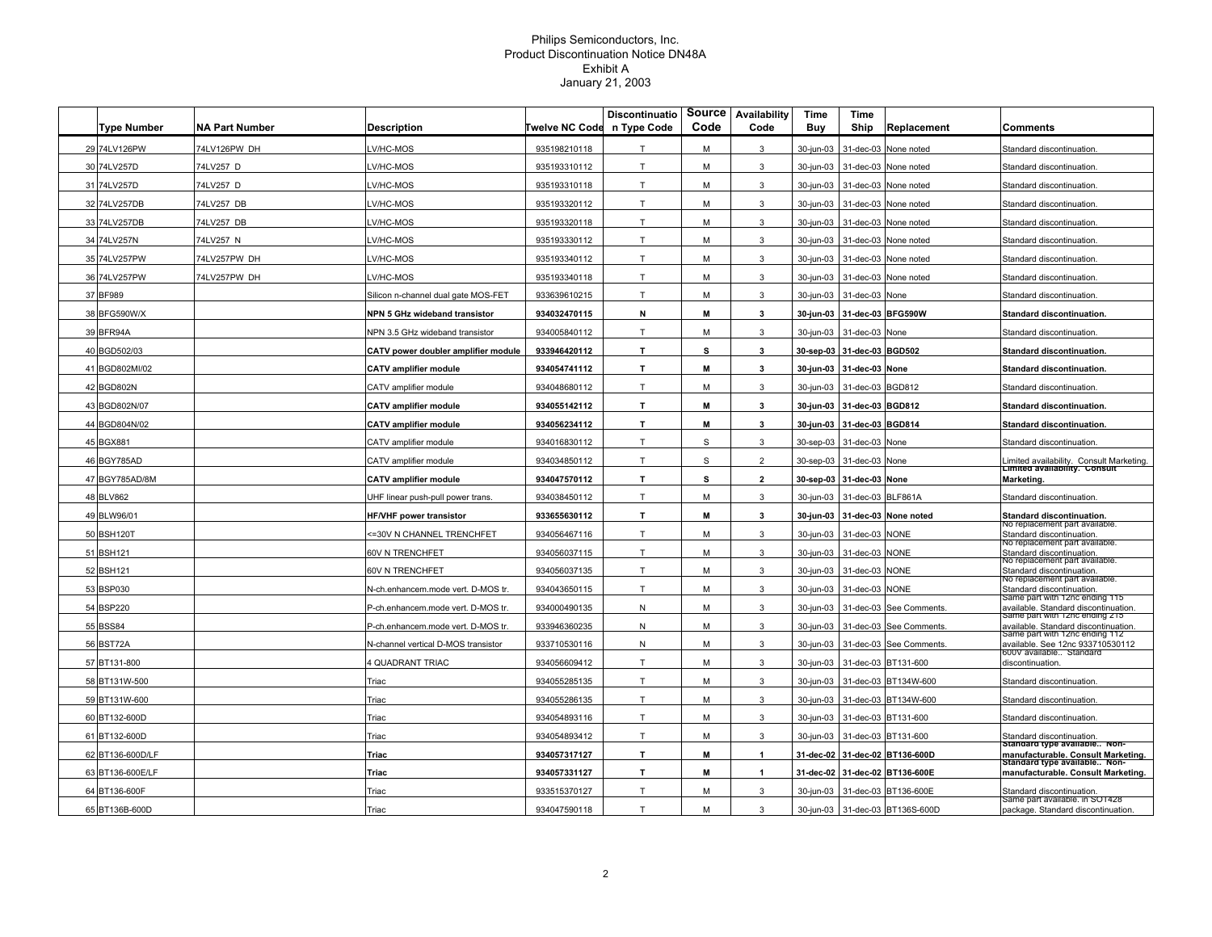Philips Semiconductors, Inc.
Product Discontinuation Notice DN48A
Exhibit A
January 21, 2003

| | Type Number | NA Part Number | Description | Twelve NC Code | Discontinuation Type Code | Source Code | Availability Code | Time Buy | Time Ship | Replacement | Comments |
|---|---|---|---|---|---|---|---|---|---|---|---|
| 29 | 74LV126PW | 74LV126PW DH | LV/HC-MOS | 935198210118 | T | M | 3 | 30-jun-03 | 31-dec-03 | None noted | Standard discontinuation. |
| 30 | 74LV257D | 74LV257 D | LV/HC-MOS | 935193310112 | T | M | 3 | 30-jun-03 | 31-dec-03 | None noted | Standard discontinuation. |
| 31 | 74LV257D | 74LV257 D | LV/HC-MOS | 935193310118 | T | M | 3 | 30-jun-03 | 31-dec-03 | None noted | Standard discontinuation. |
| 32 | 74LV257DB | 74LV257 DB | LV/HC-MOS | 935193320112 | T | M | 3 | 30-jun-03 | 31-dec-03 | None noted | Standard discontinuation. |
| 33 | 74LV257DB | 74LV257 DB | LV/HC-MOS | 935193320118 | T | M | 3 | 30-jun-03 | 31-dec-03 | None noted | Standard discontinuation. |
| 34 | 74LV257N | 74LV257 N | LV/HC-MOS | 935193330112 | T | M | 3 | 30-jun-03 | 31-dec-03 | None noted | Standard discontinuation. |
| 35 | 74LV257PW | 74LV257PW DH | LV/HC-MOS | 935193340112 | T | M | 3 | 30-jun-03 | 31-dec-03 | None noted | Standard discontinuation. |
| 36 | 74LV257PW | 74LV257PW DH | LV/HC-MOS | 935193340118 | T | M | 3 | 30-jun-03 | 31-dec-03 | None noted | Standard discontinuation. |
| 37 | BF989 | | Silicon n-channel dual gate MOS-FET | 933639610215 | T | M | 3 | 30-jun-03 | 31-dec-03 | None | Standard discontinuation. |
| 38 | BFG590W/X | | **NPN 5 GHz wideband transistor** | **934032470115** | **N** | **M** | **3** | **30-jun-03** | **31-dec-03** | **BFG590W** | **Standard discontinuation.** |
| 39 | BFR94A | | NPN 3.5 GHz wideband transistor | 934005840112 | T | M | 3 | 30-jun-03 | 31-dec-03 | None | Standard discontinuation. |
| 40 | BGD502/03 | | **CATV power doubler amplifier module** | **933946420112** | **T** | **S** | **3** | **30-sep-03** | **31-dec-03** | **BGD502** | **Standard discontinuation.** |
| 41 | BGD802MI/02 | | **CATV amplifier module** | **934054741112** | **T** | **M** | **3** | **30-jun-03** | **31-dec-03** | **None** | **Standard discontinuation.** |
| 42 | BGD802N | | CATV amplifier module | 934048680112 | T | M | 3 | 30-jun-03 | 31-dec-03 | BGD812 | Standard discontinuation. |
| 43 | BGD802N/07 | | **CATV amplifier module** | **934055142112** | **T** | **M** | **3** | **30-jun-03** | **31-dec-03** | **BGD812** | **Standard discontinuation.** |
| 44 | BGD804N/02 | | **CATV amplifier module** | **934056234112** | **T** | **M** | **3** | **30-jun-03** | **31-dec-03** | **BGD814** | **Standard discontinuation.** |
| 45 | BGX881 | | CATV amplifier module | 934016830112 | T | S | 3 | 30-sep-03 | 31-dec-03 | None | Standard discontinuation. |
| 46 | BGY785AD | | CATV amplifier module | 934034850112 | T | S | 2 | 30-sep-03 | 31-dec-03 | None | Limited availability. Consult Marketing. |
| 47 | BGY785AD/8M | | **CATV amplifier module** | **934047570112** | **T** | **S** | **2** | **30-sep-03** | **31-dec-03** | **None** | **Limited availability. Consult Marketing.** |
| 48 | BLV862 | | UHF linear push-pull power trans. | 934038450112 | T | M | 3 | 30-jun-03 | 31-dec-03 | BLF861A | Standard discontinuation. |
| 49 | BLW96/01 | | **HF/VHF power transistor** | **933655630112** | **T** | **M** | **3** | **30-jun-03** | **31-dec-03** | **None noted** | **Standard discontinuation.** |
| 50 | BSH120T | | <=30V N CHANNEL TRENCHFET | 934056467116 | T | M | 3 | 30-jun-03 | 31-dec-03 | NONE | No replacement part available. Standard discontinuation. |
| 51 | BSH121 | | 60V N TRENCHFET | 934056037115 | T | M | 3 | 30-jun-03 | 31-dec-03 | NONE | No replacement part available. Standard discontinuation. |
| 52 | BSH121 | | 60V N TRENCHFET | 934056037135 | T | M | 3 | 30-jun-03 | 31-dec-03 | NONE | No replacement part available. Standard discontinuation. |
| 53 | BSP030 | | N-ch.enhancem.mode vert. D-MOS tr. | 934043650115 | T | M | 3 | 30-jun-03 | 31-dec-03 | NONE | No replacement part available. Standard discontinuation. |
| 54 | BSP220 | | P-ch.enhancem.mode vert. D-MOS tr. | 934000490135 | N | M | 3 | 30-jun-03 | 31-dec-03 | See Comments. | Same part with 12nc ending 115 available. Standard discontinuation. |
| 55 | BSS84 | | P-ch.enhancem.mode vert. D-MOS tr. | 933946360235 | N | M | 3 | 30-jun-03 | 31-dec-03 | See Comments. | Same part with 12nc ending 215 available. Standard discontinuation. |
| 56 | BST72A | | N-channel vertical D-MOS transistor | 933710530116 | N | M | 3 | 30-jun-03 | 31-dec-03 | See Comments. | Same part with 12nc ending 112 available. See 12nc 933710530112 |
| 57 | BT131-800 | | 4 QUADRANT TRIAC | 934056609412 | T | M | 3 | 30-jun-03 | 31-dec-03 | BT131-600 | 600V available.. Standard discontinuation. |
| 58 | BT131W-500 | | Triac | 934055285135 | T | M | 3 | 30-jun-03 | 31-dec-03 | BT134W-600 | Standard discontinuation. |
| 59 | BT131W-600 | | Triac | 934055286135 | T | M | 3 | 30-jun-03 | 31-dec-03 | BT134W-600 | Standard discontinuation. |
| 60 | BT132-600D | | Triac | 934054893116 | T | M | 3 | 30-jun-03 | 31-dec-03 | BT131-600 | Standard discontinuation. |
| 61 | BT132-600D | | Triac | 934054893412 | T | M | 3 | 30-jun-03 | 31-dec-03 | BT131-600 | Standard discontinuation. |
| 62 | BT136-600D/LF | | **Triac** | **934057317127** | **T** | **M** | **1** | **31-dec-02** | **31-dec-02** | **BT136-600D** | **Standard type available.. Non-manufacturable. Consult Marketing.** |
| 63 | BT136-600E/LF | | **Triac** | **934057331127** | **T** | **M** | **1** | **31-dec-02** | **31-dec-02** | **BT136-600E** | **Standard type available.. Non-manufacturable. Consult Marketing.** |
| 64 | BT136-600F | | Triac | 933515370127 | T | M | 3 | 30-jun-03 | 31-dec-03 | BT136-600E | Standard discontinuation. |
| 65 | BT136B-600D | | Triac | 934047590118 | T | M | 3 | 30-jun-03 | 31-dec-03 | BT136S-600D | Same part available. in SOT428 package. Standard discontinuation. |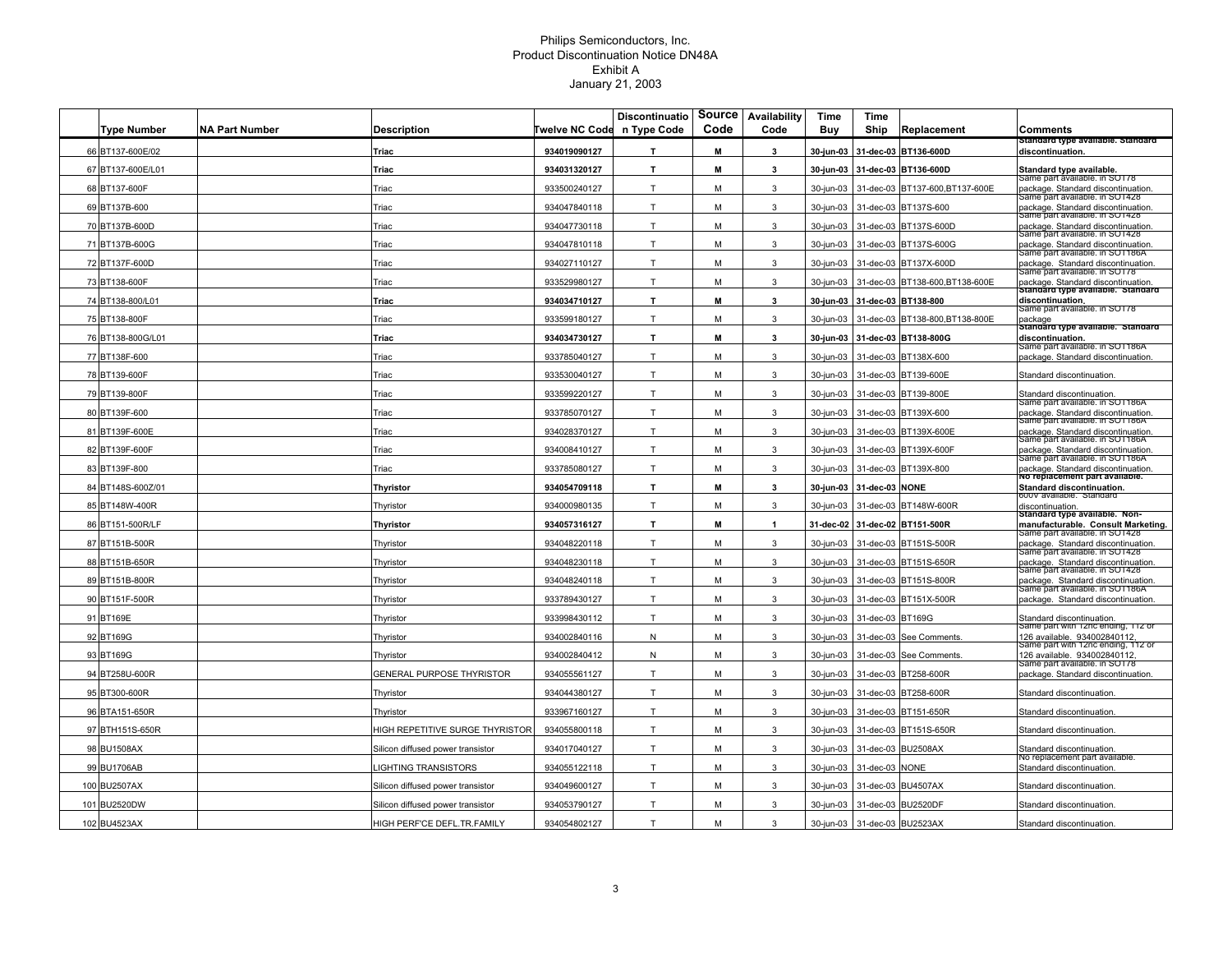Philips Semiconductors, Inc.
Product Discontinuation Notice DN48A
Exhibit A
January 21, 2003

| | Type Number | NA Part Number | Description | Twelve NC Code | Discontinuation Type Code | Source Code | Availability Code | Time Buy | Time Ship | Replacement | Comments |
|---|---|---|---|---|---|---|---|---|---|---|---|
| 66 | **BT137-600E/02** | | **Triac** | **934019090127** | **T** | **M** | **3** | **30-jun-03** | **31-dec-03** | **BT136-600D** | **Standard type available. Standard discontinuation.** |
| 67 | **BT137-600E/L01** | | **Triac** | **934031320127** | **T** | **M** | **3** | **30-jun-03** | **31-dec-03** | **BT136-600D** | **Standard type available.** |
| 68 | BT137-600F | | Triac | 933500240127 | T | M | 3 | 30-jun-03 | 31-dec-03 | BT137-600,BT137-600E | Same part available. in SOT78 package. Standard discontinuation. |
| 69 | BT137B-600 | | Triac | 934047840118 | T | M | 3 | 30-jun-03 | 31-dec-03 | BT137S-600 | Same part available. in SOT428 package. Standard discontinuation. |
| 70 | BT137B-600D | | Triac | 934047730118 | T | M | 3 | 30-jun-03 | 31-dec-03 | BT137S-600D | Same part available. in SOT428 package. Standard discontinuation. |
| 71 | BT137B-600G | | Triac | 934047810118 | T | M | 3 | 30-jun-03 | 31-dec-03 | BT137S-600G | Same part available. in SOT428 package. Standard discontinuation. |
| 72 | BT137F-600D | | Triac | 934027110127 | T | M | 3 | 30-jun-03 | 31-dec-03 | BT137X-600D | Same part available. in SOT186A package. Standard discontinuation. |
| 73 | BT138-600F | | Triac | 933529980127 | T | M | 3 | 30-jun-03 | 31-dec-03 | BT138-600,BT138-600E | Same part available. in SOT78 package. Standard discontinuation. |
| 74 | **BT138-800/L01** | | **Triac** | **934034710127** | **T** | **M** | **3** | **30-jun-03** | **31-dec-03** | **BT138-800** | **Standard type available. Standard discontinuation.** |
| 75 | BT138-800F | | Triac | 933599180127 | T | M | 3 | 30-jun-03 | 31-dec-03 | BT138-800,BT138-800E | Same part available. in SOT78 package |
| 76 | **BT138-800G/L01** | | **Triac** | **934034730127** | **T** | **M** | **3** | **30-jun-03** | **31-dec-03** | **BT138-800G** | **Standard type available. Standard discontinuation.** |
| 77 | BT138F-600 | | Triac | 933785040127 | T | M | 3 | 30-jun-03 | 31-dec-03 | BT138X-600 | Same part available. in SOT186A package. Standard discontinuation. |
| 78 | BT139-600F | | Triac | 933530040127 | T | M | 3 | 30-jun-03 | 31-dec-03 | BT139-600E | Standard discontinuation. |
| 79 | BT139-800F | | Triac | 933599220127 | T | M | 3 | 30-jun-03 | 31-dec-03 | BT139-800E | Standard discontinuation. |
| 80 | BT139F-600 | | Triac | 933785070127 | T | M | 3 | 30-jun-03 | 31-dec-03 | BT139X-600 | Same part available. in SOT186A package. Standard discontinuation. |
| 81 | BT139F-600E | | Triac | 934028370127 | T | M | 3 | 30-jun-03 | 31-dec-03 | BT139X-600E | Same part available. in SOT186A package. Standard discontinuation. |
| 82 | BT139F-600F | | Triac | 934008410127 | T | M | 3 | 30-jun-03 | 31-dec-03 | BT139X-600F | Same part available. in SOT186A package. Standard discontinuation. |
| 83 | BT139F-800 | | Triac | 933785080127 | T | M | 3 | 30-jun-03 | 31-dec-03 | BT139X-800 | Same part available. in SOT186A package. Standard discontinuation. |
| 84 | **BT148S-600Z/01** | | **Thyristor** | **934054709118** | **T** | **M** | **3** | **30-jun-03** | **31-dec-03** | **NONE** | **No replacement part available. Standard discontinuation.** |
| 85 | BT148W-400R | | Thyristor | 934000980135 | T | M | 3 | 30-jun-03 | 31-dec-03 | BT148W-600R | 600V available. Standard discontinuation. |
| 86 | **BT151-500R/LF** | | **Thyristor** | **934057316127** | **T** | **M** | **1** | **31-dec-02** | **31-dec-02** | **BT151-500R** | **Standard type available. Non-manufacturable. Consult Marketing.** |
| 87 | BT151B-500R | | Thyristor | 934048220118 | T | M | 3 | 30-jun-03 | 31-dec-03 | BT151S-500R | Same part available. in SOT428 package. Standard discontinuation. |
| 88 | BT151B-650R | | Thyristor | 934048230118 | T | M | 3 | 30-jun-03 | 31-dec-03 | BT151S-650R | Same part available. in SOT428 package. Standard discontinuation. |
| 89 | BT151B-800R | | Thyristor | 934048240118 | T | M | 3 | 30-jun-03 | 31-dec-03 | BT151S-800R | Same part available. in SOT428 package. Standard discontinuation. |
| 90 | BT151F-500R | | Thyristor | 933789430127 | T | M | 3 | 30-jun-03 | 31-dec-03 | BT151X-500R | Same part available. in SOT186A package. Standard discontinuation. |
| 91 | BT169E | | Thyristor | 933998430112 | T | M | 3 | 30-jun-03 | 31-dec-03 | BT169G | Standard discontinuation. |
| 92 | BT169G | | Thyristor | 934002840116 | N | M | 3 | 30-jun-03 | 31-dec-03 | See Comments. | Same part with 12nc ending, 112 or 126 available. 934002840112, |
| 93 | BT169G | | Thyristor | 934002840412 | N | M | 3 | 30-jun-03 | 31-dec-03 | See Comments. | Same part with 12nc ending, 112 or 126 available. 934002840112, |
| 94 | BT258U-600R | | GENERAL PURPOSE THYRISTOR | 934055561127 | T | M | 3 | 30-jun-03 | 31-dec-03 | BT258-600R | Same part available. in SOT78 package. Standard discontinuation. |
| 95 | BT300-600R | | Thyristor | 934044380127 | T | M | 3 | 30-jun-03 | 31-dec-03 | BT258-600R | Standard discontinuation. |
| 96 | BTA151-650R | | Thyristor | 933967160127 | T | M | 3 | 30-jun-03 | 31-dec-03 | BT151-650R | Standard discontinuation. |
| 97 | BTH151S-650R | | HIGH REPETITIVE SURGE THYRISTOR | 934055800118 | T | M | 3 | 30-jun-03 | 31-dec-03 | BT151S-650R | Standard discontinuation. |
| 98 | BU1508AX | | Silicon diffused power transistor | 934017040127 | T | M | 3 | 30-jun-03 | 31-dec-03 | BU2508AX | Standard discontinuation. |
| 99 | BU1706AB | | LIGHTING TRANSISTORS | 934055122118 | T | M | 3 | 30-jun-03 | 31-dec-03 | NONE | No replacement part available. Standard discontinuation. |
| 100 | BU2507AX | | Silicon diffused power transistor | 934049600127 | T | M | 3 | 30-jun-03 | 31-dec-03 | BU4507AX | Standard discontinuation. |
| 101 | BU2520DW | | Silicon diffused power transistor | 934053790127 | T | M | 3 | 30-jun-03 | 31-dec-03 | BU2520DF | Standard discontinuation. |
| 102 | BU4523AX | | HIGH PERF'CE DEFL.TR.FAMILY | 934054802127 | T | M | 3 | 30-jun-03 | 31-dec-03 | BU2523AX | Standard discontinuation. |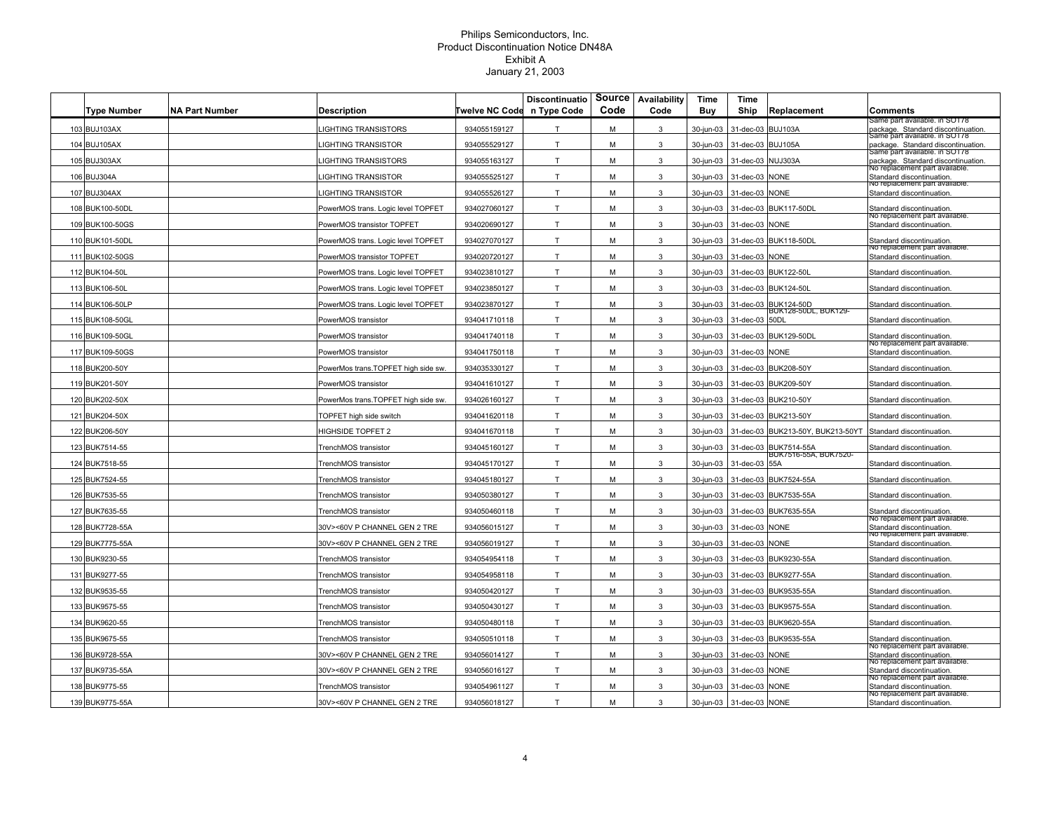Philips Semiconductors, Inc.
Product Discontinuation Notice DN48A
Exhibit A
January 21, 2003

| | Type Number | NA Part Number | Description | Twelve NC Code | Discontinuation Type Code | Source Code | Availability Code | Time Buy | Time Ship | Replacement | Comments |
|---|---|---|---|---|---|---|---|---|---|---|---|
| 103 | BUJ103AX | | LIGHTING TRANSISTORS | 934055159127 | T | M | 3 | 30-jun-03 | 31-dec-03 | BUJ103A | Same part available. in SOT78 package. Standard discontinuation. |
| 104 | BUJ105AX | | LIGHTING TRANSISTOR | 934055529127 | T | M | 3 | 30-jun-03 | 31-dec-03 | BUJ105A | Same part available. in SOT78 package. Standard discontinuation. |
| 105 | BUJ303AX | | LIGHTING TRANSISTORS | 934055163127 | T | M | 3 | 30-jun-03 | 31-dec-03 | NUJ303A | Same part available. in SOT78 package. Standard discontinuation. |
| 106 | BUJ304A | | LIGHTING TRANSISTOR | 934055525127 | T | M | 3 | 30-jun-03 | 31-dec-03 | NONE | No replacement part available. Standard discontinuation. |
| 107 | BUJ304AX | | LIGHTING TRANSISTOR | 934055526127 | T | M | 3 | 30-jun-03 | 31-dec-03 | NONE | No replacement part available. Standard discontinuation. |
| 108 | BUK100-50DL | | PowerMOS trans. Logic level TOPFET | 934027060127 | T | M | 3 | 30-jun-03 | 31-dec-03 | BUK117-50DL | Standard discontinuation. |
| 109 | BUK100-50GS | | PowerMOS transistor TOPFET | 934020690127 | T | M | 3 | 30-jun-03 | 31-dec-03 | NONE | No replacement part available. Standard discontinuation. |
| 110 | BUK101-50DL | | PowerMOS trans. Logic level TOPFET | 934027070127 | T | M | 3 | 30-jun-03 | 31-dec-03 | BUK118-50DL | Standard discontinuation. |
| 111 | BUK102-50GS | | PowerMOS transistor TOPFET | 934020720127 | T | M | 3 | 30-jun-03 | 31-dec-03 | NONE | No replacement part available. Standard discontinuation. |
| 112 | BUK104-50L | | PowerMOS trans. Logic level TOPFET | 934023810127 | T | M | 3 | 30-jun-03 | 31-dec-03 | BUK122-50L | Standard discontinuation. |
| 113 | BUK106-50L | | PowerMOS trans. Logic level TOPFET | 934023850127 | T | M | 3 | 30-jun-03 | 31-dec-03 | BUK124-50L | Standard discontinuation. |
| 114 | BUK106-50LP | | PowerMOS trans. Logic level TOPFET | 934023870127 | T | M | 3 | 30-jun-03 | 31-dec-03 | BUK124-50D | Standard discontinuation. |
| 115 | BUK108-50GL | | PowerMOS transistor | 934041710118 | T | M | 3 | 30-jun-03 | 31-dec-03 | BUK128-50DL, BUK129-50DL | Standard discontinuation. |
| 116 | BUK109-50GL | | PowerMOS transistor | 934041740118 | T | M | 3 | 30-jun-03 | 31-dec-03 | BUK129-50DL | Standard discontinuation. |
| 117 | BUK109-50GS | | PowerMOS transistor | 934041750118 | T | M | 3 | 30-jun-03 | 31-dec-03 | NONE | No replacement part available. Standard discontinuation. |
| 118 | BUK200-50Y | | PowerMos trans.TOPFET high side sw. | 934035330127 | T | M | 3 | 30-jun-03 | 31-dec-03 | BUK208-50Y | Standard discontinuation. |
| 119 | BUK201-50Y | | PowerMOS transistor | 934041610127 | T | M | 3 | 30-jun-03 | 31-dec-03 | BUK209-50Y | Standard discontinuation. |
| 120 | BUK202-50X | | PowerMos trans.TOPFET high side sw. | 934026160127 | T | M | 3 | 30-jun-03 | 31-dec-03 | BUK210-50Y | Standard discontinuation. |
| 121 | BUK204-50X | | TOPFET high side switch | 934041620118 | T | M | 3 | 30-jun-03 | 31-dec-03 | BUK213-50Y | Standard discontinuation. |
| 122 | BUK206-50Y | | HIGHSIDE TOPFET 2 | 934041670118 | T | M | 3 | 30-jun-03 | 31-dec-03 | BUK213-50Y, BUK213-50YT | Standard discontinuation. |
| 123 | BUK7514-55 | | TrenchMOS transistor | 934045160127 | T | M | 3 | 30-jun-03 | 31-dec-03 | BUK7514-55A | Standard discontinuation. |
| 124 | BUK7518-55 | | TrenchMOS transistor | 934045170127 | T | M | 3 | 30-jun-03 | 31-dec-03 | BUK7516-55A, BUK7520-55A | Standard discontinuation. |
| 125 | BUK7524-55 | | TrenchMOS transistor | 934045180127 | T | M | 3 | 30-jun-03 | 31-dec-03 | BUK7524-55A | Standard discontinuation. |
| 126 | BUK7535-55 | | TrenchMOS transistor | 934050380127 | T | M | 3 | 30-jun-03 | 31-dec-03 | BUK7535-55A | Standard discontinuation. |
| 127 | BUK7635-55 | | TrenchMOS transistor | 934050460118 | T | M | 3 | 30-jun-03 | 31-dec-03 | BUK7635-55A | Standard discontinuation. |
| 128 | BUK7728-55A | | 30V><60V P CHANNEL GEN 2 TRE | 934056015127 | T | M | 3 | 30-jun-03 | 31-dec-03 | NONE | No replacement part available. Standard discontinuation. |
| 129 | BUK7775-55A | | 30V><60V P CHANNEL GEN 2 TRE | 934056019127 | T | M | 3 | 30-jun-03 | 31-dec-03 | NONE | No replacement part available. Standard discontinuation. |
| 130 | BUK9230-55 | | TrenchMOS transistor | 934054954118 | T | M | 3 | 30-jun-03 | 31-dec-03 | BUK9230-55A | Standard discontinuation. |
| 131 | BUK9277-55 | | TrenchMOS transistor | 934054958118 | T | M | 3 | 30-jun-03 | 31-dec-03 | BUK9277-55A | Standard discontinuation. |
| 132 | BUK9535-55 | | TrenchMOS transistor | 934050420127 | T | M | 3 | 30-jun-03 | 31-dec-03 | BUK9535-55A | Standard discontinuation. |
| 133 | BUK9575-55 | | TrenchMOS transistor | 934050430127 | T | M | 3 | 30-jun-03 | 31-dec-03 | BUK9575-55A | Standard discontinuation. |
| 134 | BUK9620-55 | | TrenchMOS transistor | 934050480118 | T | M | 3 | 30-jun-03 | 31-dec-03 | BUK9620-55A | Standard discontinuation. |
| 135 | BUK9675-55 | | TrenchMOS transistor | 934050510118 | T | M | 3 | 30-jun-03 | 31-dec-03 | BUK9535-55A | Standard discontinuation. |
| 136 | BUK9728-55A | | 30V><60V P CHANNEL GEN 2 TRE | 934056014127 | T | M | 3 | 30-jun-03 | 31-dec-03 | NONE | No replacement part available. Standard discontinuation. |
| 137 | BUK9735-55A | | 30V><60V P CHANNEL GEN 2 TRE | 934056016127 | T | M | 3 | 30-jun-03 | 31-dec-03 | NONE | No replacement part available. Standard discontinuation. |
| 138 | BUK9775-55 | | TrenchMOS transistor | 934054961127 | T | M | 3 | 30-jun-03 | 31-dec-03 | NONE | No replacement part available. Standard discontinuation. |
| 139 | BUK9775-55A | | 30V><60V P CHANNEL GEN 2 TRE | 934056018127 | T | M | 3 | 30-jun-03 | 31-dec-03 | NONE | No replacement part available. Standard discontinuation. |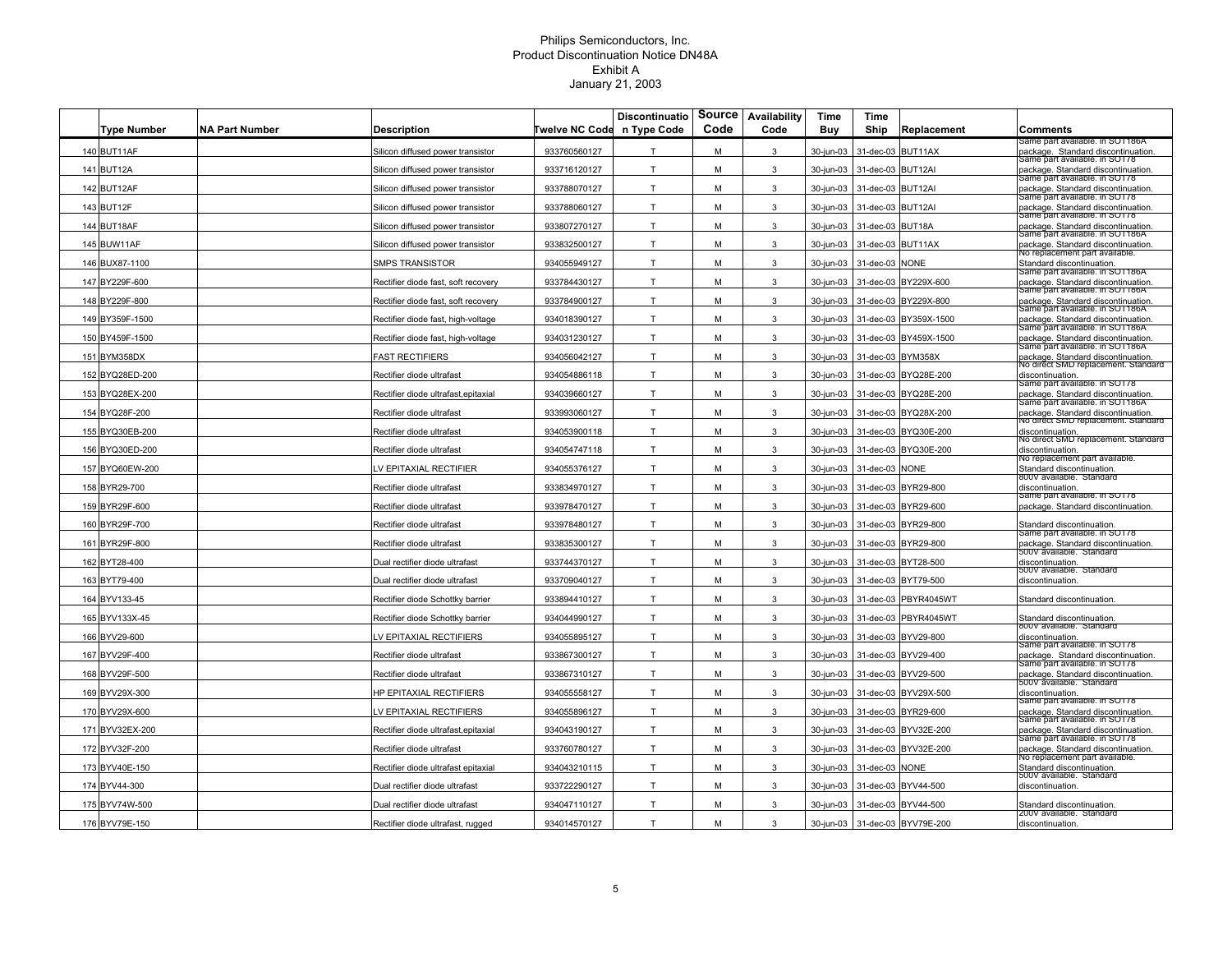Philips Semiconductors, Inc.
Product Discontinuation Notice DN48A
Exhibit A
January 21, 2003

| | Type Number | NA Part Number | Description | Twelve NC Code | Discontinuation Type Code | Source Code | Availability Code | Time Buy | Time Ship | Replacement | Comments |
|---|---|---|---|---|---|---|---|---|---|---|---|
| 140 | BUT11AF | | Silicon diffused power transistor | 933760560127 | T | M | 3 | 30-jun-03 | 31-dec-03 | BUT11AX | Same part available. in SOT186A package. Standard discontinuation. |
| 141 | BUT12A | | Silicon diffused power transistor | 933716120127 | T | M | 3 | 30-jun-03 | 31-dec-03 | BUT12AI | Same part available. in SOT78 package. Standard discontinuation. |
| 142 | BUT12AF | | Silicon diffused power transistor | 933788070127 | T | M | 3 | 30-jun-03 | 31-dec-03 | BUT12AI | Same part available. in SOT78 package. Standard discontinuation. |
| 143 | BUT12F | | Silicon diffused power transistor | 933788060127 | T | M | 3 | 30-jun-03 | 31-dec-03 | BUT12AI | Same part available. in SOT78 package. Standard discontinuation. |
| 144 | BUT18AF | | Silicon diffused power transistor | 933807270127 | T | M | 3 | 30-jun-03 | 31-dec-03 | BUT18A | Same part available. in SOT78 package. Standard discontinuation. |
| 145 | BUW11AF | | Silicon diffused power transistor | 933832500127 | T | M | 3 | 30-jun-03 | 31-dec-03 | BUT11AX | Same part available. in SOT186A package. Standard discontinuation. |
| 146 | BUX87-1100 | | SMPS TRANSISTOR | 934055949127 | T | M | 3 | 30-jun-03 | 31-dec-03 | NONE | No replacement part available. Standard discontinuation. |
| 147 | BY229F-600 | | Rectifier diode fast, soft recovery | 933784430127 | T | M | 3 | 30-jun-03 | 31-dec-03 | BY229X-600 | Same part available. in SOT186A package. Standard discontinuation. |
| 148 | BY229F-800 | | Rectifier diode fast, soft recovery | 933784900127 | T | M | 3 | 30-jun-03 | 31-dec-03 | BY229X-800 | Same part available. in SOT186A package. Standard discontinuation. |
| 149 | BY359F-1500 | | Rectifier diode fast, high-voltage | 934018390127 | T | M | 3 | 30-jun-03 | 31-dec-03 | BY359X-1500 | Same part available. in SOT186A package. Standard discontinuation. |
| 150 | BY459F-1500 | | Rectifier diode fast, high-voltage | 934031230127 | T | M | 3 | 30-jun-03 | 31-dec-03 | BY459X-1500 | Same part available. in SOT186A package. Standard discontinuation. |
| 151 | BYM358DX | | FAST RECTIFIERS | 934056042127 | T | M | 3 | 30-jun-03 | 31-dec-03 | BYM358X | Same part available. in SOT186A package. Standard discontinuation. |
| 152 | BYQ28ED-200 | | Rectifier diode ultrafast | 934054886118 | T | M | 3 | 30-jun-03 | 31-dec-03 | BYQ28E-200 | No direct SMD replacement. Standard discontinuation. |
| 153 | BYQ28EX-200 | | Rectifier diode ultrafast,epitaxial | 934039660127 | T | M | 3 | 30-jun-03 | 31-dec-03 | BYQ28E-200 | Same part available. in SOT78 package. Standard discontinuation. |
| 154 | BYQ28F-200 | | Rectifier diode ultrafast | 933993060127 | T | M | 3 | 30-jun-03 | 31-dec-03 | BYQ28X-200 | Same part available. in SOT186A package. Standard discontinuation. |
| 155 | BYQ30EB-200 | | Rectifier diode ultrafast | 934053900118 | T | M | 3 | 30-jun-03 | 31-dec-03 | BYQ30E-200 | No direct SMD replacement. Standard discontinuation. |
| 156 | BYQ30ED-200 | | Rectifier diode ultrafast | 934054747118 | T | M | 3 | 30-jun-03 | 31-dec-03 | BYQ30E-200 | No direct SMD replacement. Standard discontinuation. |
| 157 | BYQ60EW-200 | | LV EPITAXIAL RECTIFIER | 934055376127 | T | M | 3 | 30-jun-03 | 31-dec-03 | NONE | No replacement part available. Standard discontinuation. |
| 158 | BYR29-700 | | Rectifier diode ultrafast | 933834970127 | T | M | 3 | 30-jun-03 | 31-dec-03 | BYR29-800 | 800V available. Standard discontinuation. |
| 159 | BYR29F-600 | | Rectifier diode ultrafast | 933978470127 | T | M | 3 | 30-jun-03 | 31-dec-03 | BYR29-600 | Same part available. in SOT78 package. Standard discontinuation. |
| 160 | BYR29F-700 | | Rectifier diode ultrafast | 933978480127 | T | M | 3 | 30-jun-03 | 31-dec-03 | BYR29-800 | Standard discontinuation. |
| 161 | BYR29F-800 | | Rectifier diode ultrafast | 933835300127 | T | M | 3 | 30-jun-03 | 31-dec-03 | BYR29-800 | Same part available. in SOT78 package. Standard discontinuation. |
| 162 | BYT28-400 | | Dual rectifier diode ultrafast | 933744370127 | T | M | 3 | 30-jun-03 | 31-dec-03 | BYT28-500 | 500V available. Standard discontinuation. |
| 163 | BYT79-400 | | Dual rectifier diode ultrafast | 933709040127 | T | M | 3 | 30-jun-03 | 31-dec-03 | BYT79-500 | 500V available. Standard discontinuation. |
| 164 | BYV133-45 | | Rectifier diode Schottky barrier | 933894410127 | T | M | 3 | 30-jun-03 | 31-dec-03 | PBYR4045WT | Standard discontinuation. |
| 165 | BYV133X-45 | | Rectifier diode Schottky barrier | 934044990127 | T | M | 3 | 30-jun-03 | 31-dec-03 | PBYR4045WT | Standard discontinuation. |
| 166 | BYV29-600 | | LV EPITAXIAL RECTIFIERS | 934055895127 | T | M | 3 | 30-jun-03 | 31-dec-03 | BYV29-800 | 800V available. Standard discontinuation. |
| 167 | BYV29F-400 | | Rectifier diode ultrafast | 933867300127 | T | M | 3 | 30-jun-03 | 31-dec-03 | BYV29-400 | Same part available. in SOT78 package. Standard discontinuation. |
| 168 | BYV29F-500 | | Rectifier diode ultrafast | 933867310127 | T | M | 3 | 30-jun-03 | 31-dec-03 | BYV29-500 | Same part available. in SOT78 package. Standard discontinuation. |
| 169 | BYV29X-300 | | HP EPITAXIAL RECTIFIERS | 934055558127 | T | M | 3 | 30-jun-03 | 31-dec-03 | BYV29X-500 | 500V available. Standard discontinuation. |
| 170 | BYV29X-600 | | LV EPITAXIAL RECTIFIERS | 934055896127 | T | M | 3 | 30-jun-03 | 31-dec-03 | BYR29-600 | Same part available. in SOT78 package. Standard discontinuation. |
| 171 | BYV32EX-200 | | Rectifier diode ultrafast,epitaxial | 934043190127 | T | M | 3 | 30-jun-03 | 31-dec-03 | BYV32E-200 | Same part available. in SOT78 package. Standard discontinuation. |
| 172 | BYV32F-200 | | Rectifier diode ultrafast | 933760780127 | T | M | 3 | 30-jun-03 | 31-dec-03 | BYV32E-200 | Same part available. in SOT78 package. Standard discontinuation. |
| 173 | BYV40E-150 | | Rectifier diode ultrafast epitaxial | 934043210115 | T | M | 3 | 30-jun-03 | 31-dec-03 | NONE | No replacement part available. Standard discontinuation. |
| 174 | BYV44-300 | | Dual rectifier diode ultrafast | 933722290127 | T | M | 3 | 30-jun-03 | 31-dec-03 | BYV44-500 | 500V available. Standard discontinuation. |
| 175 | BYV74W-500 | | Dual rectifier diode ultrafast | 934047110127 | T | M | 3 | 30-jun-03 | 31-dec-03 | BYV44-500 | Standard discontinuation. |
| 176 | BYV79E-150 | | Rectifier diode ultrafast, rugged | 934014570127 | T | M | 3 | 30-jun-03 | 31-dec-03 | BYV79E-200 | 200V available. Standard discontinuation. |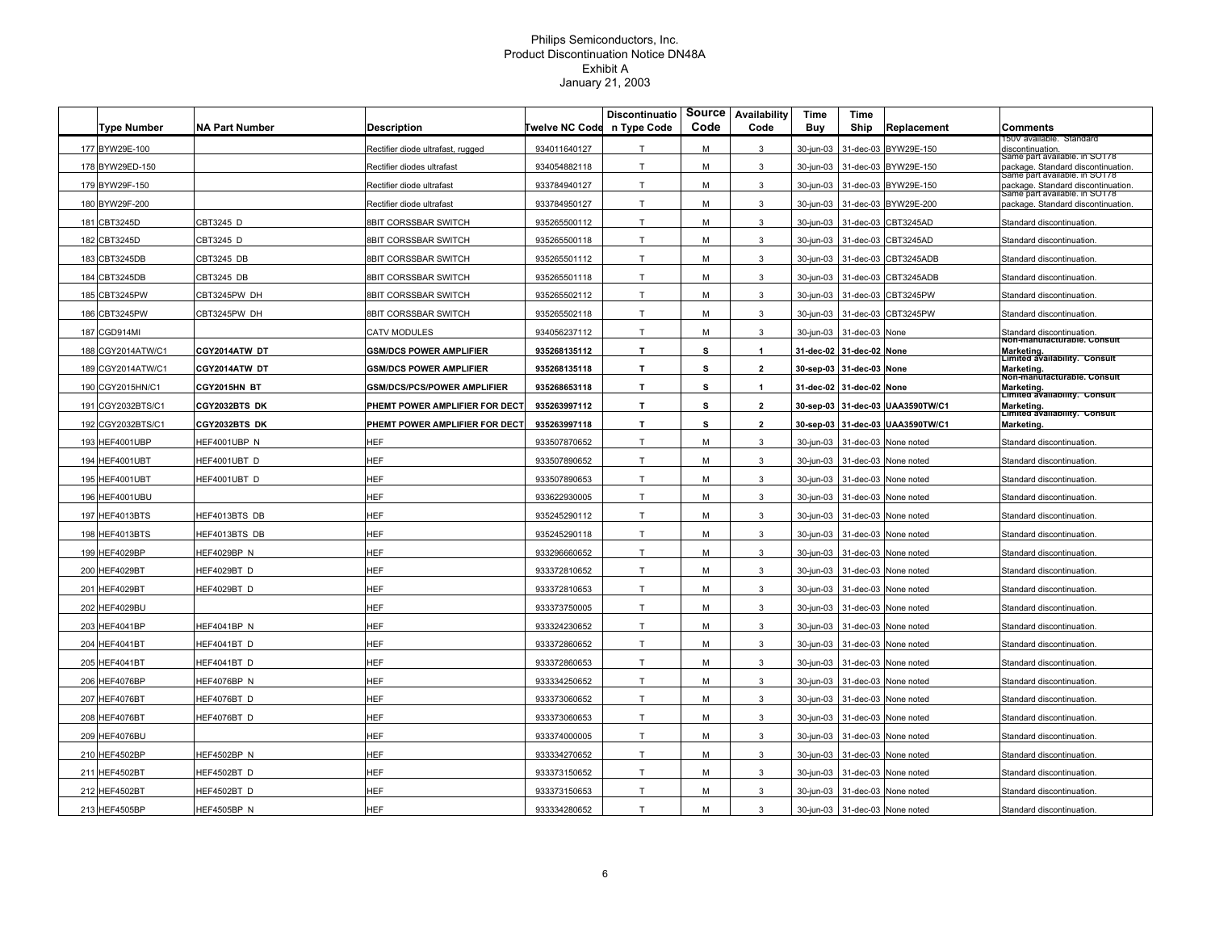# Philips Semiconductors, Inc.
## Product Discontinuation Notice DN48A
### Exhibit A
### January 21, 2003

| | Type Number | NA Part Number | Description | Twelve NC Code | Discontinuation Type Code | Source Code | Availability Code | Time Buy | Time Ship | Replacement | Comments |
|---|---|---|---|---|---|---|---|---|---|---|---|
| 177 | BYW29E-100 | | Rectifier diode ultrafast, rugged | 934011640127 | T | M | 3 | 30-jun-03 | 31-dec-03 | BYW29E-150 | 150V available. Standard discontinuation. |
| 178 | BYW29ED-150 | | Rectifier diodes ultrafast | 934054882118 | T | M | 3 | 30-jun-03 | 31-dec-03 | BYW29E-150 | Same part available. in SOT78 package. Standard discontinuation. |
| 179 | BYW29F-150 | | Rectifier diode ultrafast | 933784940127 | T | M | 3 | 30-jun-03 | 31-dec-03 | BYW29E-150 | Same part available. in SOT78 package. Standard discontinuation. |
| 180 | BYW29F-200 | | Rectifier diode ultrafast | 933784950127 | T | M | 3 | 30-jun-03 | 31-dec-03 | BYW29E-200 | Same part available. in SOT78 package. Standard discontinuation. |
| 181 | CBT3245D | CBT3245 D | 8BIT CORSSBAR SWITCH | 935265500112 | T | M | 3 | 30-jun-03 | 31-dec-03 | CBT3245AD | Standard discontinuation. |
| 182 | CBT3245D | CBT3245 D | 8BIT CORSSBAR SWITCH | 935265500118 | T | M | 3 | 30-jun-03 | 31-dec-03 | CBT3245AD | Standard discontinuation. |
| 183 | CBT3245DB | CBT3245 DB | 8BIT CORSSBAR SWITCH | 935265501112 | T | M | 3 | 30-jun-03 | 31-dec-03 | CBT3245ADB | Standard discontinuation. |
| 184 | CBT3245DB | CBT3245 DB | 8BIT CORSSBAR SWITCH | 935265501118 | T | M | 3 | 30-jun-03 | 31-dec-03 | CBT3245ADB | Standard discontinuation. |
| 185 | CBT3245PW | CBT3245PW DH | 8BIT CORSSBAR SWITCH | 935265502112 | T | M | 3 | 30-jun-03 | 31-dec-03 | CBT3245PW | Standard discontinuation. |
| 186 | CBT3245PW | CBT3245PW DH | 8BIT CORSSBAR SWITCH | 935265502118 | T | M | 3 | 30-jun-03 | 31-dec-03 | CBT3245PW | Standard discontinuation. |
| 187 | CGD914MI | | CATV MODULES | 934056237112 | T | M | 3 | 30-jun-03 | 31-dec-03 | None | Standard discontinuation. |
| 188 | CGY2014ATW/C1 | **CGY2014ATW DT** | **GSM/DCS POWER AMPLIFIER** | **935268135112** | **T** | **S** | **1** | **31-dec-02** | **31-dec-02** | **None** | **Non-manufacturable. Consult Marketing.** |
| 189 | CGY2014ATW/C1 | **CGY2014ATW DT** | **GSM/DCS POWER AMPLIFIER** | **935268135118** | **T** | **S** | **2** | **30-sep-03** | **31-dec-03** | **None** | **Limited availability. Consult Marketing.** |
| 190 | CGY2015HN/C1 | **CGY2015HN BT** | **GSM/DCS/PCS/POWER AMPLIFIER** | **935268653118** | **T** | **S** | **1** | **31-dec-02** | **31-dec-02** | **None** | **Non-manufacturable. Consult Marketing.** |
| 191 | CGY2032BTS/C1 | **CGY2032BTS DK** | **PHEMT POWER AMPLIFIER FOR DECT** | **935263997112** | **T** | **S** | **2** | **30-sep-03** | **31-dec-03** | **UAA3590TW/C1** | **Limited availability. Consult Marketing.** |
| 192 | CGY2032BTS/C1 | **CGY2032BTS DK** | **PHEMT POWER AMPLIFIER FOR DECT** | **935263997118** | **T** | **S** | **2** | **30-sep-03** | **31-dec-03** | **UAA3590TW/C1** | **Limited availability. Consult Marketing.** |
| 193 | HEF4001UBP | HEF4001UBP N | HEF | 933507870652 | T | M | 3 | 30-jun-03 | 31-dec-03 | None noted | Standard discontinuation. |
| 194 | HEF4001UBT | HEF4001UBT D | HEF | 933507890652 | T | M | 3 | 30-jun-03 | 31-dec-03 | None noted | Standard discontinuation. |
| 195 | HEF4001UBT | HEF4001UBT D | HEF | 933507890653 | T | M | 3 | 30-jun-03 | 31-dec-03 | None noted | Standard discontinuation. |
| 196 | HEF4001UBU | | HEF | 933622930005 | T | M | 3 | 30-jun-03 | 31-dec-03 | None noted | Standard discontinuation. |
| 197 | HEF4013BTS | HEF4013BTS DB | HEF | 935245290112 | T | M | 3 | 30-jun-03 | 31-dec-03 | None noted | Standard discontinuation. |
| 198 | HEF4013BTS | HEF4013BTS DB | HEF | 935245290118 | T | M | 3 | 30-jun-03 | 31-dec-03 | None noted | Standard discontinuation. |
| 199 | HEF4029BP | HEF4029BP N | HEF | 933296660652 | T | M | 3 | 30-jun-03 | 31-dec-03 | None noted | Standard discontinuation. |
| 200 | HEF4029BT | HEF4029BT D | HEF | 933372810652 | T | M | 3 | 30-jun-03 | 31-dec-03 | None noted | Standard discontinuation. |
| 201 | HEF4029BT | HEF4029BT D | HEF | 933372810653 | T | M | 3 | 30-jun-03 | 31-dec-03 | None noted | Standard discontinuation. |
| 202 | HEF4029BU | | HEF | 933373750005 | T | M | 3 | 30-jun-03 | 31-dec-03 | None noted | Standard discontinuation. |
| 203 | HEF4041BP | HEF4041BP N | HEF | 933324230652 | T | M | 3 | 30-jun-03 | 31-dec-03 | None noted | Standard discontinuation. |
| 204 | HEF4041BT | HEF4041BT D | HEF | 933372860652 | T | M | 3 | 30-jun-03 | 31-dec-03 | None noted | Standard discontinuation. |
| 205 | HEF4041BT | HEF4041BT D | HEF | 933372860653 | T | M | 3 | 30-jun-03 | 31-dec-03 | None noted | Standard discontinuation. |
| 206 | HEF4076BP | HEF4076BP N | HEF | 933334250652 | T | M | 3 | 30-jun-03 | 31-dec-03 | None noted | Standard discontinuation. |
| 207 | HEF4076BT | HEF4076BT D | HEF | 933373060652 | T | M | 3 | 30-jun-03 | 31-dec-03 | None noted | Standard discontinuation. |
| 208 | HEF4076BT | HEF4076BT D | HEF | 933373060653 | T | M | 3 | 30-jun-03 | 31-dec-03 | None noted | Standard discontinuation. |
| 209 | HEF4076BU | | HEF | 933374000005 | T | M | 3 | 30-jun-03 | 31-dec-03 | None noted | Standard discontinuation. |
| 210 | HEF4502BP | HEF4502BP N | HEF | 933334270652 | T | M | 3 | 30-jun-03 | 31-dec-03 | None noted | Standard discontinuation. |
| 211 | HEF4502BT | HEF4502BT D | HEF | 933373150652 | T | M | 3 | 30-jun-03 | 31-dec-03 | None noted | Standard discontinuation. |
| 212 | HEF4502BT | HEF4502BT D | HEF | 933373150653 | T | M | 3 | 30-jun-03 | 31-dec-03 | None noted | Standard discontinuation. |
| 213 | HEF4505BP | HEF4505BP N | HEF | 933334280652 | T | M | 3 | 30-jun-03 | 31-dec-03 | None noted | Standard discontinuation. |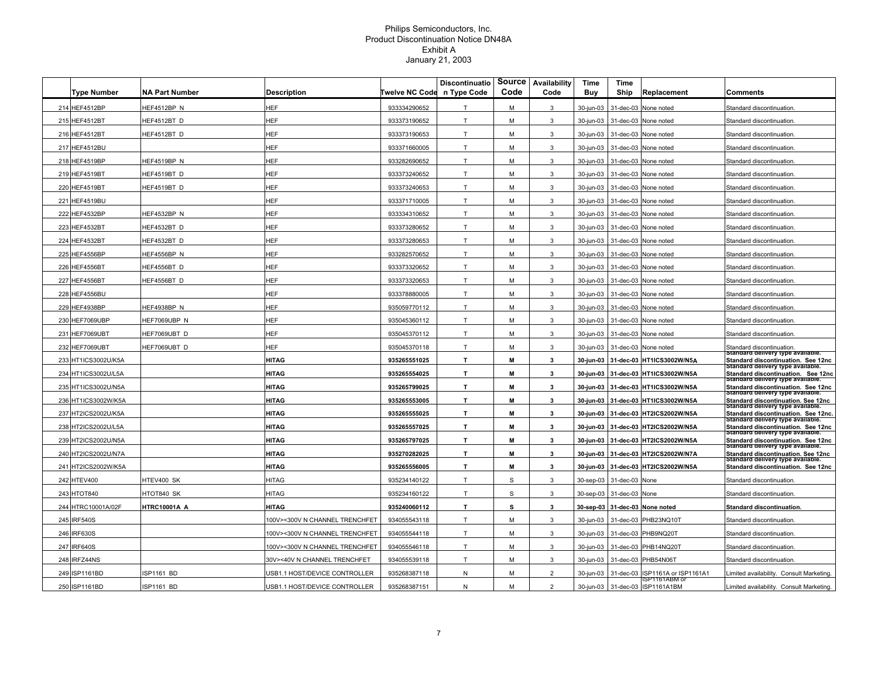Philips Semiconductors, Inc.
Product Discontinuation Notice DN48A
Exhibit A
January 21, 2003

| | Type Number | NA Part Number | Description | Twelve NC Code | Discontinuation Type Code | Source Code | Availability Code | Time Buy | Time Ship | Replacement | Comments |
|---|---|---|---|---|---|---|---|---|---|---|---|
| 214 | HEF4512BP | HEF4512BP N | HEF | 933334290652 | T | M | 3 | 30-jun-03 | 31-dec-03 | None noted | Standard discontinuation. |
| 215 | HEF4512BT | HEF4512BT D | HEF | 933373190652 | T | M | 3 | 30-jun-03 | 31-dec-03 | None noted | Standard discontinuation. |
| 216 | HEF4512BT | HEF4512BT D | HEF | 933373190653 | T | M | 3 | 30-jun-03 | 31-dec-03 | None noted | Standard discontinuation. |
| 217 | HEF4512BU | | HEF | 933371660005 | T | M | 3 | 30-jun-03 | 31-dec-03 | None noted | Standard discontinuation. |
| 218 | HEF4519BP | HEF4519BP N | HEF | 933282690652 | T | M | 3 | 30-jun-03 | 31-dec-03 | None noted | Standard discontinuation. |
| 219 | HEF4519BT | HEF4519BT D | HEF | 933373240652 | T | M | 3 | 30-jun-03 | 31-dec-03 | None noted | Standard discontinuation. |
| 220 | HEF4519BT | HEF4519BT D | HEF | 933373240653 | T | M | 3 | 30-jun-03 | 31-dec-03 | None noted | Standard discontinuation. |
| 221 | HEF4519BU | | HEF | 933371710005 | T | M | 3 | 30-jun-03 | 31-dec-03 | None noted | Standard discontinuation. |
| 222 | HEF4532BP | HEF4532BP N | HEF | 933334310652 | T | M | 3 | 30-jun-03 | 31-dec-03 | None noted | Standard discontinuation. |
| 223 | HEF4532BT | HEF4532BT D | HEF | 933373280652 | T | M | 3 | 30-jun-03 | 31-dec-03 | None noted | Standard discontinuation. |
| 224 | HEF4532BT | HEF4532BT D | HEF | 933373280653 | T | M | 3 | 30-jun-03 | 31-dec-03 | None noted | Standard discontinuation. |
| 225 | HEF4556BP | HEF4556BP N | HEF | 933282570652 | T | M | 3 | 30-jun-03 | 31-dec-03 | None noted | Standard discontinuation. |
| 226 | HEF4556BT | HEF4556BT D | HEF | 933373320652 | T | M | 3 | 30-jun-03 | 31-dec-03 | None noted | Standard discontinuation. |
| 227 | HEF4556BT | HEF4556BT D | HEF | 933373320653 | T | M | 3 | 30-jun-03 | 31-dec-03 | None noted | Standard discontinuation. |
| 228 | HEF4556BU | | HEF | 933378880005 | T | M | 3 | 30-jun-03 | 31-dec-03 | None noted | Standard discontinuation. |
| 229 | HEF4938BP | HEF4938BP N | HEF | 935059770112 | T | M | 3 | 30-jun-03 | 31-dec-03 | None noted | Standard discontinuation. |
| 230 | HEF7069UBP | HEF7069UBP N | HEF | 935045360112 | T | M | 3 | 30-jun-03 | 31-dec-03 | None noted | Standard discontinuation. |
| 231 | HEF7069UBT | HEF7069UBT D | HEF | 935045370112 | T | M | 3 | 30-jun-03 | 31-dec-03 | None noted | Standard discontinuation. |
| 232 | HEF7069UBT | HEF7069UBT D | HEF | 935045370118 | T | M | 3 | 30-jun-03 | 31-dec-03 | None noted | Standard discontinuation. |
| 233 | HT1ICS3002U/K5A | | **HITAG** | **935265551025** | **T** | **M** | **3** | **30-jun-03** | **31-dec-03** | **HT1ICS3002W/N5A** | **Standard delivery type available. Standard discontinuation. See 12nc** |
| 234 | HT1ICS3002U/L5A | | **HITAG** | **935265554025** | **T** | **M** | **3** | **30-jun-03** | **31-dec-03** | **HT1ICS3002W/N5A** | **Standard delivery type available. Standard discontinuation. See 12nc** |
| 235 | HT1ICS3002U/N5A | | **HITAG** | **935265799025** | **T** | **M** | **3** | **30-jun-03** | **31-dec-03** | **HT1ICS3002W/N5A** | **Standard delivery type available. Standard discontinuation. See 12nc** |
| 236 | HT1ICS3002W/K5A | | **HITAG** | **935265553005** | **T** | **M** | **3** | **30-jun-03** | **31-dec-03** | **HT1ICS3002W/N5A** | **Standard delivery type available. Standard discontinuation. See 12nc** |
| 237 | HT2ICS2002U/K5A | | **HITAG** | **935265555025** | **T** | **M** | **3** | **30-jun-03** | **31-dec-03** | **HT2ICS2002W/N5A** | **Standard delivery type available. Standard discontinuation. See 12nc.** |
| 238 | HT2ICS2002U/L5A | | **HITAG** | **935265557025** | **T** | **M** | **3** | **30-jun-03** | **31-dec-03** | **HT2ICS2002W/N5A** | **Standard delivery type available. Standard discontinuation. See 12nc** |
| 239 | HT2ICS2002U/N5A | | **HITAG** | **935265797025** | **T** | **M** | **3** | **30-jun-03** | **31-dec-03** | **HT2ICS2002W/N5A** | **Standard delivery type available. Standard discontinuation. See 12nc** |
| 240 | HT2ICS2002U/N7A | | **HITAG** | **935270282025** | **T** | **M** | **3** | **30-jun-03** | **31-dec-03** | **HT2ICS2002W/N7A** | **Standard delivery type available. Standard discontinuation. See 12nc** |
| 241 | HT2ICS2002W/K5A | | **HITAG** | **935265556005** | **T** | **M** | **3** | **30-jun-03** | **31-dec-03** | **HT2ICS2002W/N5A** | **Standard delivery type available. Standard discontinuation. See 12nc** |
| 242 | HTEV400 | HTEV400 SK | HITAG | 935234140122 | T | S | 3 | 30-sep-03 | 31-dec-03 | None | Standard discontinuation. |
| 243 | HTOT840 | HTOT840 SK | HITAG | 935234160122 | T | S | 3 | 30-sep-03 | 31-dec-03 | None | Standard discontinuation. |
| 244 | HTRC10001A/02F | **HTRC10001A A** | **HITAG** | **935240060112** | **T** | **S** | **3** | **30-sep-03** | **31-dec-03** | **None noted** | **Standard discontinuation.** |
| 245 | IRF540S | | 100V><300V N CHANNEL TRENCHFET | 934055543118 | T | M | 3 | 30-jun-03 | 31-dec-03 | PHB23NQ10T | Standard discontinuation. |
| 246 | IRF630S | | 100V><300V N CHANNEL TRENCHFET | 934055544118 | T | M | 3 | 30-jun-03 | 31-dec-03 | PHB9NQ20T | Standard discontinuation. |
| 247 | IRF640S | | 100V><300V N CHANNEL TRENCHFET | 934055546118 | T | M | 3 | 30-jun-03 | 31-dec-03 | PHB14NQ20T | Standard discontinuation. |
| 248 | IRFZ44NS | | 30V><40V N CHANNEL TRENCHFET | 934055539118 | T | M | 3 | 30-jun-03 | 31-dec-03 | PHB54N06T | Standard discontinuation. |
| 249 | ISP1161BD | ISP1161 BD | USB1.1 HOST/DEVICE CONTROLLER | 935268387118 | N | M | 2 | 30-jun-03 | 31-dec-03 | ISP1161A or ISP1161A1 | Limited availability. Consult Marketing. |
| 250 | ISP1161BD | ISP1161 BD | USB1.1 HOST/DEVICE CONTROLLER | 935268387151 | N | M | 2 | 30-jun-03 | 31-dec-03 | ISP1161ABM or ISP1161A1BM | Limited availability. Consult Marketing. |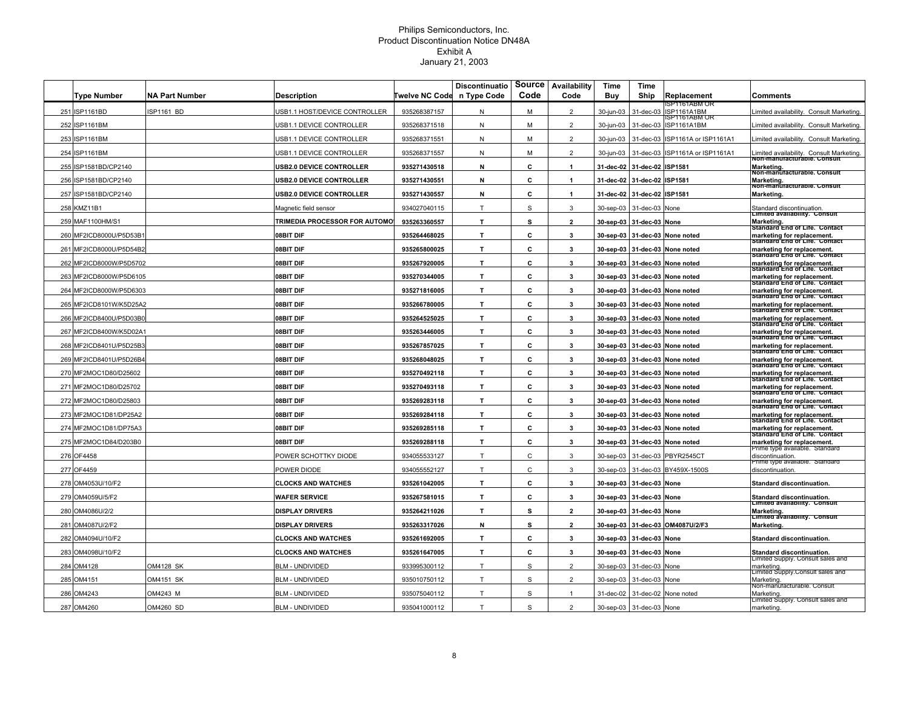Philips Semiconductors, Inc.
Product Discontinuation Notice DN48A
Exhibit A
January 21, 2003

| | Type Number | NA Part Number | Description | Twelve NC Code | Discontinuation Type Code | Source Code | Availability Code | Time Buy | Time Ship | Replacement | Comments |
|---|---|---|---|---|---|---|---|---|---|---|---|
| 251 | ISP1161BD | ISP1161 BD | USB1.1 HOST/DEVICE CONTROLLER | 935268387157 | N | M | 2 | 30-jun-03 | 31-dec-03 | ISP1161ABM OR ISP1161A1BM | Limited availability. Consult Marketing. |
| 252 | ISP1161BM | | USB1.1 DEVICE CONTROLLER | 935268371518 | N | M | 2 | 30-jun-03 | 31-dec-03 | ISP1161ABM OR ISP1161A1BM | Limited availability. Consult Marketing. |
| 253 | ISP1161BM | | USB1.1 DEVICE CONTROLLER | 935268371551 | N | M | 2 | 30-jun-03 | 31-dec-03 | ISP1161A or ISP1161A1 | Limited availability. Consult Marketing. |
| 254 | ISP1161BM | | USB1.1 DEVICE CONTROLLER | 935268371557 | N | M | 2 | 30-jun-03 | 31-dec-03 | ISP1161A or ISP1161A1 | Limited availability. Consult Marketing. |
| 255 | ISP1581BD/CP2140 | | **USB2.0 DEVICE CONTROLLER** | **935271430518** | **N** | **C** | **1** | **31-dec-02** | **31-dec-02** | **ISP1581** | **Non-manufacturable. Consult Marketing.** |
| 256 | ISP1581BD/CP2140 | | **USB2.0 DEVICE CONTROLLER** | **935271430551** | **N** | **C** | **1** | **31-dec-02** | **31-dec-02** | **ISP1581** | **Non-manufacturable. Consult Marketing.** |
| 257 | ISP1581BD/CP2140 | | **USB2.0 DEVICE CONTROLLER** | **935271430557** | **N** | **C** | **1** | **31-dec-02** | **31-dec-02** | **ISP1581** | **Non-manufacturable. Consult Marketing.** |
| 258 | KMZ11B1 | | Magnetic field sensor | 934027040115 | T | S | 3 | 30-sep-03 | 31-dec-03 | None | Standard discontinuation. |
| 259 | MAF1100HM/S1 | | **TRIMEDIA PROCESSOR FOR AUTOMO** | **935263360557** | **T** | **S** | **2** | **30-sep-03** | **31-dec-03** | **None** | **Limited availability. Consult Marketing.** |
| 260 | MF2ICD8000U/P5D53B1 | | **08BIT DIF** | **935264468025** | **T** | **C** | **3** | **30-sep-03** | **31-dec-03** | **None noted** | **Standard End of Life. Contact marketing for replacement.** |
| 261 | MF2ICD8000U/P5D54B2 | | **08BIT DIF** | **935265800025** | **T** | **C** | **3** | **30-sep-03** | **31-dec-03** | **None noted** | **Standard End of Life. Contact marketing for replacement.** |
| 262 | MF2ICD8000W/P5D5702 | | **08BIT DIF** | **935267920005** | **T** | **C** | **3** | **30-sep-03** | **31-dec-03** | **None noted** | **Standard End of Life. Contact marketing for replacement.** |
| 263 | MF2ICD8000W/P5D6105 | | **08BIT DIF** | **935270344005** | **T** | **C** | **3** | **30-sep-03** | **31-dec-03** | **None noted** | **Standard End of Life. Contact marketing for replacement.** |
| 264 | MF2ICD8000W/P5D6303 | | **08BIT DIF** | **935271816005** | **T** | **C** | **3** | **30-sep-03** | **31-dec-03** | **None noted** | **Standard End of Life. Contact marketing for replacement.** |
| 265 | MF2ICD8101W/K5D25A2 | | **08BIT DIF** | **935266780005** | **T** | **C** | **3** | **30-sep-03** | **31-dec-03** | **None noted** | **Standard End of Life. Contact marketing for replacement.** |
| 266 | MF2ICD8400U/P5D03B0 | | **08BIT DIF** | **935264525025** | **T** | **C** | **3** | **30-sep-03** | **31-dec-03** | **None noted** | **Standard End of Life. Contact marketing for replacement.** |
| 267 | MF2ICD8400W/K5D02A1 | | **08BIT DIF** | **935263446005** | **T** | **C** | **3** | **30-sep-03** | **31-dec-03** | **None noted** | **Standard End of Life. Contact marketing for replacement.** |
| 268 | MF2ICD8401U/P5D25B3 | | **08BIT DIF** | **935267857025** | **T** | **C** | **3** | **30-sep-03** | **31-dec-03** | **None noted** | **Standard End of Life. Contact marketing for replacement.** |
| 269 | MF2ICD8401U/P5D26B4 | | **08BIT DIF** | **935268048025** | **T** | **C** | **3** | **30-sep-03** | **31-dec-03** | **None noted** | **Standard End of Life. Contact marketing for replacement.** |
| 270 | MF2MOC1D80/D25602 | | **08BIT DIF** | **935270492118** | **T** | **C** | **3** | **30-sep-03** | **31-dec-03** | **None noted** | **Standard End of Life. Contact marketing for replacement.** |
| 271 | MF2MOC1D80/D25702 | | **08BIT DIF** | **935270493118** | **T** | **C** | **3** | **30-sep-03** | **31-dec-03** | **None noted** | **Standard End of Life. Contact marketing for replacement.** |
| 272 | MF2MOC1D80/D25803 | | **08BIT DIF** | **935269283118** | **T** | **C** | **3** | **30-sep-03** | **31-dec-03** | **None noted** | **Standard End of Life. Contact marketing for replacement.** |
| 273 | MF2MOC1D81/DP25A2 | | **08BIT DIF** | **935269284118** | **T** | **C** | **3** | **30-sep-03** | **31-dec-03** | **None noted** | **Standard End of Life. Contact marketing for replacement.** |
| 274 | MF2MOC1D81/DP75A3 | | **08BIT DIF** | **935269285118** | **T** | **C** | **3** | **30-sep-03** | **31-dec-03** | **None noted** | **Standard End of Life. Contact marketing for replacement.** |
| 275 | MF2MOC1D84/D203B0 | | **08BIT DIF** | **935269288118** | **T** | **C** | **3** | **30-sep-03** | **31-dec-03** | **None noted** | **Standard End of Life. Contact marketing for replacement.** |
| 276 | OF4458 | | POWER SCHOTTKY DIODE | 934055533127 | T | C | 3 | 30-sep-03 | 31-dec-03 | PBYR2545CT | Prime type available. Standard discontinuation. |
| 277 | OF4459 | | POWER DIODE | 934055552127 | T | C | 3 | 30-sep-03 | 31-dec-03 | BY459X-1500S | Prime type available. Standard discontinuation. |
| 278 | OM4053U/10/F2 | | **CLOCKS AND WATCHES** | **935261042005** | **T** | **C** | **3** | **30-sep-03** | **31-dec-03** | **None** | **Standard discontinuation.** |
| 279 | OM4059U/5/F2 | | **WAFER SERVICE** | **935267581015** | **T** | **C** | **3** | **30-sep-03** | **31-dec-03** | **None** | **Standard discontinuation.** |
| 280 | OM4086U/2/2 | | **DISPLAY DRIVERS** | **935264211026** | **T** | **S** | **2** | **30-sep-03** | **31-dec-03** | **None** | **Limited availability. Consult Marketing.** |
| 281 | OM4087U/2/F2 | | **DISPLAY DRIVERS** | **935263317026** | **N** | **S** | **2** | **30-sep-03** | **31-dec-03** | **OM4087U/2/F3** | **Limited availability. Consult Marketing.** |
| 282 | OM4094U/10/F2 | | **CLOCKS AND WATCHES** | **935261692005** | **T** | **C** | **3** | **30-sep-03** | **31-dec-03** | **None** | **Standard discontinuation.** |
| 283 | OM4098U/10/F2 | | **CLOCKS AND WATCHES** | **935261647005** | **T** | **C** | **3** | **30-sep-03** | **31-dec-03** | **None** | **Standard discontinuation.** |
| 284 | OM4128 | OM4128 SK | BLM - UNDIVIDED | 933995300112 | T | S | 2 | 30-sep-03 | 31-dec-03 | None | Limited Supply. Consult sales and marketing. |
| 285 | OM4151 | OM4151 SK | BLM - UNDIVIDED | 935010750112 | T | S | 2 | 30-sep-03 | 31-dec-03 | None | Limited Supply.Consult sales and Marketing. |
| 286 | OM4243 | OM4243 M | BLM - UNDIVIDED | 935075040112 | T | S | 1 | 31-dec-02 | 31-dec-02 | None noted | Non-manufacturable. Consult Marketing. |
| 287 | OM4260 | OM4260 SD | BLM - UNDIVIDED | 935041000112 | T | S | 2 | 30-sep-03 | 31-dec-03 | None | Limited Supply. Consult sales and marketing. |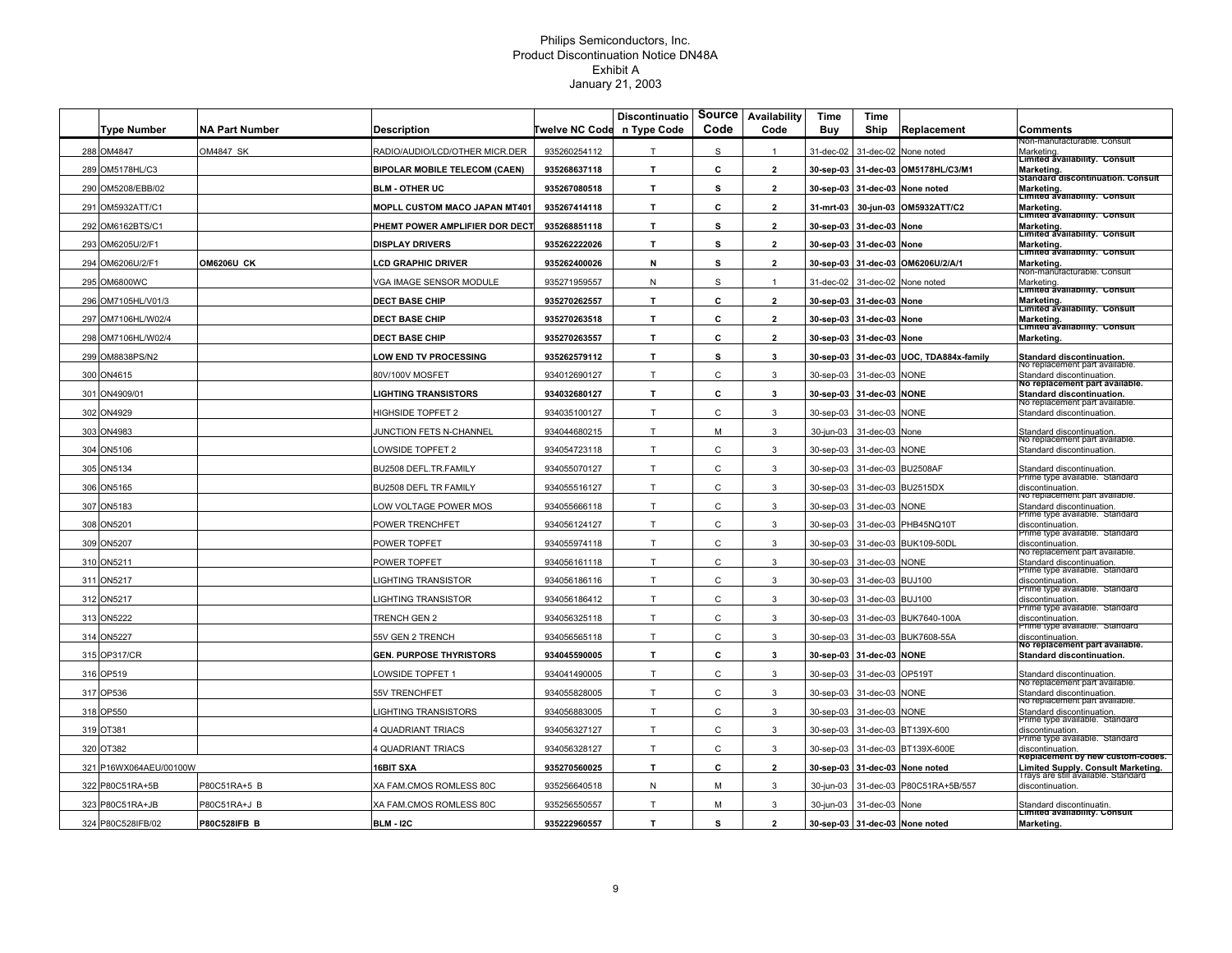Philips Semiconductors, Inc.
Product Discontinuation Notice DN48A
Exhibit A
January 21, 2003

| | Type Number | NA Part Number | Description | Twelve NC Code | Discontinuation Type Code | Source Code | Availability Code | Time Buy | Time Ship | Replacement | Comments |
|---|---|---|---|---|---|---|---|---|---|---|---|
| 288 | OM4847 | OM4847 SK | RADIO/AUDIO/LCD/OTHER MICR.DER | 935260254112 | T | S | 1 | 31-dec-02 | 31-dec-02 | None noted | Non-manufacturable. Consult Marketing. |
| 289 | OM5178HL/C3 | | **BIPOLAR MOBILE TELECOM (CAEN)** | **935268637118** | **T** | **C** | **2** | **30-sep-03** | **31-dec-03** | **OM5178HL/C3/M1** | **Limited availability. Consult Marketing.** |
| 290 | OM5208/EBB/02 | | **BLM - OTHER UC** | **935267080518** | **T** | **S** | **2** | **30-sep-03** | **31-dec-03** | **None noted** | **Standard discontinuation. Consult Marketing.** |
| 291 | OM5932ATT/C1 | | **MOPLL CUSTOM MACO JAPAN MT401** | **935267414118** | **T** | **C** | **2** | **31-mrt-03** | **30-jun-03** | **OM5932ATT/C2** | **Limited availability. Consult Marketing.** |
| 292 | OM6162BTS/C1 | | **PHEMT POWER AMPLIFIER DOR DECT** | **935268851118** | **T** | **S** | **2** | **30-sep-03** | **31-dec-03** | **None** | **Limited availability. Consult Marketing.** |
| 293 | OM6205U/2/F1 | | **DISPLAY DRIVERS** | **935262222026** | **T** | **S** | **2** | **30-sep-03** | **31-dec-03** | **None** | **Limited availability. Consult Marketing.** |
| 294 | OM6206U/2/F1 | **OM6206U CK** | **LCD GRAPHIC DRIVER** | **935262400026** | **N** | **S** | **2** | **30-sep-03** | **31-dec-03** | **OM6206U/2/A/1** | **Limited availability. Consult Marketing.** |
| 295 | OM6800WC | | VGA IMAGE SENSOR MODULE | 935271959557 | N | S | 1 | 31-dec-02 | 31-dec-02 | None noted | Non-manufacturable. Consult Marketing. |
| 296 | OM7105HL/V01/3 | | **DECT BASE CHIP** | **935270262557** | **T** | **C** | **2** | **30-sep-03** | **31-dec-03** | **None** | **Limited availability. Consult Marketing.** |
| 297 | OM7106HL/W02/4 | | **DECT BASE CHIP** | **935270263518** | **T** | **C** | **2** | **30-sep-03** | **31-dec-03** | **None** | **Limited availability. Consult Marketing.** |
| 298 | OM7106HL/W02/4 | | **DECT BASE CHIP** | **935270263557** | **T** | **C** | **2** | **30-sep-03** | **31-dec-03** | **None** | **Limited availability. Consult Marketing.** |
| 299 | OM8838PS/N2 | | **LOW END TV PROCESSING** | **935262579112** | **T** | **S** | **3** | **30-sep-03** | **31-dec-03** | **UOC, TDA884x-family** | **Standard discontinuation.** |
| 300 | ON4615 | | 80V/100V MOSFET | 934012690127 | T | C | 3 | 30-sep-03 | 31-dec-03 | NONE | No replacement part available. Standard discontinuation. |
| 301 | ON4909/01 | | **LIGHTING TRANSISTORS** | **934032680127** | **T** | **C** | **3** | **30-sep-03** | **31-dec-03** | **NONE** | **No replacement part available. Standard discontinuation.** |
| 302 | ON4929 | | HIGHSIDE TOPFET 2 | 934035100127 | T | C | 3 | 30-sep-03 | 31-dec-03 | NONE | No replacement part available. Standard discontinuation. |
| 303 | ON4983 | | JUNCTION FETS N-CHANNEL | 934044680215 | T | M | 3 | 30-jun-03 | 31-dec-03 | None | Standard discontinuation. |
| 304 | ON5106 | | LOWSIDE TOPFET 2 | 934054723118 | T | C | 3 | 30-sep-03 | 31-dec-03 | NONE | No replacement part available. Standard discontinuation. |
| 305 | ON5134 | | BU2508 DEFL.TR.FAMILY | 934055070127 | T | C | 3 | 30-sep-03 | 31-dec-03 | BU2508AF | Standard discontinuation. |
| 306 | ON5165 | | BU2508 DEFL TR FAMILY | 934055516127 | T | C | 3 | 30-sep-03 | 31-dec-03 | BU2515DX | Prime type available. Standard discontinuation. |
| 307 | ON5183 | | LOW VOLTAGE POWER MOS | 934055666118 | T | C | 3 | 30-sep-03 | 31-dec-03 | NONE | No replacement part available. Standard discontinuation. |
| 308 | ON5201 | | POWER TRENCHFET | 934056124127 | T | C | 3 | 30-sep-03 | 31-dec-03 | PHB45NQ10T | Prime type available. Standard discontinuation. |
| 309 | ON5207 | | POWER TOPFET | 934055974118 | T | C | 3 | 30-sep-03 | 31-dec-03 | BUK109-50DL | Prime type available. Standard discontinuation. |
| 310 | ON5211 | | POWER TOPFET | 934056161118 | T | C | 3 | 30-sep-03 | 31-dec-03 | NONE | No replacement part available. Standard discontinuation. |
| 311 | ON5217 | | LIGHTING TRANSISTOR | 934056186116 | T | C | 3 | 30-sep-03 | 31-dec-03 | BUJ100 | Prime type available. Standard discontinuation. |
| 312 | ON5217 | | LIGHTING TRANSISTOR | 934056186412 | T | C | 3 | 30-sep-03 | 31-dec-03 | BUJ100 | Prime type available. Standard discontinuation. |
| 313 | ON5222 | | TRENCH GEN 2 | 934056325118 | T | C | 3 | 30-sep-03 | 31-dec-03 | BUK7640-100A | Prime type available. Standard discontinuation. |
| 314 | ON5227 | | 55V GEN 2 TRENCH | 934056565118 | T | C | 3 | 30-sep-03 | 31-dec-03 | BUK7608-55A | Prime type available. Standard discontinuation. |
| 315 | OP317/CR | | **GEN. PURPOSE THYRISTORS** | **934045590005** | **T** | **C** | **3** | **30-sep-03** | **31-dec-03** | **NONE** | **No replacement part available. Standard discontinuation.** |
| 316 | OP519 | | LOWSIDE TOPFET 1 | 934041490005 | T | C | 3 | 30-sep-03 | 31-dec-03 | OP519T | Standard discontinuation. |
| 317 | OP536 | | 55V TRENCHFET | 934055828005 | T | C | 3 | 30-sep-03 | 31-dec-03 | NONE | No replacement part available. Standard discontinuation. |
| 318 | OP550 | | LIGHTING TRANSISTORS | 934056883005 | T | C | 3 | 30-sep-03 | 31-dec-03 | NONE | No replacement part available. Standard discontinuation. |
| 319 | OT381 | | 4 QUADRIANT TRIACS | 934056327127 | T | C | 3 | 30-sep-03 | 31-dec-03 | BT139X-600 | Prime type available. Standard discontinuation. |
| 320 | OT382 | | 4 QUADRIANT TRIACS | 934056328127 | T | C | 3 | 30-sep-03 | 31-dec-03 | BT139X-600E | Prime type available. Standard discontinuation. |
| 321 | P16WX064AEU/00100W | | **16BIT SXA** | **935270560025** | **T** | **C** | **2** | **30-sep-03** | **31-dec-03** | **None noted** | **Replacement by new custom-codes. Limited Supply. Consult Marketing.** |
| 322 | P80C51RA+5B | P80C51RA+5 B | XA FAM.CMOS ROMLESS 80C | 935256640518 | N | M | 3 | 30-jun-03 | 31-dec-03 | P80C51RA+5B/557 | Trays are still available. Standard discontinuation. |
| 323 | P80C51RA+JB | P80C51RA+J B | XA FAM.CMOS ROMLESS 80C | 935256550557 | T | M | 3 | 30-jun-03 | 31-dec-03 | None | Standard discontinuatin. |
| 324 | P80C528IFB/02 | **P80C528IFB B** | **BLM - I2C** | **935222960557** | **T** | **S** | **2** | **30-sep-03** | **31-dec-03** | **None noted** | **Limited availability. Consult Marketing.** |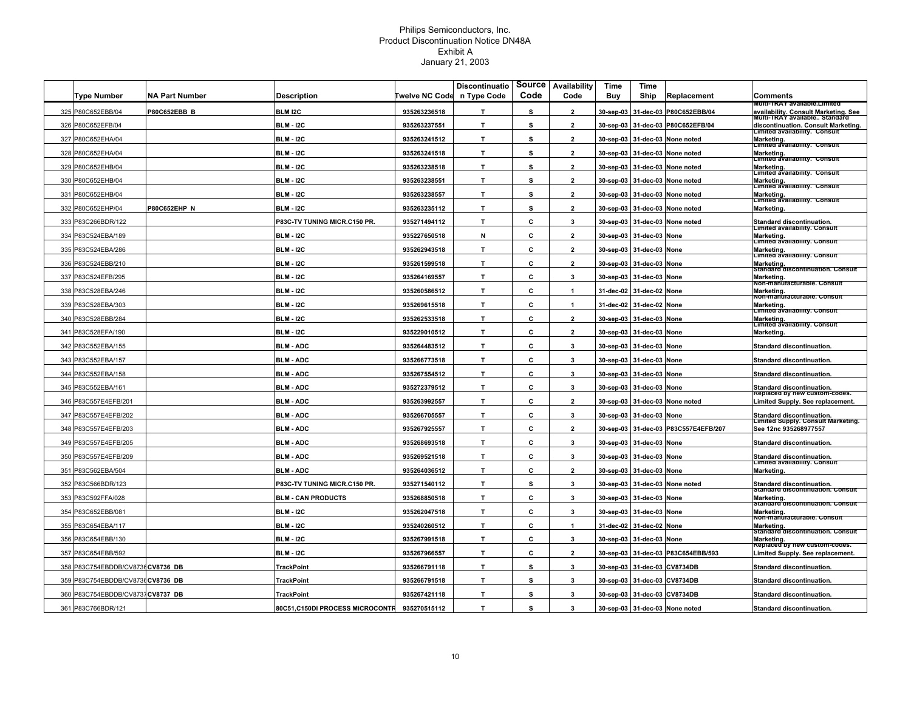Philips Semiconductors, Inc.
Product Discontinuation Notice DN48A
Exhibit A
January 21, 2003

| | Type Number | NA Part Number | Description | Twelve NC Code | Discontinuation Type Code | Source Code | Availability Code | Time Buy | Time Ship | Replacement | Comments |
|---|---|---|---|---|---|---|---|---|---|---|---|
| 325 | P80C652EBB/04 | P80C652EBB B | BLM I2C | 935263236518 | T | S | 2 | 30-sep-03 | 31-dec-03 | P80C652EBB/04 | Multi-TRAY available.Limited availability. Consult Marketing. See |
| 326 | P80C652EFB/04 | | BLM - I2C | 935263237551 | T | S | 2 | 30-sep-03 | 31-dec-03 | P80C652EFB/04 | Multi-TRAY available.. Standard discontinuation. Consult Marketing. |
| 327 | P80C652EHA/04 | | BLM - I2C | 935263241512 | T | S | 2 | 30-sep-03 | 31-dec-03 | None noted | Limited availability. Consult Marketing. |
| 328 | P80C652EHA/04 | | BLM - I2C | 935263241518 | T | S | 2 | 30-sep-03 | 31-dec-03 | None noted | Limited availability. Consult Marketing. |
| 329 | P80C652EHB/04 | | BLM - I2C | 935263238518 | T | S | 2 | 30-sep-03 | 31-dec-03 | None noted | Limited availability. Consult Marketing. |
| 330 | P80C652EHB/04 | | BLM - I2C | 935263238551 | T | S | 2 | 30-sep-03 | 31-dec-03 | None noted | Limited availability. Consult Marketing. |
| 331 | P80C652EHB/04 | | BLM - I2C | 935263238557 | T | S | 2 | 30-sep-03 | 31-dec-03 | None noted | Limited availability. Consult Marketing. |
| 332 | P80C652EHP/04 | P80C652EHP N | BLM - I2C | 935263235112 | T | S | 2 | 30-sep-03 | 31-dec-03 | None noted | Limited availability. Consult Marketing. |
| 333 | P83C266BDR/122 | | P83C-TV TUNING MICR.C150 PR. | 935271494112 | T | C | 3 | 30-sep-03 | 31-dec-03 | None noted | Standard discontinuation. |
| 334 | P83C524EBA/189 | | BLM - I2C | 935227650518 | N | C | 2 | 30-sep-03 | 31-dec-03 | None | Limited availability. Consult Marketing. |
| 335 | P83C524EBA/286 | | BLM - I2C | 935262943518 | T | C | 2 | 30-sep-03 | 31-dec-03 | None | Limited availability. Consult Marketing. |
| 336 | P83C524EBB/210 | | BLM - I2C | 935261599518 | T | C | 2 | 30-sep-03 | 31-dec-03 | None | Limited availability. Consult Marketing. |
| 337 | P83C524EFB/295 | | BLM - I2C | 935264169557 | T | C | 3 | 30-sep-03 | 31-dec-03 | None | Standard discontinuation. Consult Marketing. |
| 338 | P83C528EBA/246 | | BLM - I2C | 935260586512 | T | C | 1 | 31-dec-02 | 31-dec-02 | None | Non-manufacturable. Consult Marketing. |
| 339 | P83C528EBA/303 | | BLM - I2C | 935269615518 | T | C | 1 | 31-dec-02 | 31-dec-02 | None | Non-manufacturable. Consult Marketing. |
| 340 | P83C528EBB/284 | | BLM - I2C | 935262533518 | T | C | 2 | 30-sep-03 | 31-dec-03 | None | Limited availability. Consult Marketing. |
| 341 | P83C528EFA/190 | | BLM - I2C | 935229010512 | T | C | 2 | 30-sep-03 | 31-dec-03 | None | Limited availability. Consult Marketing. |
| 342 | P83C552EBA/155 | | BLM - ADC | 935264483512 | T | C | 3 | 30-sep-03 | 31-dec-03 | None | Standard discontinuation. |
| 343 | P83C552EBA/157 | | BLM - ADC | 935266773518 | T | C | 3 | 30-sep-03 | 31-dec-03 | None | Standard discontinuation. |
| 344 | P83C552EBA/158 | | BLM - ADC | 935267554512 | T | C | 3 | 30-sep-03 | 31-dec-03 | None | Standard discontinuation. |
| 345 | P83C552EBA/161 | | BLM - ADC | 935272379512 | T | C | 3 | 30-sep-03 | 31-dec-03 | None | Standard discontinuation. |
| 346 | P83C557E4EFB/201 | | BLM - ADC | 935263992557 | T | C | 2 | 30-sep-03 | 31-dec-03 | None noted | Replaced by new custom-codes. Limited Supply. See replacement. |
| 347 | P83C557E4EFB/202 | | BLM - ADC | 935266705557 | T | C | 3 | 30-sep-03 | 31-dec-03 | None | Standard discontinuation. |
| 348 | P83C557E4EFB/203 | | BLM - ADC | 935267925557 | T | C | 2 | 30-sep-03 | 31-dec-03 | P83C557E4EFB/207 | Limited Supply. Consult Marketing. See 12nc 935268977557 |
| 349 | P83C557E4EFB/205 | | BLM - ADC | 935268693518 | T | C | 3 | 30-sep-03 | 31-dec-03 | None | Standard discontinuation. |
| 350 | P83C557E4EFB/209 | | BLM - ADC | 935269521518 | T | C | 3 | 30-sep-03 | 31-dec-03 | None | Standard discontinuation. |
| 351 | P83C562EBA/504 | | BLM - ADC | 935264036512 | T | C | 2 | 30-sep-03 | 31-dec-03 | None | Limited availability. Consult Marketing. |
| 352 | P83C566BDR/123 | | P83C-TV TUNING MICR.C150 PR. | 935271540112 | T | S | 3 | 30-sep-03 | 31-dec-03 | None noted | Standard discontinuation. |
| 353 | P83C592FFA/028 | | BLM - CAN PRODUCTS | 935268850518 | T | C | 3 | 30-sep-03 | 31-dec-03 | None | Standard discontinuation. Consult Marketing. |
| 354 | P83C652EBB/081 | | BLM - I2C | 935262047518 | T | C | 3 | 30-sep-03 | 31-dec-03 | None | Standard discontinuation. Consult Marketing. |
| 355 | P83C654EBA/117 | | BLM - I2C | 935240260512 | T | C | 1 | 31-dec-02 | 31-dec-02 | None | Non-manufacturable. Consult Marketing. |
| 356 | P83C654EBB/130 | | BLM - I2C | 935267991518 | T | C | 3 | 30-sep-03 | 31-dec-03 | None | Standard discontinuation. Consult Marketing. |
| 357 | P83C654EBB/592 | | BLM - I2C | 935267966557 | T | C | 2 | 30-sep-03 | 31-dec-03 | P83C654EBB/593 | Replaced by new custom-codes. Limited Supply. See replacement. |
| 358 | P83C754EBDDB/CV8736 | CV8736 DB | TrackPoint | 935266791118 | T | S | 3 | 30-sep-03 | 31-dec-03 | CV8734DB | Standard discontinuation. |
| 359 | P83C754EBDDB/CV8736 | CV8736 DB | TrackPoint | 935266791518 | T | S | 3 | 30-sep-03 | 31-dec-03 | CV8734DB | Standard discontinuation. |
| 360 | P83C754EBDDB/CV8737 | CV8737 DB | TrackPoint | 935267421118 | T | S | 3 | 30-sep-03 | 31-dec-03 | CV8734DB | Standard discontinuation. |
| 361 | P83C766BDR/121 | | 80C51,C150DI PROCESS MICROCONTR | 935270515112 | T | S | 3 | 30-sep-03 | 31-dec-03 | None noted | Standard discontinuation. |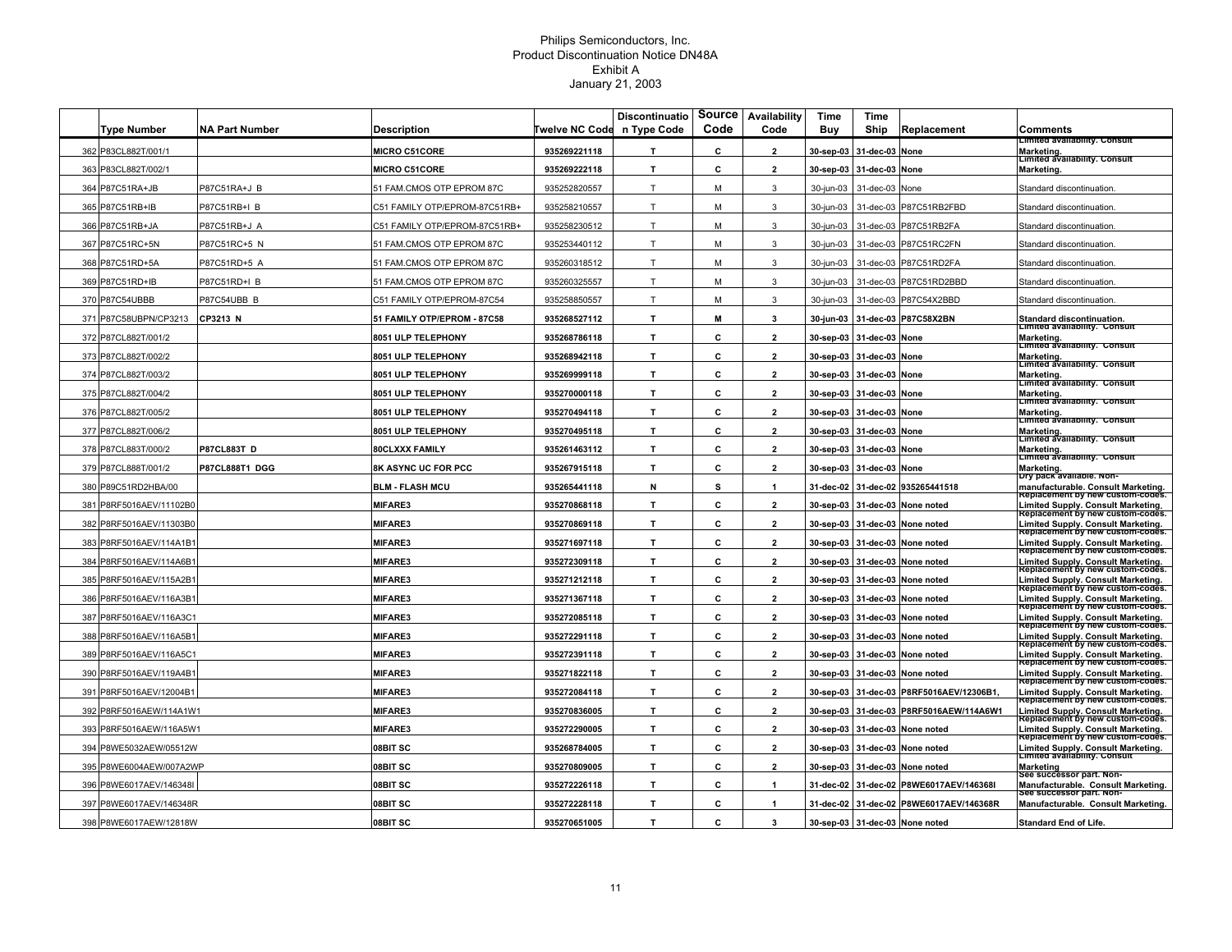Philips Semiconductors, Inc.
Product Discontinuation Notice DN48A
Exhibit A
January 21, 2003

| | Type Number | NA Part Number | Description | Twelve NC Code | Discontinuation Type Code | Source Code | Availability Code | Time Buy | Time Ship | Replacement | Comments |
|---|---|---|---|---|---|---|---|---|---|---|---|
| 362 | P83CL882T/001/1 | | MICRO C51CORE | 935269221118 | T | C | 2 | 30-sep-03 | 31-dec-03 | None | Limited availability. Consult Marketing. |
| 363 | P83CL882T/002/1 | | MICRO C51CORE | 935269222118 | T | C | 2 | 30-sep-03 | 31-dec-03 | None | Limited availability. Consult Marketing. |
| 364 | P87C51RA+JB | P87C51RA+J B | 51 FAM.CMOS OTP EPROM 87C | 935252820557 | T | M | 3 | 30-jun-03 | 31-dec-03 | None | Standard discontinuation. |
| 365 | P87C51RB+IB | P87C51RB+I B | C51 FAMILY OTP/EPROM-87C51RB+ | 935258210557 | T | M | 3 | 30-jun-03 | 31-dec-03 | P87C51RB2FBD | Standard discontinuation. |
| 366 | P87C51RB+JA | P87C51RB+J A | C51 FAMILY OTP/EPROM-87C51RB+ | 935258230512 | T | M | 3 | 30-jun-03 | 31-dec-03 | P87C51RB2FA | Standard discontinuation. |
| 367 | P87C51RC+5N | P87C51RC+5 N | 51 FAM.CMOS OTP EPROM 87C | 935253440112 | T | M | 3 | 30-jun-03 | 31-dec-03 | P87C51RC2FN | Standard discontinuation. |
| 368 | P87C51RD+5A | P87C51RD+5 A | 51 FAM.CMOS OTP EPROM 87C | 935260318512 | T | M | 3 | 30-jun-03 | 31-dec-03 | P87C51RD2FA | Standard discontinuation. |
| 369 | P87C51RD+IB | P87C51RD+I B | 51 FAM.CMOS OTP EPROM 87C | 935260325557 | T | M | 3 | 30-jun-03 | 31-dec-03 | P87C51RD2BBD | Standard discontinuation. |
| 370 | P87C54UBBB | P87C54UBB B | C51 FAMILY OTP/EPROM-87C54 | 935258850557 | T | M | 3 | 30-jun-03 | 31-dec-03 | P87C54X2BBD | Standard discontinuation. |
| 371 | P87C58UBPN/CP3213 | CP3213 N | 51 FAMILY OTP/EPROM - 87C58 | 935268527112 | T | M | 3 | 30-jun-03 | 31-dec-03 | P87C58X2BN | Standard discontinuation. |
| 372 | P87CL882T/001/2 | | 8051 ULP TELEPHONY | 935268786118 | T | C | 2 | 30-sep-03 | 31-dec-03 | None | Limited availability. Consult Marketing. |
| 373 | P87CL882T/002/2 | | 8051 ULP TELEPHONY | 935268942118 | T | C | 2 | 30-sep-03 | 31-dec-03 | None | Limited availability. Consult Marketing. |
| 374 | P87CL882T/003/2 | | 8051 ULP TELEPHONY | 935269999118 | T | C | 2 | 30-sep-03 | 31-dec-03 | None | Limited availability. Consult Marketing. |
| 375 | P87CL882T/004/2 | | 8051 ULP TELEPHONY | 935270000118 | T | C | 2 | 30-sep-03 | 31-dec-03 | None | Limited availability. Consult Marketing. |
| 376 | P87CL882T/005/2 | | 8051 ULP TELEPHONY | 935270494118 | T | C | 2 | 30-sep-03 | 31-dec-03 | None | Limited availability. Consult Marketing. |
| 377 | P87CL882T/006/2 | | 8051 ULP TELEPHONY | 935270495118 | T | C | 2 | 30-sep-03 | 31-dec-03 | None | Limited availability. Consult Marketing. |
| 378 | P87CL883T/000/2 | P87CL883T D | 80CLXXX FAMILY | 935261463112 | T | C | 2 | 30-sep-03 | 31-dec-03 | None | Limited availability. Consult Marketing. |
| 379 | P87CL888T/001/2 | P87CL888T1 DGG | 8K ASYNC UC FOR PCC | 935267915118 | T | C | 2 | 30-sep-03 | 31-dec-03 | None | Limited availability. Consult Marketing. |
| 380 | P89C51RD2HBA/00 | | BLM - FLASH MCU | 935265441118 | N | S | 1 | 31-dec-02 | 31-dec-02 | 935265441518 | Dry pack available. Non-manufacturable. Consult Marketing. |
| 381 | P8RF5016AEV/11102B0 | | MIFARE3 | 935270868118 | T | C | 2 | 30-sep-03 | 31-dec-03 | None noted | Replacement by new custom-codes. Limited Supply. Consult Marketing. |
| 382 | P8RF5016AEV/11303B0 | | MIFARE3 | 935270869118 | T | C | 2 | 30-sep-03 | 31-dec-03 | None noted | Replacement by new custom-codes. Limited Supply. Consult Marketing. |
| 383 | P8RF5016AEV/114A1B1 | | MIFARE3 | 935271697118 | T | C | 2 | 30-sep-03 | 31-dec-03 | None noted | Replacement by new custom-codes. Limited Supply. Consult Marketing. |
| 384 | P8RF5016AEV/114A6B1 | | MIFARE3 | 935272309118 | T | C | 2 | 30-sep-03 | 31-dec-03 | None noted | Replacement by new custom-codes. Limited Supply. Consult Marketing. |
| 385 | P8RF5016AEV/115A2B1 | | MIFARE3 | 935271212118 | T | C | 2 | 30-sep-03 | 31-dec-03 | None noted | Replacement by new custom-codes. Limited Supply. Consult Marketing. |
| 386 | P8RF5016AEV/116A3B1 | | MIFARE3 | 935271367118 | T | C | 2 | 30-sep-03 | 31-dec-03 | None noted | Replacement by new custom-codes. Limited Supply. Consult Marketing. |
| 387 | P8RF5016AEV/116A3C1 | | MIFARE3 | 935272085118 | T | C | 2 | 30-sep-03 | 31-dec-03 | None noted | Replacement by new custom-codes. Limited Supply. Consult Marketing. |
| 388 | P8RF5016AEV/116A5B1 | | MIFARE3 | 935272291118 | T | C | 2 | 30-sep-03 | 31-dec-03 | None noted | Replacement by new custom-codes. Limited Supply. Consult Marketing. |
| 389 | P8RF5016AEV/116A5C1 | | MIFARE3 | 935272391118 | T | C | 2 | 30-sep-03 | 31-dec-03 | None noted | Replacement by new custom-codes. Limited Supply. Consult Marketing. |
| 390 | P8RF5016AEV/119A4B1 | | MIFARE3 | 935271822118 | T | C | 2 | 30-sep-03 | 31-dec-03 | None noted | Replacement by new custom-codes. Limited Supply. Consult Marketing. |
| 391 | P8RF5016AEV/12004B1 | | MIFARE3 | 935272084118 | T | C | 2 | 30-sep-03 | 31-dec-03 | P8RF5016AEV/12306B1, | Replacement by new custom-codes. Limited Supply. Consult Marketing. |
| 392 | P8RF5016AEW/114A1W1 | | MIFARE3 | 935270836005 | T | C | 2 | 30-sep-03 | 31-dec-03 | P8RF5016AEW/114A6W1 | Replacement by new custom-codes. Limited Supply. Consult Marketing. |
| 393 | P8RF5016AEW/116A5W1 | | MIFARE3 | 935272290005 | T | C | 2 | 30-sep-03 | 31-dec-03 | None noted | Replacement by new custom-codes. Limited Supply. Consult Marketing. |
| 394 | P8WE5032AEW/05512W | | 08BIT SC | 935268784005 | T | C | 2 | 30-sep-03 | 31-dec-03 | None noted | Replacement by new custom-codes. Limited Supply. Consult Marketing. |
| 395 | P8WE6004AEW/007A2WP | | 08BIT SC | 935270809005 | T | C | 2 | 30-sep-03 | 31-dec-03 | None noted | Limited availability. Consult Marketing |
| 396 | P8WE6017AEV/146348I | | 08BIT SC | 935272226118 | T | C | 1 | 31-dec-02 | 31-dec-02 | P8WE6017AEV/146368I | See successor part. Non-Manufacturable. Consult Marketing. |
| 397 | P8WE6017AEV/146348R | | 08BIT SC | 935272228118 | T | C | 1 | 31-dec-02 | 31-dec-02 | P8WE6017AEV/146368R | See successor part. Non-Manufacturable. Consult Marketing. |
| 398 | P8WE6017AEW/12818W | | 08BIT SC | 935270651005 | T | C | 3 | 30-sep-03 | 31-dec-03 | None noted | Standard End of Life. |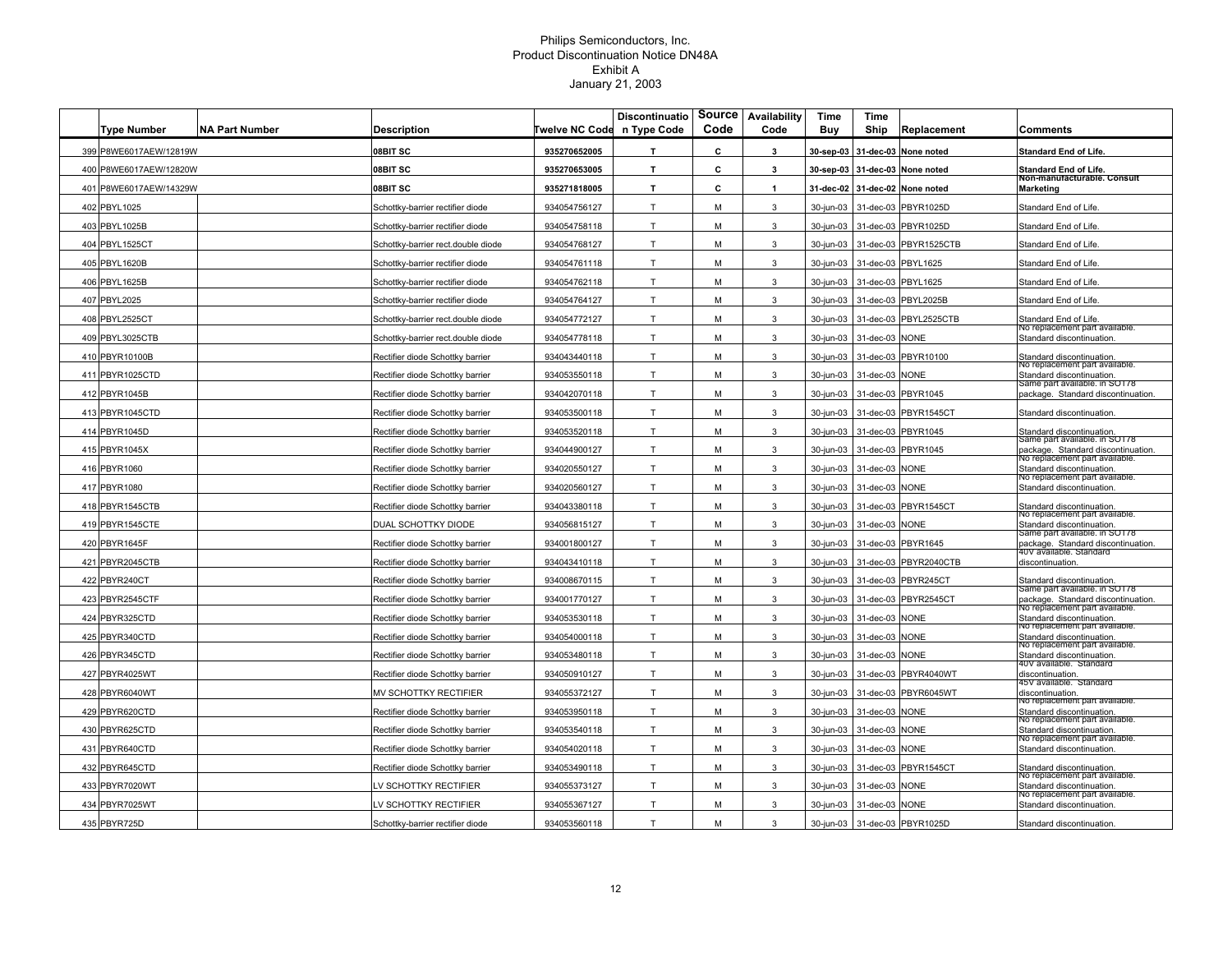Philips Semiconductors, Inc.
Product Discontinuation Notice DN48A
Exhibit A
January 21, 2003

| | Type Number | NA Part Number | Description | Twelve NC Code | Discontinuation Type Code | Source Code | Availability Code | Time Buy | Time Ship | Replacement | Comments |
|---|---|---|---|---|---|---|---|---|---|---|---|
| 399 | P8WE6017AEW/12819W | | **08BIT SC** | **935270652005** | **T** | **C** | **3** | **30-sep-03** | **31-dec-03** | **None noted** | **Standard End of Life.** |
| 400 | P8WE6017AEW/12820W | | **08BIT SC** | **935270653005** | **T** | **C** | **3** | **30-sep-03** | **31-dec-03** | **None noted** | **Standard End of Life.** |
| 401 | P8WE6017AEW/14329W | | **08BIT SC** | **935271818005** | **T** | **C** | **1** | **31-dec-02** | **31-dec-02** | **None noted** | **Non-manufacturable. Consult Marketing** |
| 402 | PBYL1025 | | Schottky-barrier rectifier diode | 934054756127 | T | M | 3 | 30-jun-03 | 31-dec-03 | PBYR1025D | Standard End of Life. |
| 403 | PBYL1025B | | Schottky-barrier rectifier diode | 934054758118 | T | M | 3 | 30-jun-03 | 31-dec-03 | PBYR1025D | Standard End of Life. |
| 404 | PBYL1525CT | | Schottky-barrier rect.double diode | 934054768127 | T | M | 3 | 30-jun-03 | 31-dec-03 | PBYR1525CTB | Standard End of Life. |
| 405 | PBYL1620B | | Schottky-barrier rectifier diode | 934054761118 | T | M | 3 | 30-jun-03 | 31-dec-03 | PBYL1625 | Standard End of Life. |
| 406 | PBYL1625B | | Schottky-barrier rectifier diode | 934054762118 | T | M | 3 | 30-jun-03 | 31-dec-03 | PBYL1625 | Standard End of Life. |
| 407 | PBYL2025 | | Schottky-barrier rectifier diode | 934054764127 | T | M | 3 | 30-jun-03 | 31-dec-03 | PBYL2025B | Standard End of Life. |
| 408 | PBYL2525CT | | Schottky-barrier rect.double diode | 934054772127 | T | M | 3 | 30-jun-03 | 31-dec-03 | PBYL2525CTB | Standard End of Life. |
| 409 | PBYL3025CTB | | Schottky-barrier rect.double diode | 934054778118 | T | M | 3 | 30-jun-03 | 31-dec-03 | NONE | No replacement part available. Standard discontinuation. |
| 410 | PBYR10100B | | Rectifier diode Schottky barrier | 934043440118 | T | M | 3 | 30-jun-03 | 31-dec-03 | PBYR10100 | Standard discontinuation. |
| 411 | PBYR1025CTD | | Rectifier diode Schottky barrier | 934053550118 | T | M | 3 | 30-jun-03 | 31-dec-03 | NONE | No replacement part available. Standard discontinuation. |
| 412 | PBYR1045B | | Rectifier diode Schottky barrier | 934042070118 | T | M | 3 | 30-jun-03 | 31-dec-03 | PBYR1045 | Same part available. in SOT78 package. Standard discontinuation. |
| 413 | PBYR1045CTD | | Rectifier diode Schottky barrier | 934053500118 | T | M | 3 | 30-jun-03 | 31-dec-03 | PBYR1545CT | Standard discontinuation. |
| 414 | PBYR1045D | | Rectifier diode Schottky barrier | 934053520118 | T | M | 3 | 30-jun-03 | 31-dec-03 | PBYR1045 | Standard discontinuation. |
| 415 | PBYR1045X | | Rectifier diode Schottky barrier | 934044900127 | T | M | 3 | 30-jun-03 | 31-dec-03 | PBYR1045 | Same part available. in SOT78 package. Standard discontinuation. |
| 416 | PBYR1060 | | Rectifier diode Schottky barrier | 934020550127 | T | M | 3 | 30-jun-03 | 31-dec-03 | NONE | No replacement part available. Standard discontinuation. |
| 417 | PBYR1080 | | Rectifier diode Schottky barrier | 934020560127 | T | M | 3 | 30-jun-03 | 31-dec-03 | NONE | No replacement part available. Standard discontinuation. |
| 418 | PBYR1545CTB | | Rectifier diode Schottky barrier | 934043380118 | T | M | 3 | 30-jun-03 | 31-dec-03 | PBYR1545CT | Standard discontinuation. |
| 419 | PBYR1545CTE | | DUAL SCHOTTKY DIODE | 934056815127 | T | M | 3 | 30-jun-03 | 31-dec-03 | NONE | No replacement part available. Standard discontinuation. |
| 420 | PBYR1645F | | Rectifier diode Schottky barrier | 934001800127 | T | M | 3 | 30-jun-03 | 31-dec-03 | PBYR1645 | Same part available. in SOT78 package. Standard discontinuation. |
| 421 | PBYR2045CTB | | Rectifier diode Schottky barrier | 934043410118 | T | M | 3 | 30-jun-03 | 31-dec-03 | PBYR2040CTB | 40V available. Standard discontinuation. |
| 422 | PBYR240CT | | Rectifier diode Schottky barrier | 934008670115 | T | M | 3 | 30-jun-03 | 31-dec-03 | PBYR245CT | Standard discontinuation. |
| 423 | PBYR2545CTF | | Rectifier diode Schottky barrier | 934001770127 | T | M | 3 | 30-jun-03 | 31-dec-03 | PBYR2545CT | Same part available. in SOT78 package. Standard discontinuation. |
| 424 | PBYR325CTD | | Rectifier diode Schottky barrier | 934053530118 | T | M | 3 | 30-jun-03 | 31-dec-03 | NONE | No replacement part available. Standard discontinuation. |
| 425 | PBYR340CTD | | Rectifier diode Schottky barrier | 934054000118 | T | M | 3 | 30-jun-03 | 31-dec-03 | NONE | No replacement part available. Standard discontinuation. |
| 426 | PBYR345CTD | | Rectifier diode Schottky barrier | 934053480118 | T | M | 3 | 30-jun-03 | 31-dec-03 | NONE | No replacement part available. Standard discontinuation. |
| 427 | PBYR4025WT | | Rectifier diode Schottky barrier | 934050910127 | T | M | 3 | 30-jun-03 | 31-dec-03 | PBYR4040WT | 40V available. Standard discontinuation. |
| 428 | PBYR6040WT | | MV SCHOTTKY RECTIFIER | 934055372127 | T | M | 3 | 30-jun-03 | 31-dec-03 | PBYR6045WT | 45V available. Standard discontinuation. |
| 429 | PBYR620CTD | | Rectifier diode Schottky barrier | 934053950118 | T | M | 3 | 30-jun-03 | 31-dec-03 | NONE | No replacement part available. Standard discontinuation. |
| 430 | PBYR625CTD | | Rectifier diode Schottky barrier | 934053540118 | T | M | 3 | 30-jun-03 | 31-dec-03 | NONE | No replacement part available. Standard discontinuation. |
| 431 | PBYR640CTD | | Rectifier diode Schottky barrier | 934054020118 | T | M | 3 | 30-jun-03 | 31-dec-03 | NONE | No replacement part available. Standard discontinuation. |
| 432 | PBYR645CTD | | Rectifier diode Schottky barrier | 934053490118 | T | M | 3 | 30-jun-03 | 31-dec-03 | PBYR1545CT | Standard discontinuation. |
| 433 | PBYR7020WT | | LV SCHOTTKY RECTIFIER | 934055373127 | T | M | 3 | 30-jun-03 | 31-dec-03 | NONE | No replacement part available. Standard discontinuation. |
| 434 | PBYR7025WT | | LV SCHOTTKY RECTIFIER | 934055367127 | T | M | 3 | 30-jun-03 | 31-dec-03 | NONE | No replacement part available. Standard discontinuation. |
| 435 | PBYR725D | | Schottky-barrier rectifier diode | 934053560118 | T | M | 3 | 30-jun-03 | 31-dec-03 | PBYR1025D | Standard discontinuation. |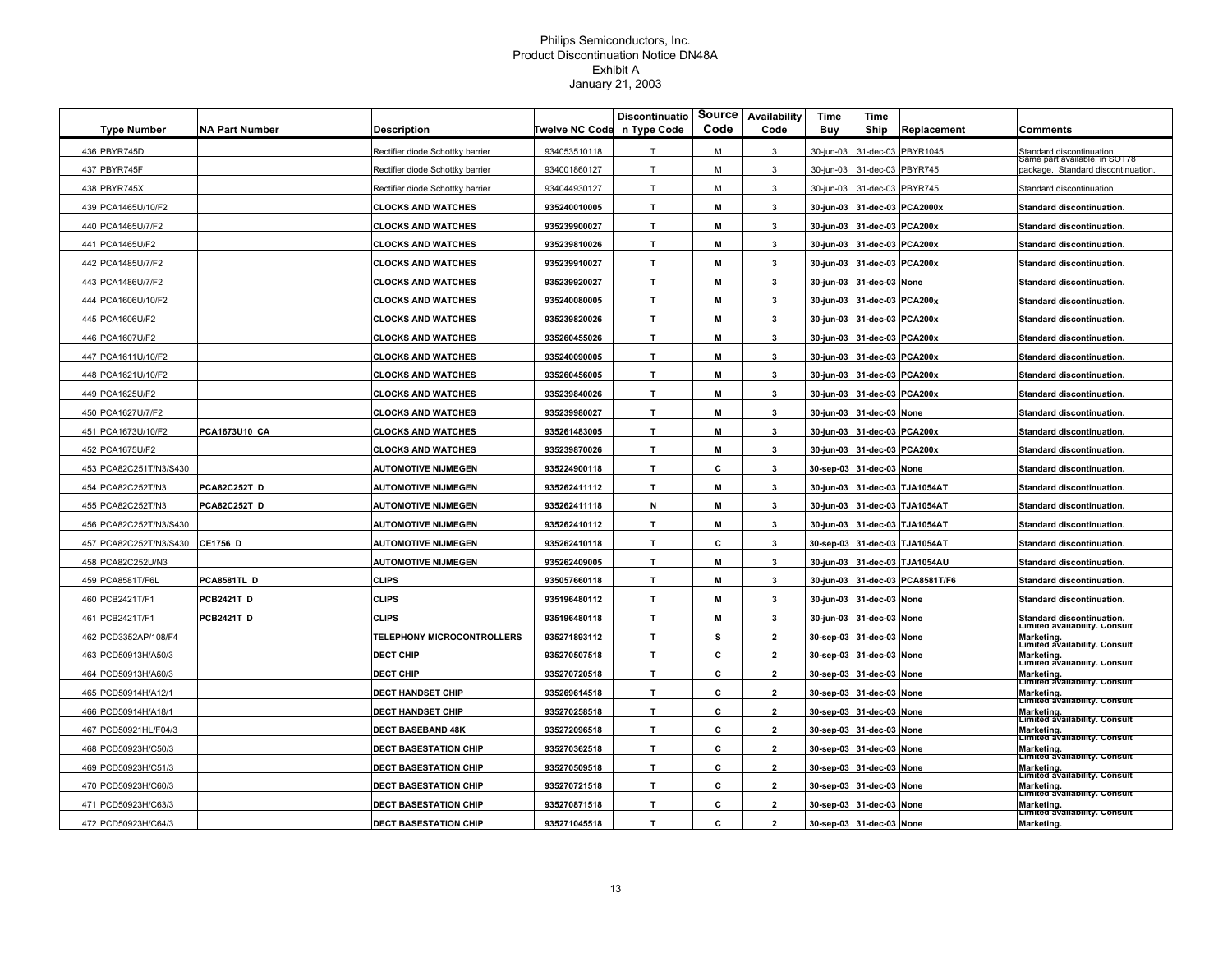Philips Semiconductors, Inc.
Product Discontinuation Notice DN48A
Exhibit A
January 21, 2003

| | Type Number | NA Part Number | Description | Twelve NC Code | Discontinuation Type Code | Source Code | Availability Code | Time Buy | Time Ship | Replacement | Comments |
|---|---|---|---|---|---|---|---|---|---|---|---|
| 436 | PBYR745D | | Rectifier diode Schottky barrier | 934053510118 | T | M | 3 | 30-jun-03 | 31-dec-03 | PBYR1045 | Standard discontinuation. |
| 437 | PBYR745F | | Rectifier diode Schottky barrier | 934001860127 | T | M | 3 | 30-jun-03 | 31-dec-03 | PBYR745 | Same part available. in SOT78 package. Standard discontinuation. |
| 438 | PBYR745X | | Rectifier diode Schottky barrier | 934044930127 | T | M | 3 | 30-jun-03 | 31-dec-03 | PBYR745 | Standard discontinuation. |
| 439 | PCA1465U/10/F2 | | **CLOCKS AND WATCHES** | 935240010005 | T | M | 3 | 30-jun-03 | 31-dec-03 | PCA2000x | Standard discontinuation. |
| 440 | PCA1465U/7/F2 | | **CLOCKS AND WATCHES** | 935239900027 | T | M | 3 | 30-jun-03 | 31-dec-03 | PCA200x | Standard discontinuation. |
| 441 | PCA1465U/F2 | | **CLOCKS AND WATCHES** | 935239810026 | T | M | 3 | 30-jun-03 | 31-dec-03 | PCA200x | Standard discontinuation. |
| 442 | PCA1485U/7/F2 | | **CLOCKS AND WATCHES** | 935239910027 | T | M | 3 | 30-jun-03 | 31-dec-03 | PCA200x | Standard discontinuation. |
| 443 | PCA1486U/7/F2 | | **CLOCKS AND WATCHES** | 935239920027 | T | M | 3 | 30-jun-03 | 31-dec-03 | None | Standard discontinuation. |
| 444 | PCA1606U/10/F2 | | **CLOCKS AND WATCHES** | 935240080005 | T | M | 3 | 30-jun-03 | 31-dec-03 | PCA200x | Standard discontinuation. |
| 445 | PCA1606U/F2 | | **CLOCKS AND WATCHES** | 935239820026 | T | M | 3 | 30-jun-03 | 31-dec-03 | PCA200x | Standard discontinuation. |
| 446 | PCA1607U/F2 | | **CLOCKS AND WATCHES** | 935260455026 | T | M | 3 | 30-jun-03 | 31-dec-03 | PCA200x | Standard discontinuation. |
| 447 | PCA1611U/10/F2 | | **CLOCKS AND WATCHES** | 935240090005 | T | M | 3 | 30-jun-03 | 31-dec-03 | PCA200x | Standard discontinuation. |
| 448 | PCA1621U/10/F2 | | **CLOCKS AND WATCHES** | 935260456005 | T | M | 3 | 30-jun-03 | 31-dec-03 | PCA200x | Standard discontinuation. |
| 449 | PCA1625U/F2 | | **CLOCKS AND WATCHES** | 935239840026 | T | M | 3 | 30-jun-03 | 31-dec-03 | PCA200x | Standard discontinuation. |
| 450 | PCA1627U/7/F2 | | **CLOCKS AND WATCHES** | 935239980027 | T | M | 3 | 30-jun-03 | 31-dec-03 | None | Standard discontinuation. |
| 451 | PCA1673U/10/F2 | PCA1673U10 CA | **CLOCKS AND WATCHES** | 935261483005 | T | M | 3 | 30-jun-03 | 31-dec-03 | PCA200x | Standard discontinuation. |
| 452 | PCA1675U/F2 | | **CLOCKS AND WATCHES** | 935239870026 | T | M | 3 | 30-jun-03 | 31-dec-03 | PCA200x | Standard discontinuation. |
| 453 | PCA82C251T/N3/S430 | | **AUTOMOTIVE NIJMEGEN** | 935224900118 | T | C | 3 | 30-sep-03 | 31-dec-03 | None | Standard discontinuation. |
| 454 | PCA82C252T/N3 | PCA82C252T D | **AUTOMOTIVE NIJMEGEN** | 935262411112 | T | M | 3 | 30-jun-03 | 31-dec-03 | TJA1054AT | Standard discontinuation. |
| 455 | PCA82C252T/N3 | PCA82C252T D | **AUTOMOTIVE NIJMEGEN** | 935262411118 | N | M | 3 | 30-jun-03 | 31-dec-03 | TJA1054AT | Standard discontinuation. |
| 456 | PCA82C252T/N3/S430 | | **AUTOMOTIVE NIJMEGEN** | 935262410112 | T | M | 3 | 30-jun-03 | 31-dec-03 | TJA1054AT | Standard discontinuation. |
| 457 | PCA82C252T/N3/S430 | CE1756 D | **AUTOMOTIVE NIJMEGEN** | 935262410118 | T | C | 3 | 30-sep-03 | 31-dec-03 | TJA1054AT | Standard discontinuation. |
| 458 | PCA82C252U/N3 | | **AUTOMOTIVE NIJMEGEN** | 935262409005 | T | M | 3 | 30-jun-03 | 31-dec-03 | TJA1054AU | Standard discontinuation. |
| 459 | PCA8581T/F6L | PCA8581TL D | **CLIPS** | 935057660118 | T | M | 3 | 30-jun-03 | 31-dec-03 | PCA8581T/F6 | Standard discontinuation. |
| 460 | PCB2421T/F1 | PCB2421T D | **CLIPS** | 935196480112 | T | M | 3 | 30-jun-03 | 31-dec-03 | None | Standard discontinuation. |
| 461 | PCB2421T/F1 | PCB2421T D | **CLIPS** | 935196480118 | T | M | 3 | 30-jun-03 | 31-dec-03 | None | Standard discontinuation. |
| 462 | PCD3352AP/108/F4 | | **TELEPHONY MICROCONTROLLERS** | 935271893112 | T | S | 2 | 30-sep-03 | 31-dec-03 | None | Limited availability. Consult Marketing. |
| 463 | PCD50913H/A50/3 | | **DECT CHIP** | 935270507518 | T | C | 2 | 30-sep-03 | 31-dec-03 | None | Limited availability. Consult Marketing. |
| 464 | PCD50913H/A60/3 | | **DECT CHIP** | 935270720518 | T | C | 2 | 30-sep-03 | 31-dec-03 | None | Limited availability. Consult Marketing. |
| 465 | PCD50914H/A12/1 | | **DECT HANDSET CHIP** | 935269614518 | T | C | 2 | 30-sep-03 | 31-dec-03 | None | Limited availability. Consult Marketing. |
| 466 | PCD50914H/A18/1 | | **DECT HANDSET CHIP** | 935270258518 | T | C | 2 | 30-sep-03 | 31-dec-03 | None | Limited availability. Consult Marketing. |
| 467 | PCD50921HL/F04/3 | | **DECT BASEBAND 48K** | 935272096518 | T | C | 2 | 30-sep-03 | 31-dec-03 | None | Limited availability. Consult Marketing. |
| 468 | PCD50923H/C50/3 | | **DECT BASESTATION CHIP** | 935270362518 | T | C | 2 | 30-sep-03 | 31-dec-03 | None | Limited availability. Consult Marketing. |
| 469 | PCD50923H/C51/3 | | **DECT BASESTATION CHIP** | 935270509518 | T | C | 2 | 30-sep-03 | 31-dec-03 | None | Limited availability. Consult Marketing. |
| 470 | PCD50923H/C60/3 | | **DECT BASESTATION CHIP** | 935270721518 | T | C | 2 | 30-sep-03 | 31-dec-03 | None | Limited availability. Consult Marketing. |
| 471 | PCD50923H/C63/3 | | **DECT BASESTATION CHIP** | 935270871518 | T | C | 2 | 30-sep-03 | 31-dec-03 | None | Limited availability. Consult Marketing. |
| 472 | PCD50923H/C64/3 | | **DECT BASESTATION CHIP** | 935271045518 | T | C | 2 | 30-sep-03 | 31-dec-03 | None | Limited availability. Consult Marketing. |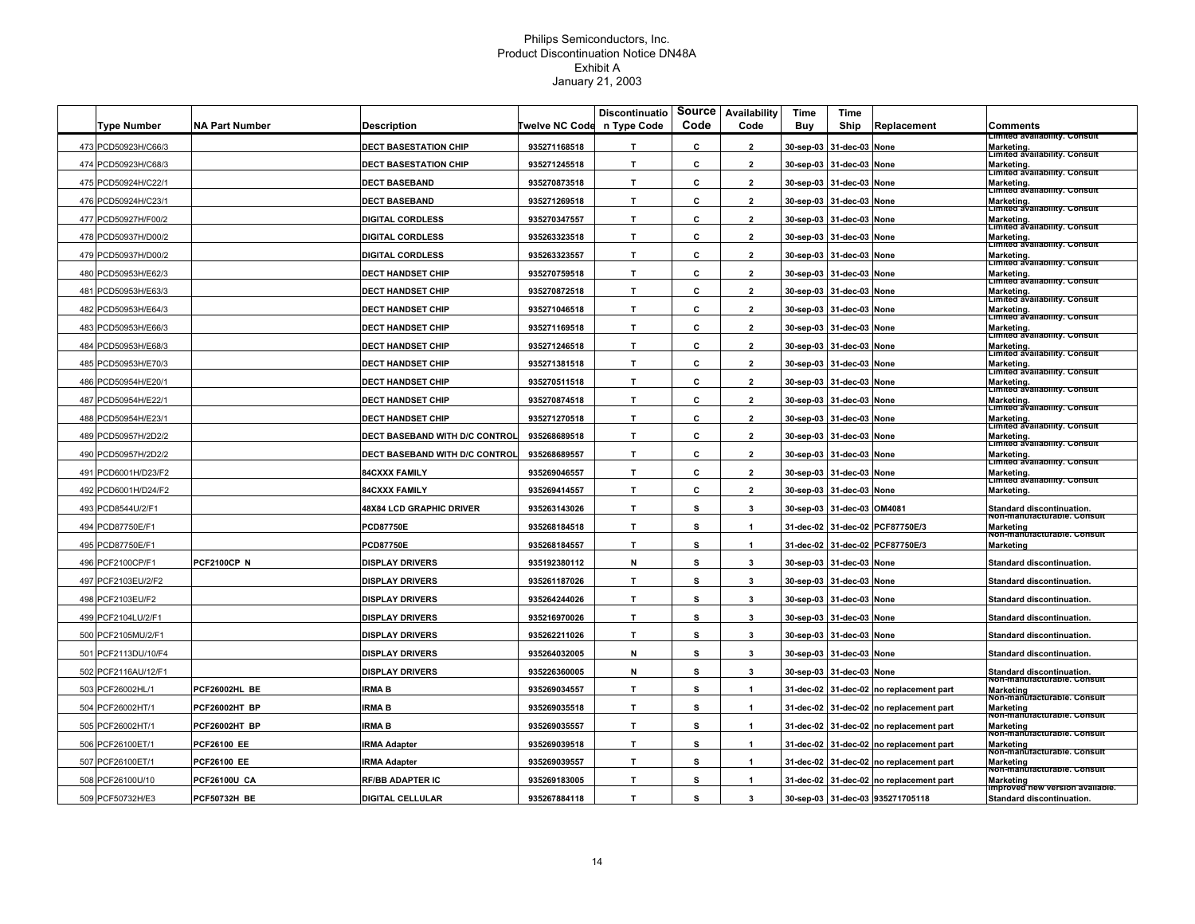Philips Semiconductors, Inc.
Product Discontinuation Notice DN48A
Exhibit A
January 21, 2003

| | Type Number | NA Part Number | Description | Twelve NC Code | Discontinuation Type Code | Source Code | Availability Code | Time Buy | Time Ship | Replacement | Comments |
|---|---|---|---|---|---|---|---|---|---|---|---|
| 473 | PCD50923H/C66/3 | | DECT BASESTATION CHIP | 935271168518 | T | C | 2 | 30-sep-03 | 31-dec-03 | None | Limited availability. Consult Marketing. |
| 474 | PCD50923H/C68/3 | | DECT BASESTATION CHIP | 935271245518 | T | C | 2 | 30-sep-03 | 31-dec-03 | None | Limited availability. Consult Marketing. |
| 475 | PCD50924H/C22/1 | | DECT BASEBAND | 935270873518 | T | C | 2 | 30-sep-03 | 31-dec-03 | None | Limited availability. Consult Marketing. |
| 476 | PCD50924H/C23/1 | | DECT BASEBAND | 935271269518 | T | C | 2 | 30-sep-03 | 31-dec-03 | None | Limited availability. Consult Marketing. |
| 477 | PCD50927H/F00/2 | | DIGITAL CORDLESS | 935270347557 | T | C | 2 | 30-sep-03 | 31-dec-03 | None | Limited availability. Consult Marketing. |
| 478 | PCD50937H/D00/2 | | DIGITAL CORDLESS | 935263323518 | T | C | 2 | 30-sep-03 | 31-dec-03 | None | Limited availability. Consult Marketing. |
| 479 | PCD50937H/D00/2 | | DIGITAL CORDLESS | 935263323557 | T | C | 2 | 30-sep-03 | 31-dec-03 | None | Limited availability. Consult Marketing. |
| 480 | PCD50953H/E62/3 | | DECT HANDSET CHIP | 935270759518 | T | C | 2 | 30-sep-03 | 31-dec-03 | None | Limited availability. Consult Marketing. |
| 481 | PCD50953H/E63/3 | | DECT HANDSET CHIP | 935270872518 | T | C | 2 | 30-sep-03 | 31-dec-03 | None | Limited availability. Consult Marketing. |
| 482 | PCD50953H/E64/3 | | DECT HANDSET CHIP | 935271046518 | T | C | 2 | 30-sep-03 | 31-dec-03 | None | Limited availability. Consult Marketing. |
| 483 | PCD50953H/E66/3 | | DECT HANDSET CHIP | 935271169518 | T | C | 2 | 30-sep-03 | 31-dec-03 | None | Limited availability. Consult Marketing. |
| 484 | PCD50953H/E68/3 | | DECT HANDSET CHIP | 935271246518 | T | C | 2 | 30-sep-03 | 31-dec-03 | None | Limited availability. Consult Marketing. |
| 485 | PCD50953H/E70/3 | | DECT HANDSET CHIP | 935271381518 | T | C | 2 | 30-sep-03 | 31-dec-03 | None | Limited availability. Consult Marketing. |
| 486 | PCD50954H/E20/1 | | DECT HANDSET CHIP | 935270511518 | T | C | 2 | 30-sep-03 | 31-dec-03 | None | Limited availability. Consult Marketing. |
| 487 | PCD50954H/E22/1 | | DECT HANDSET CHIP | 935270874518 | T | C | 2 | 30-sep-03 | 31-dec-03 | None | Limited availability. Consult Marketing. |
| 488 | PCD50954H/E23/1 | | DECT HANDSET CHIP | 935271270518 | T | C | 2 | 30-sep-03 | 31-dec-03 | None | Limited availability. Consult Marketing. |
| 489 | PCD50957H/2D2/2 | | DECT BASEBAND WITH D/C CONTROL | 935268689518 | T | C | 2 | 30-sep-03 | 31-dec-03 | None | Limited availability. Consult Marketing. |
| 490 | PCD50957H/2D2/2 | | DECT BASEBAND WITH D/C CONTROL | 935268689557 | T | C | 2 | 30-sep-03 | 31-dec-03 | None | Limited availability. Consult Marketing. |
| 491 | PCD6001H/D23/F2 | | 84CXXX FAMILY | 935269046557 | T | C | 2 | 30-sep-03 | 31-dec-03 | None | Limited availability. Consult Marketing. |
| 492 | PCD6001H/D24/F2 | | 84CXXX FAMILY | 935269414557 | T | C | 2 | 30-sep-03 | 31-dec-03 | None | Limited availability. Consult Marketing. |
| 493 | PCD8544U/2/F1 | | 48X84 LCD GRAPHIC DRIVER | 935263143026 | T | S | 3 | 30-sep-03 | 31-dec-03 | OM4081 | Standard discontinuation. |
| 494 | PCD87750E/F1 | | PCD87750E | 935268184518 | T | S | 1 | 31-dec-02 | 31-dec-02 | PCF87750E/3 | Non-manufacturable. Consult Marketing |
| 495 | PCD87750E/F1 | | PCD87750E | 935268184557 | T | S | 1 | 31-dec-02 | 31-dec-02 | PCF87750E/3 | Non-manufacturable. Consult Marketing |
| 496 | PCF2100CP/F1 | PCF2100CP N | DISPLAY DRIVERS | 935192380112 | N | S | 3 | 30-sep-03 | 31-dec-03 | None | Standard discontinuation. |
| 497 | PCF2103EU/2/F2 | | DISPLAY DRIVERS | 935261187026 | T | S | 3 | 30-sep-03 | 31-dec-03 | None | Standard discontinuation. |
| 498 | PCF2103EU/F2 | | DISPLAY DRIVERS | 935264244026 | T | S | 3 | 30-sep-03 | 31-dec-03 | None | Standard discontinuation. |
| 499 | PCF2104LU/2/F1 | | DISPLAY DRIVERS | 935216970026 | T | S | 3 | 30-sep-03 | 31-dec-03 | None | Standard discontinuation. |
| 500 | PCF2105MU/2/F1 | | DISPLAY DRIVERS | 935262211026 | T | S | 3 | 30-sep-03 | 31-dec-03 | None | Standard discontinuation. |
| 501 | PCF2113DU/10/F4 | | DISPLAY DRIVERS | 935264032005 | N | S | 3 | 30-sep-03 | 31-dec-03 | None | Standard discontinuation. |
| 502 | PCF2116AU/12/F1 | | DISPLAY DRIVERS | 935226360005 | N | S | 3 | 30-sep-03 | 31-dec-03 | None | Standard discontinuation. |
| 503 | PCF26002HL/1 | PCF26002HL BE | IRMA B | 935269034557 | T | S | 1 | 31-dec-02 | 31-dec-02 | no replacement part | Non-manufacturable. Consult Marketing |
| 504 | PCF26002HT/1 | PCF26002HT BP | IRMA B | 935269035518 | T | S | 1 | 31-dec-02 | 31-dec-02 | no replacement part | Non-manufacturable. Consult Marketing |
| 505 | PCF26002HT/1 | PCF26002HT BP | IRMA B | 935269035557 | T | S | 1 | 31-dec-02 | 31-dec-02 | no replacement part | Non-manufacturable. Consult Marketing |
| 506 | PCF26100ET/1 | PCF26100 EE | IRMA Adapter | 935269039518 | T | S | 1 | 31-dec-02 | 31-dec-02 | no replacement part | Non-manufacturable. Consult Marketing |
| 507 | PCF26100ET/1 | PCF26100 EE | IRMA Adapter | 935269039557 | T | S | 1 | 31-dec-02 | 31-dec-02 | no replacement part | Non-manufacturable. Consult Marketing |
| 508 | PCF26100U/10 | PCF26100U CA | RF/BB ADAPTER IC | 935269183005 | T | S | 1 | 31-dec-02 | 31-dec-02 | no replacement part | Non-manufacturable. Consult Marketing |
| 509 | PCF50732H/E3 | PCF50732H BE | DIGITAL CELLULAR | 935267884118 | T | S | 3 | 30-sep-03 | 31-dec-03 | 935271705118 | Improved new version available. Standard discontinuation. |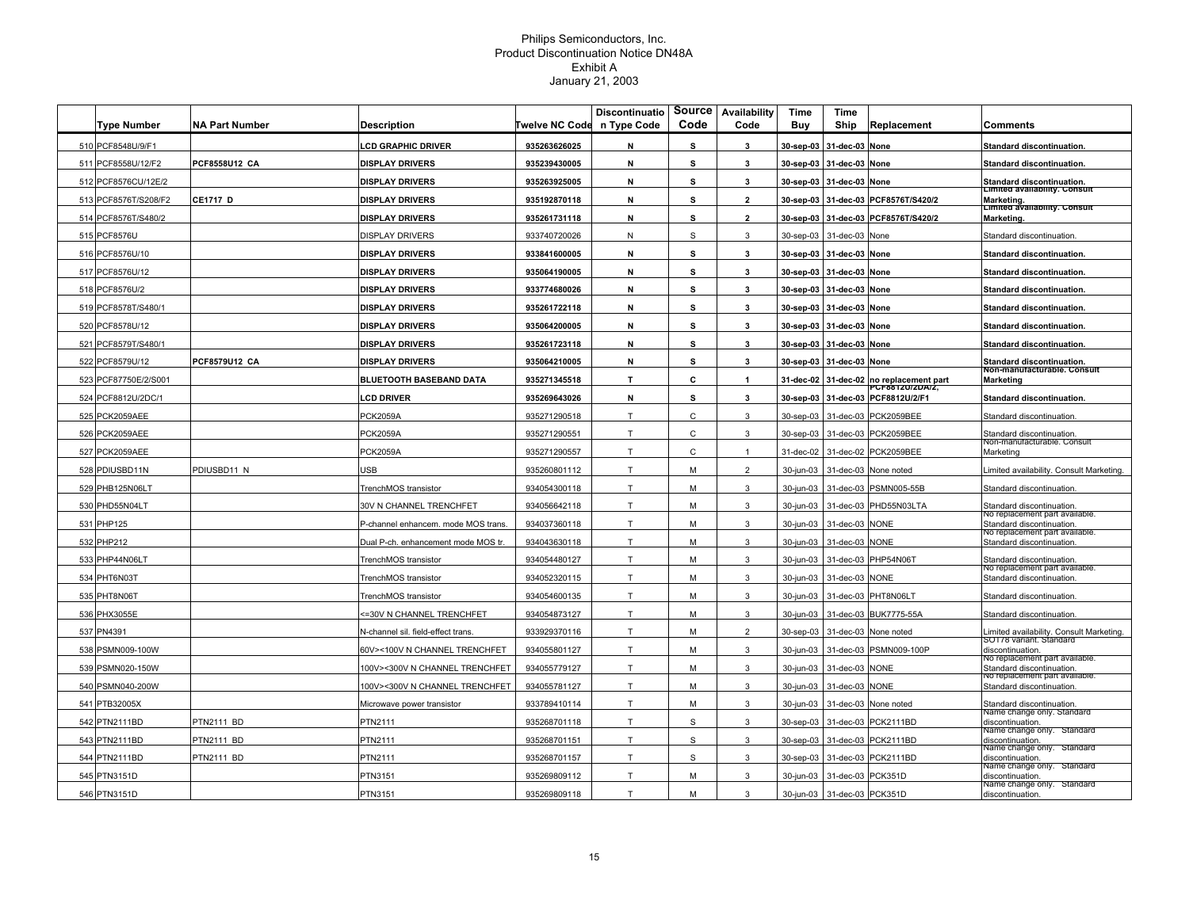Philips Semiconductors, Inc.
Product Discontinuation Notice DN48A
Exhibit A
January 21, 2003

| | Type Number | NA Part Number | Description | Twelve NC Code | Discontinuation Type Code | Source Code | Availability Code | Time Buy | Time Ship | Replacement | Comments |
|---|---|---|---|---|---|---|---|---|---|---|---|
| 510 | PCF8548U/9/F1 | | LCD GRAPHIC DRIVER | 935263626025 | N | S | 3 | 30-sep-03 | 31-dec-03 | None | Standard discontinuation. |
| 511 | PCF8558U/12/F2 | PCF8558U12 CA | DISPLAY DRIVERS | 935239430005 | N | S | 3 | 30-sep-03 | 31-dec-03 | None | Standard discontinuation. |
| 512 | PCF8576CU/12E/2 | | DISPLAY DRIVERS | 935263925005 | N | S | 3 | 30-sep-03 | 31-dec-03 | None | Standard discontinuation. |
| 513 | PCF8576T/S208/F2 | CE1717 D | DISPLAY DRIVERS | 935192870118 | N | S | 2 | 30-sep-03 | 31-dec-03 | PCF8576T/S420/2 | Limited availability. Consult Marketing. |
| 514 | PCF8576T/S480/2 | | DISPLAY DRIVERS | 935261731118 | N | S | 2 | 30-sep-03 | 31-dec-03 | PCF8576T/S420/2 | Limited availability. Consult Marketing. |
| 515 | PCF8576U | | DISPLAY DRIVERS | 933740720026 | N | S | 3 | 30-sep-03 | 31-dec-03 | None | Standard discontinuation. |
| 516 | PCF8576U/10 | | DISPLAY DRIVERS | 933841600005 | N | S | 3 | 30-sep-03 | 31-dec-03 | None | Standard discontinuation. |
| 517 | PCF8576U/12 | | DISPLAY DRIVERS | 935064190005 | N | S | 3 | 30-sep-03 | 31-dec-03 | None | Standard discontinuation. |
| 518 | PCF8576U/2 | | DISPLAY DRIVERS | 933774680026 | N | S | 3 | 30-sep-03 | 31-dec-03 | None | Standard discontinuation. |
| 519 | PCF8578T/S480/1 | | DISPLAY DRIVERS | 935261722118 | N | S | 3 | 30-sep-03 | 31-dec-03 | None | Standard discontinuation. |
| 520 | PCF8578U/12 | | DISPLAY DRIVERS | 935064200005 | N | S | 3 | 30-sep-03 | 31-dec-03 | None | Standard discontinuation. |
| 521 | PCF8579T/S480/1 | | DISPLAY DRIVERS | 935261723118 | N | S | 3 | 30-sep-03 | 31-dec-03 | None | Standard discontinuation. |
| 522 | PCF8579U/12 | PCF8579U12 CA | DISPLAY DRIVERS | 935064210005 | N | S | 3 | 30-sep-03 | 31-dec-03 | None | Standard discontinuation. |
| 523 | PCF87750E/2/S001 | | BLUETOOTH BASEBAND DATA | 935271345518 | T | C | 1 | 31-dec-02 | 31-dec-02 | no replacement part | Non-manufacturable. Consult Marketing |
| 524 | PCF8812U/2DC/1 | | LCD DRIVER | 935269643026 | N | S | 3 | 30-sep-03 | 31-dec-03 | PCF8812U/2DA/2, PCF8812U/2/F1 | Standard discontinuation. |
| 525 | PCK2059AEE | | PCK2059A | 935271290518 | T | C | 3 | 30-sep-03 | 31-dec-03 | PCK2059BEE | Standard discontinuation. |
| 526 | PCK2059AEE | | PCK2059A | 935271290551 | T | C | 3 | 30-sep-03 | 31-dec-03 | PCK2059BEE | Standard discontinuation. |
| 527 | PCK2059AEE | | PCK2059A | 935271290557 | T | C | 1 | 31-dec-02 | 31-dec-02 | PCK2059BEE | Non-manufacturable. Consult Marketing |
| 528 | PDIUSBD11N | PDIUSBD11 N | USB | 935260801112 | T | M | 2 | 30-jun-03 | 31-dec-03 | None noted | Limited availability. Consult Marketing. |
| 529 | PHB125N06LT | | TrenchMOS transistor | 934054300118 | T | M | 3 | 30-jun-03 | 31-dec-03 | PSMN005-55B | Standard discontinuation. |
| 530 | PHD55N04LT | | 30V N CHANNEL TRENCHFET | 934056642118 | T | M | 3 | 30-jun-03 | 31-dec-03 | PHD55N03LTA | Standard discontinuation. |
| 531 | PHP125 | | P-channel enhancem. mode MOS trans. | 934037360118 | T | M | 3 | 30-jun-03 | 31-dec-03 | NONE | No replacement part available. Standard discontinuation. |
| 532 | PHP212 | | Dual P-ch. enhancement mode MOS tr. | 934043630118 | T | M | 3 | 30-jun-03 | 31-dec-03 | NONE | No replacement part available. Standard discontinuation. |
| 533 | PHP44N06LT | | TrenchMOS transistor | 934054480127 | T | M | 3 | 30-jun-03 | 31-dec-03 | PHP54N06T | Standard discontinuation. |
| 534 | PHT6N03T | | TrenchMOS transistor | 934052320115 | T | M | 3 | 30-jun-03 | 31-dec-03 | NONE | No replacement part available. Standard discontinuation. |
| 535 | PHT8N06T | | TrenchMOS transistor | 934054600135 | T | M | 3 | 30-jun-03 | 31-dec-03 | PHT8N06LT | Standard discontinuation. |
| 536 | PHX3055E | | <=30V N CHANNEL TRENCHFET | 934054873127 | T | M | 3 | 30-jun-03 | 31-dec-03 | BUK7775-55A | Standard discontinuation. |
| 537 | PN4391 | | N-channel sil. field-effect trans. | 933929370116 | T | M | 2 | 30-sep-03 | 31-dec-03 | None noted | Limited availability. Consult Marketing. |
| 538 | PSMN009-100W | | 60V><100V N CHANNEL TRENCHFET | 934055801127 | T | M | 3 | 30-jun-03 | 31-dec-03 | PSMN009-100P | SOT78 variant. Standard discontinuation. |
| 539 | PSMN020-150W | | 100V><300V N CHANNEL TRENCHFET | 934055779127 | T | M | 3 | 30-jun-03 | 31-dec-03 | NONE | No replacement part available. Standard discontinuation. |
| 540 | PSMN040-200W | | 100V><300V N CHANNEL TRENCHFET | 934055781127 | T | M | 3 | 30-jun-03 | 31-dec-03 | NONE | No replacement part available. Standard discontinuation. |
| 541 | PTB32005X | | Microwave power transistor | 933789410114 | T | M | 3 | 30-jun-03 | 31-dec-03 | None noted | Standard discontinuation. |
| 542 | PTN2111BD | PTN2111 BD | PTN2111 | 935268701118 | T | S | 3 | 30-sep-03 | 31-dec-03 | PCK2111BD | Name change only. Standard discontinuation. |
| 543 | PTN2111BD | PTN2111 BD | PTN2111 | 935268701151 | T | S | 3 | 30-sep-03 | 31-dec-03 | PCK2111BD | Name change only. Standard discontinuation. |
| 544 | PTN2111BD | PTN2111 BD | PTN2111 | 935268701157 | T | S | 3 | 30-sep-03 | 31-dec-03 | PCK2111BD | Name change only. Standard discontinuation. |
| 545 | PTN3151D | | PTN3151 | 935269809112 | T | M | 3 | 30-jun-03 | 31-dec-03 | PCK351D | Name change only. Standard discontinuation. |
| 546 | PTN3151D | | PTN3151 | 935269809118 | T | M | 3 | 30-jun-03 | 31-dec-03 | PCK351D | Name change only. Standard discontinuation. |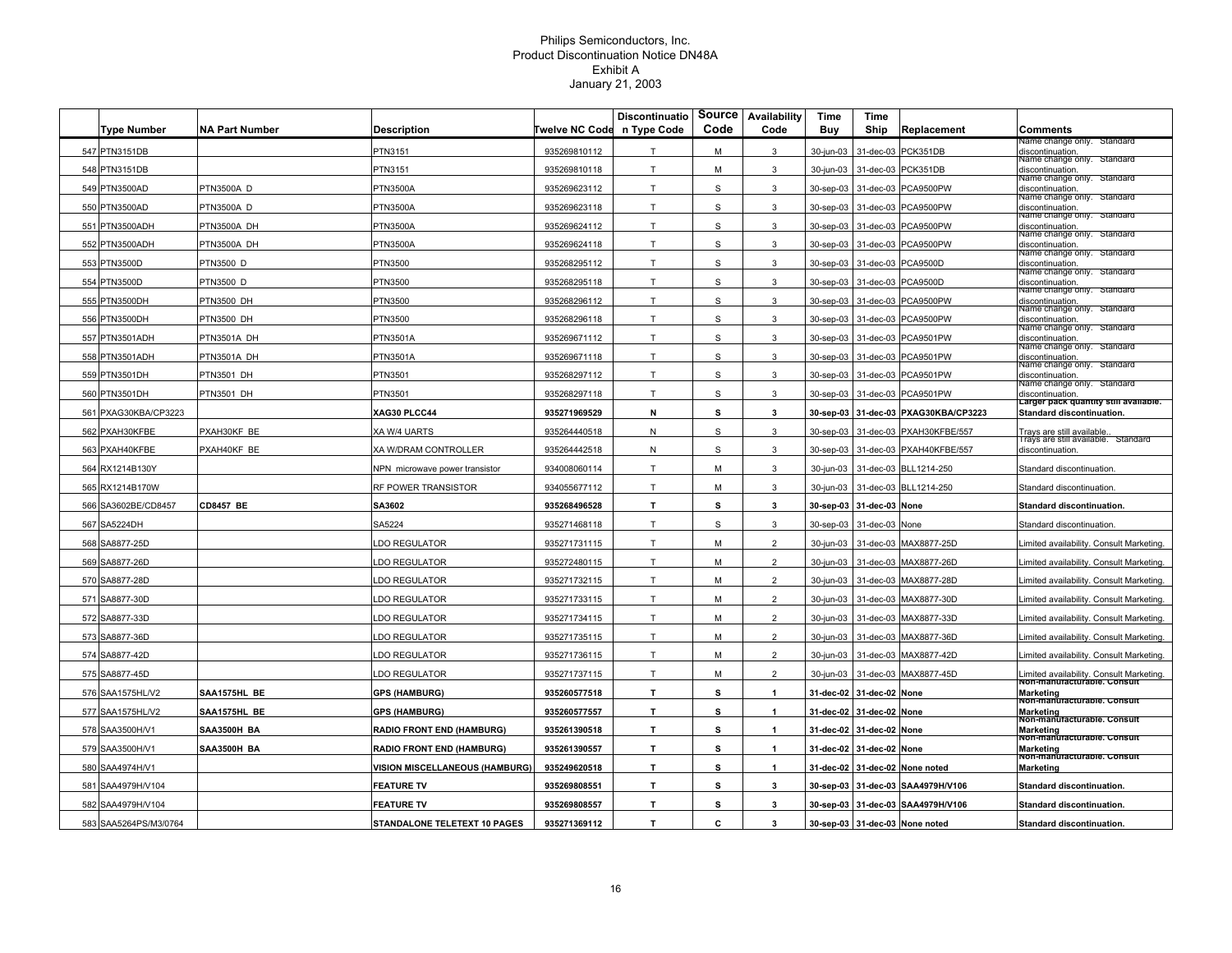Philips Semiconductors, Inc.
Product Discontinuation Notice DN48A
Exhibit A
January 21, 2003

| | Type Number | NA Part Number | Description | Twelve NC Code | Discontinuation Type Code | Source Code | Availability Code | Time Buy | Time Ship | Replacement | Comments |
|---|---|---|---|---|---|---|---|---|---|---|---|
| 547 | PTN3151DB | | PTN3151 | 935269810112 | T | M | 3 | 30-jun-03 | 31-dec-03 | PCK351DB | Name change only. Standard discontinuation. |
| 548 | PTN3151DB | | PTN3151 | 935269810118 | T | M | 3 | 30-jun-03 | 31-dec-03 | PCK351DB | Name change only. Standard discontinuation. |
| 549 | PTN3500AD | PTN3500A D | PTN3500A | 935269623112 | T | S | 3 | 30-sep-03 | 31-dec-03 | PCA9500PW | Name change only. Standard discontinuation. |
| 550 | PTN3500AD | PTN3500A D | PTN3500A | 935269623118 | T | S | 3 | 30-sep-03 | 31-dec-03 | PCA9500PW | Name change only. Standard discontinuation. |
| 551 | PTN3500ADH | PTN3500A DH | PTN3500A | 935269624112 | T | S | 3 | 30-sep-03 | 31-dec-03 | PCA9500PW | Name change only. Standard discontinuation. |
| 552 | PTN3500ADH | PTN3500A DH | PTN3500A | 935269624118 | T | S | 3 | 30-sep-03 | 31-dec-03 | PCA9500PW | Name change only. Standard discontinuation. |
| 553 | PTN3500D | PTN3500 D | PTN3500 | 935268295112 | T | S | 3 | 30-sep-03 | 31-dec-03 | PCA9500D | Name change only. Standard discontinuation. |
| 554 | PTN3500D | PTN3500 D | PTN3500 | 935268295118 | T | S | 3 | 30-sep-03 | 31-dec-03 | PCA9500D | Name change only. Standard discontinuation. |
| 555 | PTN3500DH | PTN3500 DH | PTN3500 | 935268296112 | T | S | 3 | 30-sep-03 | 31-dec-03 | PCA9500PW | Name change only. Standard discontinuation. |
| 556 | PTN3500DH | PTN3500 DH | PTN3500 | 935268296118 | T | S | 3 | 30-sep-03 | 31-dec-03 | PCA9500PW | Name change only. Standard discontinuation. |
| 557 | PTN3501ADH | PTN3501A DH | PTN3501A | 935269671112 | T | S | 3 | 30-sep-03 | 31-dec-03 | PCA9501PW | Name change only. Standard discontinuation. |
| 558 | PTN3501ADH | PTN3501A DH | PTN3501A | 935269671118 | T | S | 3 | 30-sep-03 | 31-dec-03 | PCA9501PW | Name change only. Standard discontinuation. |
| 559 | PTN3501DH | PTN3501 DH | PTN3501 | 935268297112 | T | S | 3 | 30-sep-03 | 31-dec-03 | PCA9501PW | Name change only. Standard discontinuation. |
| 560 | PTN3501DH | PTN3501 DH | PTN3501 | 935268297118 | T | S | 3 | 30-sep-03 | 31-dec-03 | PCA9501PW | Name change only. Standard discontinuation. |
| 561 | **PXAG30KBA/CP3223** | | **XAG30 PLCC44** | **935271969529** | **N** | **S** | **3** | **30-sep-03** | **31-dec-03** | **PXAG30KBA/CP3223** | **Larger pack quantity still available. Standard discontinuation.** |
| 562 | PXAH30KFBE | PXAH30KF BE | XA W/4 UARTS | 935264440518 | N | S | 3 | 30-sep-03 | 31-dec-03 | PXAH30KFBE/557 | Trays are still available.. |
| 563 | PXAH40KFBE | PXAH40KF BE | XA W/DRAM CONTROLLER | 935264442518 | N | S | 3 | 30-sep-03 | 31-dec-03 | PXAH40KFBE/557 | Trays are still available. Standard discontinuation. |
| 564 | RX1214B130Y | | NPN microwave power transistor | 934008060114 | T | M | 3 | 30-jun-03 | 31-dec-03 | BLL1214-250 | Standard discontinuation. |
| 565 | RX1214B170W | | RF POWER TRANSISTOR | 934055677112 | T | M | 3 | 30-jun-03 | 31-dec-03 | BLL1214-250 | Standard discontinuation. |
| 566 | **SA3602BE/CD8457** | **CD8457 BE** | **SA3602** | **935268496528** | **T** | **S** | **3** | **30-sep-03** | **31-dec-03** | **None** | **Standard discontinuation.** |
| 567 | SA5224DH | | SA5224 | 935271468118 | T | S | 3 | 30-sep-03 | 31-dec-03 | None | Standard discontinuation. |
| 568 | SA8877-25D | | LDO REGULATOR | 935271731115 | T | M | 2 | 30-jun-03 | 31-dec-03 | MAX8877-25D | Limited availability. Consult Marketing. |
| 569 | SA8877-26D | | LDO REGULATOR | 935272480115 | T | M | 2 | 30-jun-03 | 31-dec-03 | MAX8877-26D | Limited availability. Consult Marketing. |
| 570 | SA8877-28D | | LDO REGULATOR | 935271732115 | T | M | 2 | 30-jun-03 | 31-dec-03 | MAX8877-28D | Limited availability. Consult Marketing. |
| 571 | SA8877-30D | | LDO REGULATOR | 935271733115 | T | M | 2 | 30-jun-03 | 31-dec-03 | MAX8877-30D | Limited availability. Consult Marketing. |
| 572 | SA8877-33D | | LDO REGULATOR | 935271734115 | T | M | 2 | 30-jun-03 | 31-dec-03 | MAX8877-33D | Limited availability. Consult Marketing. |
| 573 | SA8877-36D | | LDO REGULATOR | 935271735115 | T | M | 2 | 30-jun-03 | 31-dec-03 | MAX8877-36D | Limited availability. Consult Marketing. |
| 574 | SA8877-42D | | LDO REGULATOR | 935271736115 | T | M | 2 | 30-jun-03 | 31-dec-03 | MAX8877-42D | Limited availability. Consult Marketing. |
| 575 | SA8877-45D | | LDO REGULATOR | 935271737115 | T | M | 2 | 30-jun-03 | 31-dec-03 | MAX8877-45D | Limited availability. Consult Marketing. |
| 576 | **SAA1575HL/V2** | **SAA1575HL BE** | **GPS (HAMBURG)** | **935260577518** | **T** | **S** | **1** | **31-dec-02** | **31-dec-02** | **None** | **Non-manufacturable. Consult Marketing** |
| 577 | **SAA1575HL/V2** | **SAA1575HL BE** | **GPS (HAMBURG)** | **935260577557** | **T** | **S** | **1** | **31-dec-02** | **31-dec-02** | **None** | **Non-manufacturable. Consult Marketing** |
| 578 | **SAA3500H/V1** | **SAA3500H BA** | **RADIO FRONT END (HAMBURG)** | **935261390518** | **T** | **S** | **1** | **31-dec-02** | **31-dec-02** | **None** | **Non-manufacturable. Consult Marketing** |
| 579 | **SAA3500H/V1** | **SAA3500H BA** | **RADIO FRONT END (HAMBURG)** | **935261390557** | **T** | **S** | **1** | **31-dec-02** | **31-dec-02** | **None** | **Non-manufacturable. Consult Marketing** |
| 580 | **SAA4974H/V1** | | **VISION MISCELLANEOUS (HAMBURG)** | **935249620518** | **T** | **S** | **1** | **31-dec-02** | **31-dec-02** | **None noted** | **Non-manufacturable. Consult Marketing** |
| 581 | **SAA4979H/V104** | | **FEATURE TV** | **935269808551** | **T** | **S** | **3** | **30-sep-03** | **31-dec-03** | **SAA4979H/V106** | **Standard discontinuation.** |
| 582 | **SAA4979H/V104** | | **FEATURE TV** | **935269808557** | **T** | **S** | **3** | **30-sep-03** | **31-dec-03** | **SAA4979H/V106** | **Standard discontinuation.** |
| 583 | **SAA5264PS/M3/0764** | | **STANDALONE TELETEXT 10 PAGES** | **935271369112** | **T** | **C** | **3** | **30-sep-03** | **31-dec-03** | **None noted** | **Standard discontinuation.** |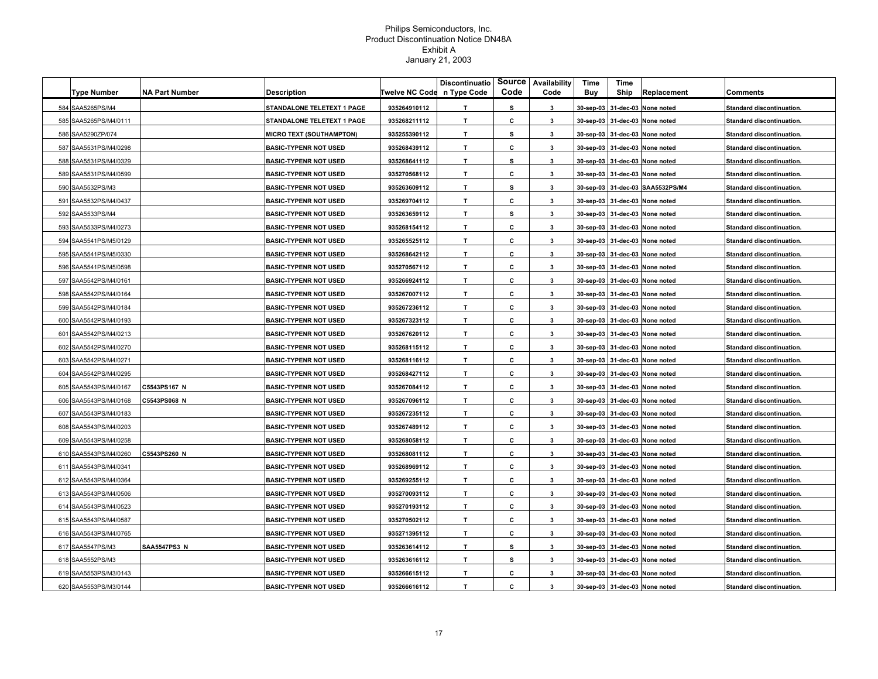Philips Semiconductors, Inc.
Product Discontinuation Notice DN48A
Exhibit A
January 21, 2003

| | Type Number | NA Part Number | Description | Twelve NC Code | Discontinuation Type Code | Source Code | Availability Code | Time Buy | Time Ship | Replacement | Comments |
|---|---|---|---|---|---|---|---|---|---|---|---|
| 584 | SAA5265PS/M4 | | STANDALONE TELETEXT 1 PAGE | 935264910112 | T | S | 3 | 30-sep-03 | 31-dec-03 | None noted | Standard discontinuation. |
| 585 | SAA5265PS/M4/0111 | | STANDALONE TELETEXT 1 PAGE | 935268211112 | T | C | 3 | 30-sep-03 | 31-dec-03 | None noted | Standard discontinuation. |
| 586 | SAA5290ZP/074 | | MICRO TEXT (SOUTHAMPTON) | 935255390112 | T | S | 3 | 30-sep-03 | 31-dec-03 | None noted | Standard discontinuation. |
| 587 | SAA5531PS/M4/0298 | | BASIC-TYPENR NOT USED | 935268439112 | T | C | 3 | 30-sep-03 | 31-dec-03 | None noted | Standard discontinuation. |
| 588 | SAA5531PS/M4/0329 | | BASIC-TYPENR NOT USED | 935268641112 | T | S | 3 | 30-sep-03 | 31-dec-03 | None noted | Standard discontinuation. |
| 589 | SAA5531PS/M4/0599 | | BASIC-TYPENR NOT USED | 935270568112 | T | C | 3 | 30-sep-03 | 31-dec-03 | None noted | Standard discontinuation. |
| 590 | SAA5532PS/M3 | | BASIC-TYPENR NOT USED | 935263609112 | T | S | 3 | 30-sep-03 | 31-dec-03 | SAA5532PS/M4 | Standard discontinuation. |
| 591 | SAA5532PS/M4/0437 | | BASIC-TYPENR NOT USED | 935269704112 | T | C | 3 | 30-sep-03 | 31-dec-03 | None noted | Standard discontinuation. |
| 592 | SAA5533PS/M4 | | BASIC-TYPENR NOT USED | 935263659112 | T | S | 3 | 30-sep-03 | 31-dec-03 | None noted | Standard discontinuation. |
| 593 | SAA5533PS/M4/0273 | | BASIC-TYPENR NOT USED | 935268154112 | T | C | 3 | 30-sep-03 | 31-dec-03 | None noted | Standard discontinuation. |
| 594 | SAA5541PS/M5/0129 | | BASIC-TYPENR NOT USED | 935265525112 | T | C | 3 | 30-sep-03 | 31-dec-03 | None noted | Standard discontinuation. |
| 595 | SAA5541PS/M5/0330 | | BASIC-TYPENR NOT USED | 935268642112 | T | C | 3 | 30-sep-03 | 31-dec-03 | None noted | Standard discontinuation. |
| 596 | SAA5541PS/M5/0598 | | BASIC-TYPENR NOT USED | 935270567112 | T | C | 3 | 30-sep-03 | 31-dec-03 | None noted | Standard discontinuation. |
| 597 | SAA5542PS/M4/0161 | | BASIC-TYPENR NOT USED | 935266924112 | T | C | 3 | 30-sep-03 | 31-dec-03 | None noted | Standard discontinuation. |
| 598 | SAA5542PS/M4/0164 | | BASIC-TYPENR NOT USED | 935267007112 | T | C | 3 | 30-sep-03 | 31-dec-03 | None noted | Standard discontinuation. |
| 599 | SAA5542PS/M4/0184 | | BASIC-TYPENR NOT USED | 935267236112 | T | C | 3 | 30-sep-03 | 31-dec-03 | None noted | Standard discontinuation. |
| 600 | SAA5542PS/M4/0193 | | BASIC-TYPENR NOT USED | 935267323112 | T | C | 3 | 30-sep-03 | 31-dec-03 | None noted | Standard discontinuation. |
| 601 | SAA5542PS/M4/0213 | | BASIC-TYPENR NOT USED | 935267620112 | T | C | 3 | 30-sep-03 | 31-dec-03 | None noted | Standard discontinuation. |
| 602 | SAA5542PS/M4/0270 | | BASIC-TYPENR NOT USED | 935268115112 | T | C | 3 | 30-sep-03 | 31-dec-03 | None noted | Standard discontinuation. |
| 603 | SAA5542PS/M4/0271 | | BASIC-TYPENR NOT USED | 935268116112 | T | C | 3 | 30-sep-03 | 31-dec-03 | None noted | Standard discontinuation. |
| 604 | SAA5542PS/M4/0295 | | BASIC-TYPENR NOT USED | 935268427112 | T | C | 3 | 30-sep-03 | 31-dec-03 | None noted | Standard discontinuation. |
| 605 | SAA5543PS/M4/0167 | C5543PS167 N | BASIC-TYPENR NOT USED | 935267084112 | T | C | 3 | 30-sep-03 | 31-dec-03 | None noted | Standard discontinuation. |
| 606 | SAA5543PS/M4/0168 | C5543PS068 N | BASIC-TYPENR NOT USED | 935267096112 | T | C | 3 | 30-sep-03 | 31-dec-03 | None noted | Standard discontinuation. |
| 607 | SAA5543PS/M4/0183 | | BASIC-TYPENR NOT USED | 935267235112 | T | C | 3 | 30-sep-03 | 31-dec-03 | None noted | Standard discontinuation. |
| 608 | SAA5543PS/M4/0203 | | BASIC-TYPENR NOT USED | 935267489112 | T | C | 3 | 30-sep-03 | 31-dec-03 | None noted | Standard discontinuation. |
| 609 | SAA5543PS/M4/0258 | | BASIC-TYPENR NOT USED | 935268058112 | T | C | 3 | 30-sep-03 | 31-dec-03 | None noted | Standard discontinuation. |
| 610 | SAA5543PS/M4/0260 | C5543PS260 N | BASIC-TYPENR NOT USED | 935268081112 | T | C | 3 | 30-sep-03 | 31-dec-03 | None noted | Standard discontinuation. |
| 611 | SAA5543PS/M4/0341 | | BASIC-TYPENR NOT USED | 935268969112 | T | C | 3 | 30-sep-03 | 31-dec-03 | None noted | Standard discontinuation. |
| 612 | SAA5543PS/M4/0364 | | BASIC-TYPENR NOT USED | 935269255112 | T | C | 3 | 30-sep-03 | 31-dec-03 | None noted | Standard discontinuation. |
| 613 | SAA5543PS/M4/0506 | | BASIC-TYPENR NOT USED | 935270093112 | T | C | 3 | 30-sep-03 | 31-dec-03 | None noted | Standard discontinuation. |
| 614 | SAA5543PS/M4/0523 | | BASIC-TYPENR NOT USED | 935270193112 | T | C | 3 | 30-sep-03 | 31-dec-03 | None noted | Standard discontinuation. |
| 615 | SAA5543PS/M4/0587 | | BASIC-TYPENR NOT USED | 935270502112 | T | C | 3 | 30-sep-03 | 31-dec-03 | None noted | Standard discontinuation. |
| 616 | SAA5543PS/M4/0765 | | BASIC-TYPENR NOT USED | 935271395112 | T | C | 3 | 30-sep-03 | 31-dec-03 | None noted | Standard discontinuation. |
| 617 | SAA5547PS/M3 | SAA5547PS3 N | BASIC-TYPENR NOT USED | 935263614112 | T | S | 3 | 30-sep-03 | 31-dec-03 | None noted | Standard discontinuation. |
| 618 | SAA5552PS/M3 | | BASIC-TYPENR NOT USED | 935263616112 | T | S | 3 | 30-sep-03 | 31-dec-03 | None noted | Standard discontinuation. |
| 619 | SAA5553PS/M3/0143 | | BASIC-TYPENR NOT USED | 935266615112 | T | C | 3 | 30-sep-03 | 31-dec-03 | None noted | Standard discontinuation. |
| 620 | SAA5553PS/M3/0144 | | BASIC-TYPENR NOT USED | 935266616112 | T | C | 3 | 30-sep-03 | 31-dec-03 | None noted | Standard discontinuation. |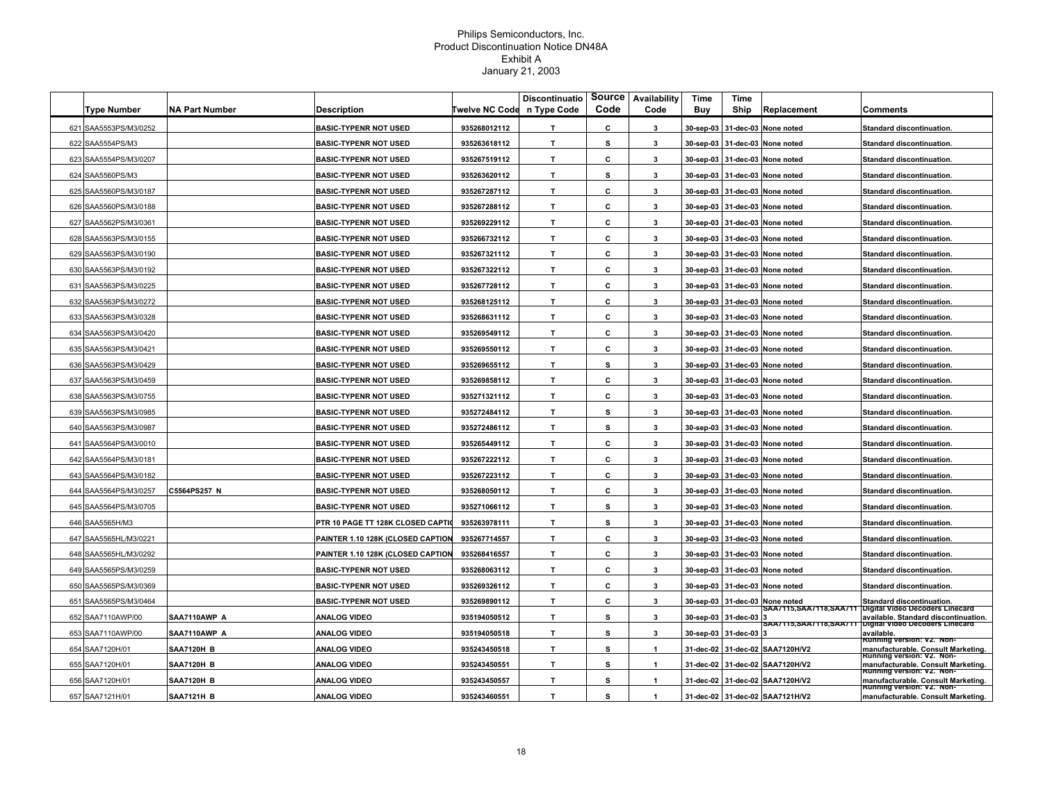Philips Semiconductors, Inc.
Product Discontinuation Notice DN48A
Exhibit A
January 21, 2003

| | Type Number | NA Part Number | Description | Twelve NC Code | Discontinuation Type Code | Source Code | Availability Code | Time Buy | Time Ship | Replacement | Comments |
|---|---|---|---|---|---|---|---|---|---|---|---|
| 621 | SAA5553PS/M3/0252 | | BASIC-TYPENR NOT USED | 935268012112 | T | C | 3 | 30-sep-03 | 31-dec-03 | None noted | Standard discontinuation. |
| 622 | SAA5554PS/M3 | | BASIC-TYPENR NOT USED | 935263618112 | T | S | 3 | 30-sep-03 | 31-dec-03 | None noted | Standard discontinuation. |
| 623 | SAA5554PS/M3/0207 | | BASIC-TYPENR NOT USED | 935267519112 | T | C | 3 | 30-sep-03 | 31-dec-03 | None noted | Standard discontinuation. |
| 624 | SAA5560PS/M3 | | BASIC-TYPENR NOT USED | 935263620112 | T | S | 3 | 30-sep-03 | 31-dec-03 | None noted | Standard discontinuation. |
| 625 | SAA5560PS/M3/0187 | | BASIC-TYPENR NOT USED | 935267287112 | T | C | 3 | 30-sep-03 | 31-dec-03 | None noted | Standard discontinuation. |
| 626 | SAA5560PS/M3/0188 | | BASIC-TYPENR NOT USED | 935267288112 | T | C | 3 | 30-sep-03 | 31-dec-03 | None noted | Standard discontinuation. |
| 627 | SAA5562PS/M3/0361 | | BASIC-TYPENR NOT USED | 935269229112 | T | C | 3 | 30-sep-03 | 31-dec-03 | None noted | Standard discontinuation. |
| 628 | SAA5563PS/M3/0155 | | BASIC-TYPENR NOT USED | 935266732112 | T | C | 3 | 30-sep-03 | 31-dec-03 | None noted | Standard discontinuation. |
| 629 | SAA5563PS/M3/0190 | | BASIC-TYPENR NOT USED | 935267321112 | T | C | 3 | 30-sep-03 | 31-dec-03 | None noted | Standard discontinuation. |
| 630 | SAA5563PS/M3/0192 | | BASIC-TYPENR NOT USED | 935267322112 | T | C | 3 | 30-sep-03 | 31-dec-03 | None noted | Standard discontinuation. |
| 631 | SAA5563PS/M3/0225 | | BASIC-TYPENR NOT USED | 935267728112 | T | C | 3 | 30-sep-03 | 31-dec-03 | None noted | Standard discontinuation. |
| 632 | SAA5563PS/M3/0272 | | BASIC-TYPENR NOT USED | 935268125112 | T | C | 3 | 30-sep-03 | 31-dec-03 | None noted | Standard discontinuation. |
| 633 | SAA5563PS/M3/0328 | | BASIC-TYPENR NOT USED | 935268631112 | T | C | 3 | 30-sep-03 | 31-dec-03 | None noted | Standard discontinuation. |
| 634 | SAA5563PS/M3/0420 | | BASIC-TYPENR NOT USED | 935269549112 | T | C | 3 | 30-sep-03 | 31-dec-03 | None noted | Standard discontinuation. |
| 635 | SAA5563PS/M3/0421 | | BASIC-TYPENR NOT USED | 935269550112 | T | C | 3 | 30-sep-03 | 31-dec-03 | None noted | Standard discontinuation. |
| 636 | SAA5563PS/M3/0429 | | BASIC-TYPENR NOT USED | 935269655112 | T | S | 3 | 30-sep-03 | 31-dec-03 | None noted | Standard discontinuation. |
| 637 | SAA5563PS/M3/0459 | | BASIC-TYPENR NOT USED | 935269858112 | T | C | 3 | 30-sep-03 | 31-dec-03 | None noted | Standard discontinuation. |
| 638 | SAA5563PS/M3/0755 | | BASIC-TYPENR NOT USED | 935271321112 | T | C | 3 | 30-sep-03 | 31-dec-03 | None noted | Standard discontinuation. |
| 639 | SAA5563PS/M3/0985 | | BASIC-TYPENR NOT USED | 935272484112 | T | S | 3 | 30-sep-03 | 31-dec-03 | None noted | Standard discontinuation. |
| 640 | SAA5563PS/M3/0987 | | BASIC-TYPENR NOT USED | 935272486112 | T | S | 3 | 30-sep-03 | 31-dec-03 | None noted | Standard discontinuation. |
| 641 | SAA5564PS/M3/0010 | | BASIC-TYPENR NOT USED | 935265449112 | T | C | 3 | 30-sep-03 | 31-dec-03 | None noted | Standard discontinuation. |
| 642 | SAA5564PS/M3/0181 | | BASIC-TYPENR NOT USED | 935267222112 | T | C | 3 | 30-sep-03 | 31-dec-03 | None noted | Standard discontinuation. |
| 643 | SAA5564PS/M3/0182 | | BASIC-TYPENR NOT USED | 935267223112 | T | C | 3 | 30-sep-03 | 31-dec-03 | None noted | Standard discontinuation. |
| 644 | SAA5564PS/M3/0257 | C5564PS257 N | BASIC-TYPENR NOT USED | 935268050112 | T | C | 3 | 30-sep-03 | 31-dec-03 | None noted | Standard discontinuation. |
| 645 | SAA5564PS/M3/0705 | | BASIC-TYPENR NOT USED | 935271066112 | T | S | 3 | 30-sep-03 | 31-dec-03 | None noted | Standard discontinuation. |
| 646 | SAA5565H/M3 | | PTR 10 PAGE TT 128K CLOSED CAPTIO | 935263978111 | T | S | 3 | 30-sep-03 | 31-dec-03 | None noted | Standard discontinuation. |
| 647 | SAA5565HL/M3/0221 | | PAINTER 1.10 128K (CLOSED CAPTION | 935267714557 | T | C | 3 | 30-sep-03 | 31-dec-03 | None noted | Standard discontinuation. |
| 648 | SAA5565HL/M3/0292 | | PAINTER 1.10 128K (CLOSED CAPTION | 935268416557 | T | C | 3 | 30-sep-03 | 31-dec-03 | None noted | Standard discontinuation. |
| 649 | SAA5565PS/M3/0259 | | BASIC-TYPENR NOT USED | 935268063112 | T | C | 3 | 30-sep-03 | 31-dec-03 | None noted | Standard discontinuation. |
| 650 | SAA5565PS/M3/0369 | | BASIC-TYPENR NOT USED | 935269326112 | T | C | 3 | 30-sep-03 | 31-dec-03 | None noted | Standard discontinuation. |
| 651 | SAA5565PS/M3/0464 | | BASIC-TYPENR NOT USED | 935269890112 | T | C | 3 | 30-sep-03 | 31-dec-03 | None noted | Standard discontinuation. |
| 652 | SAA7110AWP/00 | SAA7110AWP A | ANALOG VIDEO | 935194050512 | T | S | 3 | 30-sep-03 | 31-dec-03 | SAA7115,SAA7118,SAA7113 | Digital Video Decoders Linecard available. Standard discontinuation. |
| 653 | SAA7110AWP/00 | SAA7110AWP A | ANALOG VIDEO | 935194050518 | T | S | 3 | 30-sep-03 | 31-dec-03 | SAA7115,SAA7118,SAA7113 | Digital Video Decoders Linecard available. |
| 654 | SAA7120H/01 | SAA7120H B | ANALOG VIDEO | 935243450518 | T | S | 1 | 31-dec-02 | 31-dec-02 | SAA7120H/V2 | Running version: V2. Non-manufacturable. Consult Marketing. |
| 655 | SAA7120H/01 | SAA7120H B | ANALOG VIDEO | 935243450551 | T | S | 1 | 31-dec-02 | 31-dec-02 | SAA7120H/V2 | Running version: V2. Non-manufacturable. Consult Marketing. |
| 656 | SAA7120H/01 | SAA7120H B | ANALOG VIDEO | 935243450557 | T | S | 1 | 31-dec-02 | 31-dec-02 | SAA7120H/V2 | Running version: V2. Non-manufacturable. Consult Marketing. |
| 657 | SAA7121H/01 | SAA7121H B | ANALOG VIDEO | 935243460551 | T | S | 1 | 31-dec-02 | 31-dec-02 | SAA7121H/V2 | Running version: V2. Non-manufacturable. Consult Marketing. |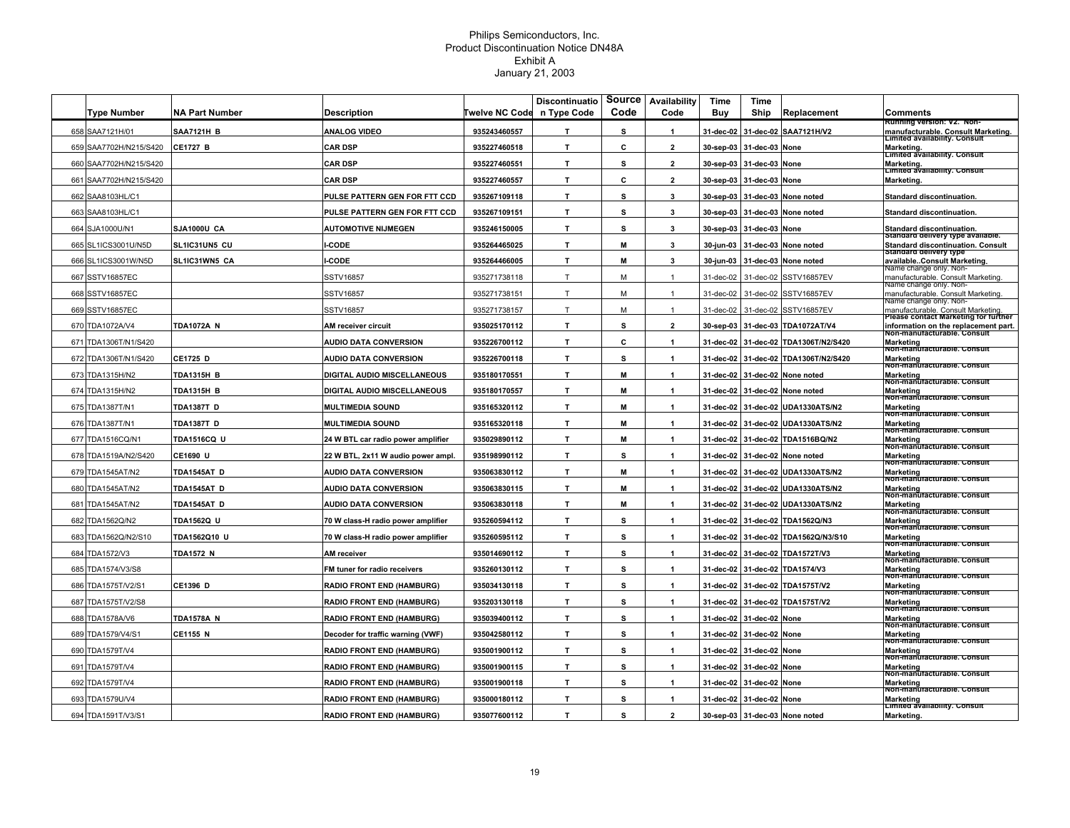Philips Semiconductors, Inc.
Product Discontinuation Notice DN48A
Exhibit A
January 21, 2003

| | Type Number | NA Part Number | Description | Twelve NC Code | Discontinuation Type Code | Source Code | Availability Code | Time Buy | Time Ship | Replacement | Comments |
|---|---|---|---|---|---|---|---|---|---|---|---|
| 658 | SAA7121H/01 | SAA7121H B | ANALOG VIDEO | 935243460557 | T | S | 1 | 31-dec-02 | 31-dec-02 | SAA7121H/V2 | Running version: V2. Non-manufacturable. Consult Marketing. |
| 659 | SAA7702H/N215/S420 | CE1727 B | CAR DSP | 935227460518 | T | C | 2 | 30-sep-03 | 31-dec-03 | None | Limited availability. Consult Marketing. |
| 660 | SAA7702H/N215/S420 | | CAR DSP | 935227460551 | T | S | 2 | 30-sep-03 | 31-dec-03 | None | Limited availability. Consult Marketing. |
| 661 | SAA7702H/N215/S420 | | CAR DSP | 935227460557 | T | C | 2 | 30-sep-03 | 31-dec-03 | None | Limited availability. Consult Marketing. |
| 662 | SAA8103HL/C1 | | PULSE PATTERN GEN FOR FTT CCD | 935267109118 | T | S | 3 | 30-sep-03 | 31-dec-03 | None noted | Standard discontinuation. |
| 663 | SAA8103HL/C1 | | PULSE PATTERN GEN FOR FTT CCD | 935267109151 | T | S | 3 | 30-sep-03 | 31-dec-03 | None noted | Standard discontinuation. |
| 664 | SJA1000U/N1 | SJA1000U CA | AUTOMOTIVE NIJMEGEN | 935246150005 | T | S | 3 | 30-sep-03 | 31-dec-03 | None | Standard discontinuation. |
| 665 | SL1ICS3001U/N5D | SL1IC31UN5 CU | I-CODE | 935264465025 | T | M | 3 | 30-jun-03 | 31-dec-03 | None noted | Standard delivery type available. Standard discontinuation. Consult |
| 666 | SL1ICS3001W/N5D | SL1IC31WN5 CA | I-CODE | 935264466005 | T | M | 3 | 30-jun-03 | 31-dec-03 | None noted | Standard delivery type available..Consult Marketing. |
| 667 | SSTV16857EC | | SSTV16857 | 935271738118 | T | M | 1 | 31-dec-02 | 31-dec-02 | SSTV16857EV | Name change only. Non-manufacturable. Consult Marketing. |
| 668 | SSTV16857EC | | SSTV16857 | 935271738151 | T | M | 1 | 31-dec-02 | 31-dec-02 | SSTV16857EV | Name change only. Non-manufacturable. Consult Marketing. |
| 669 | SSTV16857EC | | SSTV16857 | 935271738157 | T | M | 1 | 31-dec-02 | 31-dec-02 | SSTV16857EV | Name change only. Non-manufacturable. Consult Marketing. |
| 670 | TDA1072A/V4 | TDA1072A N | AM receiver circuit | 935025170112 | T | S | 2 | 30-sep-03 | 31-dec-03 | TDA1072AT/V4 | Please contact Marketing for further information on the replacement part. |
| 671 | TDA1306T/N1/S420 | | AUDIO DATA CONVERSION | 935226700112 | T | C | 1 | 31-dec-02 | 31-dec-02 | TDA1306T/N2/S420 | Non-manufacturable. Consult Marketing |
| 672 | TDA1306T/N1/S420 | CE1725 D | AUDIO DATA CONVERSION | 935226700118 | T | S | 1 | 31-dec-02 | 31-dec-02 | TDA1306T/N2/S420 | Non-manufacturable. Consult Marketing |
| 673 | TDA1315H/N2 | TDA1315H B | DIGITAL AUDIO MISCELLANEOUS | 935180170551 | T | M | 1 | 31-dec-02 | 31-dec-02 | None noted | Non-manufacturable. Consult Marketing |
| 674 | TDA1315H/N2 | TDA1315H B | DIGITAL AUDIO MISCELLANEOUS | 935180170557 | T | M | 1 | 31-dec-02 | 31-dec-02 | None noted | Non-manufacturable. Consult Marketing |
| 675 | TDA1387T/N1 | TDA1387T D | MULTIMEDIA SOUND | 935165320112 | T | M | 1 | 31-dec-02 | 31-dec-02 | UDA1330ATS/N2 | Non-manufacturable. Consult Marketing |
| 676 | TDA1387T/N1 | TDA1387T D | MULTIMEDIA SOUND | 935165320118 | T | M | 1 | 31-dec-02 | 31-dec-02 | UDA1330ATS/N2 | Non-manufacturable. Consult Marketing |
| 677 | TDA1516CQ/N1 | TDA1516CQ U | 24 W BTL car radio power amplifier | 935029890112 | T | M | 1 | 31-dec-02 | 31-dec-02 | TDA1516BQ/N2 | Non-manufacturable. Consult Marketing |
| 678 | TDA1519A/N2/S420 | CE1690 U | 22 W BTL, 2x11 W audio power ampl. | 935198990112 | T | S | 1 | 31-dec-02 | 31-dec-02 | None noted | Non-manufacturable. Consult Marketing |
| 679 | TDA1545AT/N2 | TDA1545AT D | AUDIO DATA CONVERSION | 935063830112 | T | M | 1 | 31-dec-02 | 31-dec-02 | UDA1330ATS/N2 | Non-manufacturable. Consult Marketing |
| 680 | TDA1545AT/N2 | TDA1545AT D | AUDIO DATA CONVERSION | 935063830115 | T | M | 1 | 31-dec-02 | 31-dec-02 | UDA1330ATS/N2 | Non-manufacturable. Consult Marketing |
| 681 | TDA1545AT/N2 | TDA1545AT D | AUDIO DATA CONVERSION | 935063830118 | T | M | 1 | 31-dec-02 | 31-dec-02 | UDA1330ATS/N2 | Non-manufacturable. Consult Marketing |
| 682 | TDA1562Q/N2 | TDA1562Q U | 70 W class-H radio power amplifier | 935260594112 | T | S | 1 | 31-dec-02 | 31-dec-02 | TDA1562Q/N3 | Non-manufacturable. Consult Marketing |
| 683 | TDA1562Q/N2/S10 | TDA1562Q10 U | 70 W class-H radio power amplifier | 935260595112 | T | S | 1 | 31-dec-02 | 31-dec-02 | TDA1562Q/N3/S10 | Non-manufacturable. Consult Marketing |
| 684 | TDA1572/V3 | TDA1572 N | AM receiver | 935014690112 | T | S | 1 | 31-dec-02 | 31-dec-02 | TDA1572T/V3 | Non-manufacturable. Consult Marketing |
| 685 | TDA1574/V3/S8 | | FM tuner for radio receivers | 935260130112 | T | S | 1 | 31-dec-02 | 31-dec-02 | TDA1574/V3 | Non-manufacturable. Consult Marketing |
| 686 | TDA1575T/V2/S1 | CE1396 D | RADIO FRONT END (HAMBURG) | 935034130118 | T | S | 1 | 31-dec-02 | 31-dec-02 | TDA1575T/V2 | Non-manufacturable. Consult Marketing |
| 687 | TDA1575T/V2/S8 | | RADIO FRONT END (HAMBURG) | 935203130118 | T | S | 1 | 31-dec-02 | 31-dec-02 | TDA1575T/V2 | Non-manufacturable. Consult Marketing |
| 688 | TDA1578A/V6 | TDA1578A N | RADIO FRONT END (HAMBURG) | 935039400112 | T | S | 1 | 31-dec-02 | 31-dec-02 | None | Non-manufacturable. Consult Marketing |
| 689 | TDA1579/V4/S1 | CE1155 N | Decoder for traffic warning (VWF) | 935042580112 | T | S | 1 | 31-dec-02 | 31-dec-02 | None | Non-manufacturable. Consult Marketing |
| 690 | TDA1579T/V4 | | RADIO FRONT END (HAMBURG) | 935001900112 | T | S | 1 | 31-dec-02 | 31-dec-02 | None | Non-manufacturable. Consult Marketing |
| 691 | TDA1579T/V4 | | RADIO FRONT END (HAMBURG) | 935001900115 | T | S | 1 | 31-dec-02 | 31-dec-02 | None | Non-manufacturable. Consult Marketing |
| 692 | TDA1579T/V4 | | RADIO FRONT END (HAMBURG) | 935001900118 | T | S | 1 | 31-dec-02 | 31-dec-02 | None | Non-manufacturable. Consult Marketing |
| 693 | TDA1579U/V4 | | RADIO FRONT END (HAMBURG) | 935000180112 | T | S | 1 | 31-dec-02 | 31-dec-02 | None | Non-manufacturable. Consult Marketing |
| 694 | TDA1591T/V3/S1 | | RADIO FRONT END (HAMBURG) | 935077600112 | T | S | 2 | 30-sep-03 | 31-dec-03 | None noted | Limited availability. Consult Marketing. |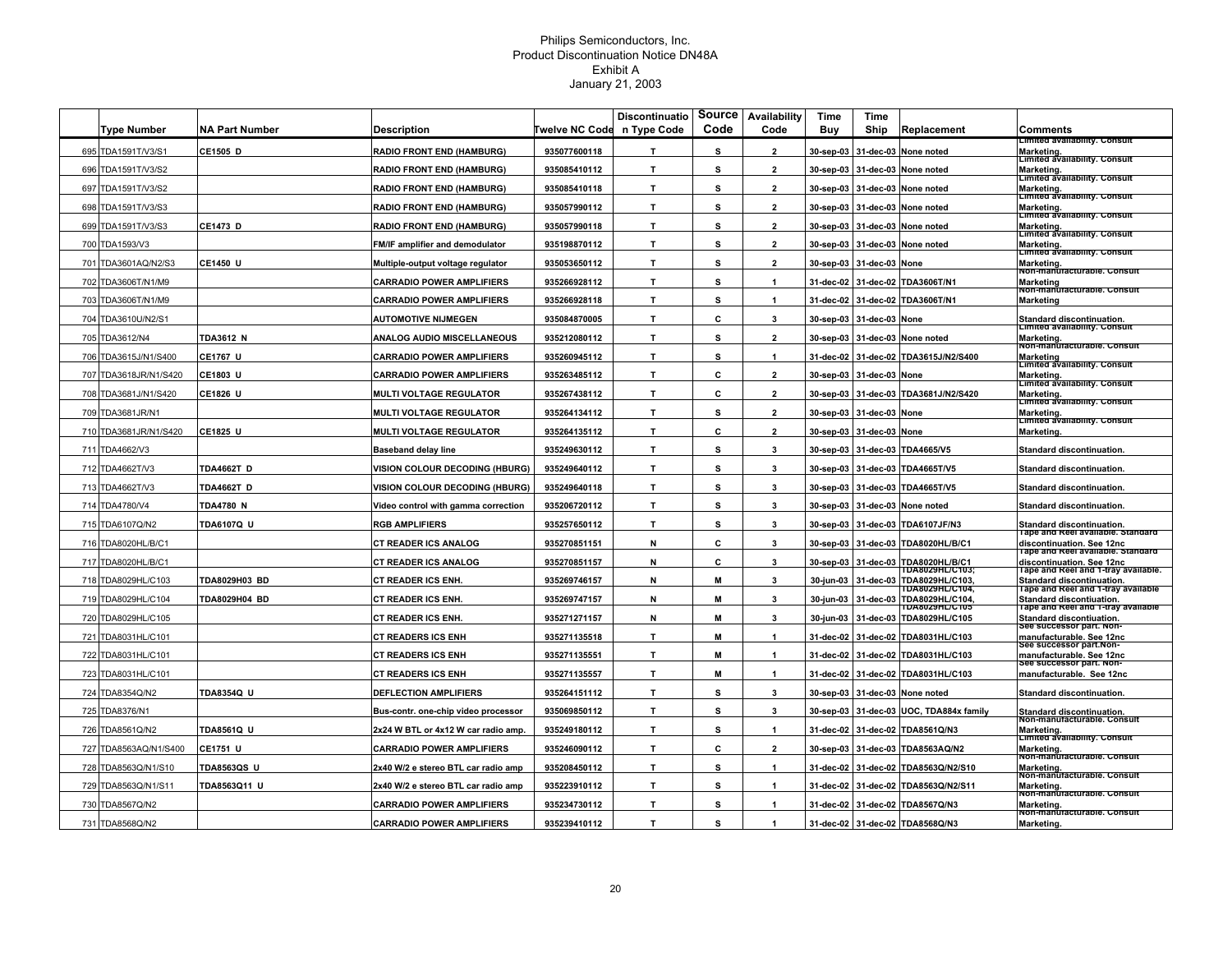Philips Semiconductors, Inc.
Product Discontinuation Notice DN48A
Exhibit A
January 21, 2003

| | Type Number | NA Part Number | Description | Twelve NC Code | Discontinuation Type Code | Source Code | Availability Code | Time Buy | Time Ship | Replacement | Comments |
|---|---|---|---|---|---|---|---|---|---|---|---|
| 695 | TDA1591T/V3/S1 | CE1505 D | RADIO FRONT END (HAMBURG) | 935077600118 | T | S | 2 | 30-sep-03 | 31-dec-03 | None noted | Limited availability. Consult Marketing. |
| 696 | TDA1591T/V3/S2 | | RADIO FRONT END (HAMBURG) | 935085410112 | T | S | 2 | 30-sep-03 | 31-dec-03 | None noted | Limited availability. Consult Marketing. |
| 697 | TDA1591T/V3/S2 | | RADIO FRONT END (HAMBURG) | 935085410118 | T | S | 2 | 30-sep-03 | 31-dec-03 | None noted | Limited availability. Consult Marketing. |
| 698 | TDA1591T/V3/S3 | | RADIO FRONT END (HAMBURG) | 935057990112 | T | S | 2 | 30-sep-03 | 31-dec-03 | None noted | Limited availability. Consult Marketing. |
| 699 | TDA1591T/V3/S3 | CE1473 D | RADIO FRONT END (HAMBURG) | 935057990118 | T | S | 2 | 30-sep-03 | 31-dec-03 | None noted | Limited availability. Consult Marketing. |
| 700 | TDA1593/V3 | | FM/IF amplifier and demodulator | 935198870112 | T | S | 2 | 30-sep-03 | 31-dec-03 | None noted | Limited availability. Consult Marketing. |
| 701 | TDA3601AQ/N2/S3 | CE1450 U | Multiple-output voltage regulator | 935053650112 | T | S | 2 | 30-sep-03 | 31-dec-03 | None | Limited availability. Consult Marketing. |
| 702 | TDA3606T/N1/M9 | | CARRADIO POWER AMPLIFIERS | 935266928112 | T | S | 1 | 31-dec-02 | 31-dec-02 | TDA3606T/N1 | Non-manufacturable. Consult Marketing |
| 703 | TDA3606T/N1/M9 | | CARRADIO POWER AMPLIFIERS | 935266928118 | T | S | 1 | 31-dec-02 | 31-dec-02 | TDA3606T/N1 | Non-manufacturable. Consult Marketing |
| 704 | TDA3610U/N2/S1 | | AUTOMOTIVE NIJMEGEN | 935084870005 | T | C | 3 | 30-sep-03 | 31-dec-03 | None | Standard discontinuation. |
| 705 | TDA3612/N4 | TDA3612 N | ANALOG AUDIO MISCELLANEOUS | 935212080112 | T | S | 2 | 30-sep-03 | 31-dec-03 | None noted | Limited availability. Consult Marketing. |
| 706 | TDA3615J/N1/S400 | CE1767 U | CARRADIO POWER AMPLIFIERS | 935260945112 | T | S | 1 | 31-dec-02 | 31-dec-02 | TDA3615J/N2/S400 | Non-manufacturable. Consult Marketing |
| 707 | TDA3618JR/N1/S420 | CE1803 U | CARRADIO POWER AMPLIFIERS | 935263485112 | T | C | 2 | 30-sep-03 | 31-dec-03 | None | Limited availability. Consult Marketing. |
| 708 | TDA3681J/N1/S420 | CE1826 U | MULTI VOLTAGE REGULATOR | 935267438112 | T | C | 2 | 30-sep-03 | 31-dec-03 | TDA3681J/N2/S420 | Limited availability. Consult Marketing. |
| 709 | TDA3681JR/N1 | | MULTI VOLTAGE REGULATOR | 935264134112 | T | S | 2 | 30-sep-03 | 31-dec-03 | None | Limited availability. Consult Marketing. |
| 710 | TDA3681JR/N1/S420 | CE1825 U | MULTI VOLTAGE REGULATOR | 935264135112 | T | C | 2 | 30-sep-03 | 31-dec-03 | None | Limited availability. Consult Marketing. |
| 711 | TDA4662/V3 | | Baseband delay line | 935249630112 | T | S | 3 | 30-sep-03 | 31-dec-03 | TDA4665/V5 | Standard discontinuation. |
| 712 | TDA4662T/V3 | TDA4662T D | VISION COLOUR DECODING (HBURG) | 935249640112 | T | S | 3 | 30-sep-03 | 31-dec-03 | TDA4665T/V5 | Standard discontinuation. |
| 713 | TDA4662T/V3 | TDA4662T D | VISION COLOUR DECODING (HBURG) | 935249640118 | T | S | 3 | 30-sep-03 | 31-dec-03 | TDA4665T/V5 | Standard discontinuation. |
| 714 | TDA4780/V4 | TDA4780 N | Video control with gamma correction | 935206720112 | T | S | 3 | 30-sep-03 | 31-dec-03 | None noted | Standard discontinuation. |
| 715 | TDA6107Q/N2 | TDA6107Q U | RGB AMPLIFIERS | 935257650112 | T | S | 3 | 30-sep-03 | 31-dec-03 | TDA6107JF/N3 | Standard discontinuation. |
| 716 | TDA8020HL/B/C1 | | CT READER ICS ANALOG | 935270851151 | N | C | 3 | 30-sep-03 | 31-dec-03 | TDA8020HL/B/C1 | Tape and Reel available. Standard discontinuation. See 12nc |
| 717 | TDA8020HL/B/C1 | | CT READER ICS ANALOG | 935270851157 | N | C | 3 | 30-sep-03 | 31-dec-03 | TDA8020HL/B/C1 | Tape and Reel available. Standard discontinuation. See 12nc |
| 718 | TDA8029HL/C103 | TDA8029H03 BD | CT READER ICS ENH. | 935269746157 | N | M | 3 | 30-jun-03 | 31-dec-03 | TDA8029HL/C103; TDA8029HL/C103, | Tape and Reel and 1-tray available. Standard discontinuation. |
| 719 | TDA8029HL/C104 | TDA8029H04 BD | CT READER ICS ENH. | 935269747157 | N | M | 3 | 30-jun-03 | 31-dec-03 | TDA8029HL/C104, TDA8029HL/C104, | Tape and Reel and 1-tray available Standard discontinuation. |
| 720 | TDA8029HL/C105 | | CT READER ICS ENH. | 935271271157 | N | M | 3 | 30-jun-03 | 31-dec-03 | TDA8029HL/C105 TDA8029HL/C105 | Tape and Reel and 1-tray available Standard discontinuation. |
| 721 | TDA8031HL/C101 | | CT READERS ICS ENH | 935271135518 | T | M | 1 | 31-dec-02 | 31-dec-02 | TDA8031HL/C103 | See successor part. Non-manufacturable. See 12nc |
| 722 | TDA8031HL/C101 | | CT READERS ICS ENH | 935271135551 | T | M | 1 | 31-dec-02 | 31-dec-02 | TDA8031HL/C103 | See successor part.Non-manufacturable. See 12nc |
| 723 | TDA8031HL/C101 | | CT READERS ICS ENH | 935271135557 | T | M | 1 | 31-dec-02 | 31-dec-02 | TDA8031HL/C103 | See successor part. Non-manufacturable. See 12nc |
| 724 | TDA8354Q/N2 | TDA8354Q U | DEFLECTION AMPLIFIERS | 935264151112 | T | S | 3 | 30-sep-03 | 31-dec-03 | None noted | Standard discontinuation. |
| 725 | TDA8376/N1 | | Bus-contr. one-chip video processor | 935069850112 | T | S | 3 | 30-sep-03 | 31-dec-03 | UOC, TDA884x family | Standard discontinuation. |
| 726 | TDA8561Q/N2 | TDA8561Q U | 2x24 W BTL or 4x12 W car radio amp. | 935249180112 | T | S | 1 | 31-dec-02 | 31-dec-02 | TDA8561Q/N3 | Non-manufacturable. Consult Marketing. |
| 727 | TDA8563AQ/N1/S400 | CE1751 U | CARRADIO POWER AMPLIFIERS | 935246090112 | T | C | 2 | 30-sep-03 | 31-dec-03 | TDA8563AQ/N2 | Limited availability. Consult Marketing. |
| 728 | TDA8563Q/N1/S10 | TDA8563QS U | 2x40 W/2 e stereo BTL car radio amp | 935208450112 | T | S | 1 | 31-dec-02 | 31-dec-02 | TDA8563Q/N2/S10 | Non-manufacturable. Consult Marketing. |
| 729 | TDA8563Q/N1/S11 | TDA8563Q11 U | 2x40 W/2 e stereo BTL car radio amp | 935223910112 | T | S | 1 | 31-dec-02 | 31-dec-02 | TDA8563Q/N2/S11 | Non-manufacturable. Consult Marketing. |
| 730 | TDA8567Q/N2 | | CARRADIO POWER AMPLIFIERS | 935234730112 | T | S | 1 | 31-dec-02 | 31-dec-02 | TDA8567Q/N3 | Non-manufacturable. Consult Marketing. |
| 731 | TDA8568Q/N2 | | CARRADIO POWER AMPLIFIERS | 935239410112 | T | S | 1 | 31-dec-02 | 31-dec-02 | TDA8568Q/N3 | Non-manufacturable. Consult Marketing. |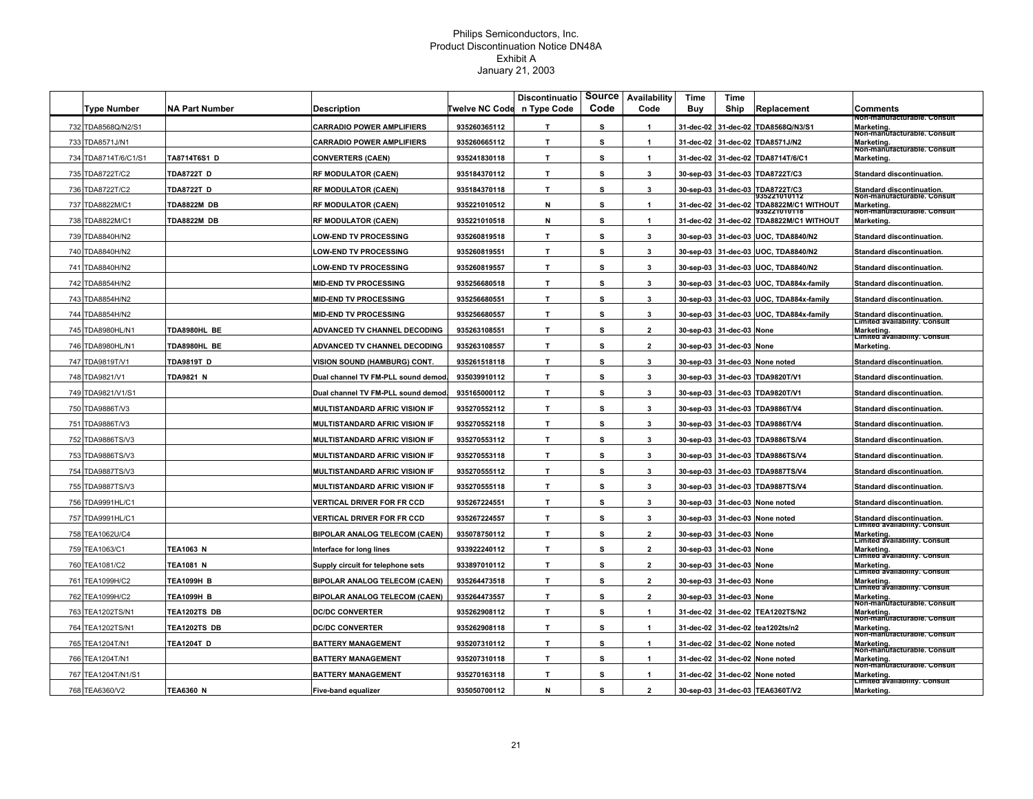Philips Semiconductors, Inc.
Product Discontinuation Notice DN48A
Exhibit A
January 21, 2003

| | Type Number | NA Part Number | Description | Twelve NC Code | Discontinuation Type Code | Source Code | Availability Code | Time Buy | Time Ship | Replacement | Comments |
|---|---|---|---|---|---|---|---|---|---|---|---|
| 732 | TDA8568Q/N2/S1 | | CARRADIO POWER AMPLIFIERS | 935260365112 | T | S | 1 | 31-dec-02 | 31-dec-02 | TDA8568Q/N3/S1 | Non-manufacturable. Consult Marketing. |
| 733 | TDA8571J/N1 | | CARRADIO POWER AMPLIFIERS | 935260665112 | T | S | 1 | 31-dec-02 | 31-dec-02 | TDA8571J/N2 | Non-manufacturable. Consult Marketing. |
| 734 | TDA8714T/6/C1/S1 | TA8714T6S1 D | CONVERTERS (CAEN) | 935241830118 | T | S | 1 | 31-dec-02 | 31-dec-02 | TDA8714T/6/C1 | Non-manufacturable. Consult Marketing. |
| 735 | TDA8722T/C2 | TDA8722T D | RF MODULATOR (CAEN) | 935184370112 | T | S | 3 | 30-sep-03 | 31-dec-03 | TDA8722T/C3 | Standard discontinuation. |
| 736 | TDA8722T/C2 | TDA8722T D | RF MODULATOR (CAEN) | 935184370118 | T | S | 3 | 30-sep-03 | 31-dec-03 | TDA8722T/C3 | Standard discontinuation. |
| 737 | TDA8822M/C1 | TDA8822M DB | RF MODULATOR (CAEN) | 935221010512 | N | S | 1 | 31-dec-02 | 31-dec-02 | 935221010112 TDA8822M/C1 WITHOUT | Non-manufacturable. Consult Marketing. |
| 738 | TDA8822M/C1 | TDA8822M DB | RF MODULATOR (CAEN) | 935221010518 | N | S | 1 | 31-dec-02 | 31-dec-02 | 935221010118 TDA8822M/C1 WITHOUT | Non-manufacturable. Consult Marketing. |
| 739 | TDA8840H/N2 | | LOW-END TV PROCESSING | 935260819518 | T | S | 3 | 30-sep-03 | 31-dec-03 | UOC, TDA8840/N2 | Standard discontinuation. |
| 740 | TDA8840H/N2 | | LOW-END TV PROCESSING | 935260819551 | T | S | 3 | 30-sep-03 | 31-dec-03 | UOC, TDA8840/N2 | Standard discontinuation. |
| 741 | TDA8840H/N2 | | LOW-END TV PROCESSING | 935260819557 | T | S | 3 | 30-sep-03 | 31-dec-03 | UOC, TDA8840/N2 | Standard discontinuation. |
| 742 | TDA8854H/N2 | | MID-END TV PROCESSING | 935256680518 | T | S | 3 | 30-sep-03 | 31-dec-03 | UOC, TDA884x-family | Standard discontinuation. |
| 743 | TDA8854H/N2 | | MID-END TV PROCESSING | 935256680551 | T | S | 3 | 30-sep-03 | 31-dec-03 | UOC, TDA884x-family | Standard discontinuation. |
| 744 | TDA8854H/N2 | | MID-END TV PROCESSING | 935256680557 | T | S | 3 | 30-sep-03 | 31-dec-03 | UOC, TDA884x-family | Standard discontinuation. |
| 745 | TDA8980HL/N1 | TDA8980HL BE | ADVANCED TV CHANNEL DECODING | 935263108551 | T | S | 2 | 30-sep-03 | 31-dec-03 | None | Limited availability. Consult Marketing. |
| 746 | TDA8980HL/N1 | TDA8980HL BE | ADVANCED TV CHANNEL DECODING | 935263108557 | T | S | 2 | 30-sep-03 | 31-dec-03 | None | Limited availability. Consult Marketing. |
| 747 | TDA9819T/V1 | TDA9819T D | VISION SOUND (HAMBURG) CONT. | 935261518118 | T | S | 3 | 30-sep-03 | 31-dec-03 | None noted | Standard discontinuation. |
| 748 | TDA9821/V1 | TDA9821 N | Dual channel TV FM-PLL sound demod. | 935039910112 | T | S | 3 | 30-sep-03 | 31-dec-03 | TDA9820T/V1 | Standard discontinuation. |
| 749 | TDA9821/V1/S1 | | Dual channel TV FM-PLL sound demod. | 935165000112 | T | S | 3 | 30-sep-03 | 31-dec-03 | TDA9820T/V1 | Standard discontinuation. |
| 750 | TDA9886T/V3 | | MULTISTANDARD AFRIC VISION IF | 935270552112 | T | S | 3 | 30-sep-03 | 31-dec-03 | TDA9886T/V4 | Standard discontinuation. |
| 751 | TDA9886T/V3 | | MULTISTANDARD AFRIC VISION IF | 935270552118 | T | S | 3 | 30-sep-03 | 31-dec-03 | TDA9886T/V4 | Standard discontinuation. |
| 752 | TDA9886TS/V3 | | MULTISTANDARD AFRIC VISION IF | 935270553112 | T | S | 3 | 30-sep-03 | 31-dec-03 | TDA9886TS/V4 | Standard discontinuation. |
| 753 | TDA9886TS/V3 | | MULTISTANDARD AFRIC VISION IF | 935270553118 | T | S | 3 | 30-sep-03 | 31-dec-03 | TDA9886TS/V4 | Standard discontinuation. |
| 754 | TDA9887TS/V3 | | MULTISTANDARD AFRIC VISION IF | 935270555112 | T | S | 3 | 30-sep-03 | 31-dec-03 | TDA9887TS/V4 | Standard discontinuation. |
| 755 | TDA9887TS/V3 | | MULTISTANDARD AFRIC VISION IF | 935270555118 | T | S | 3 | 30-sep-03 | 31-dec-03 | TDA9887TS/V4 | Standard discontinuation. |
| 756 | TDA9991HL/C1 | | VERTICAL DRIVER FOR FR CCD | 935267224551 | T | S | 3 | 30-sep-03 | 31-dec-03 | None noted | Standard discontinuation. |
| 757 | TDA9991HL/C1 | | VERTICAL DRIVER FOR FR CCD | 935267224557 | T | S | 3 | 30-sep-03 | 31-dec-03 | None noted | Standard discontinuation. |
| 758 | TEA1062U/C4 | | BIPOLAR ANALOG TELECOM (CAEN) | 935078750112 | T | S | 2 | 30-sep-03 | 31-dec-03 | None | Limited availability. Consult Marketing. |
| 759 | TEA1063/C1 | TEA1063 N | Interface for long lines | 933922240112 | T | S | 2 | 30-sep-03 | 31-dec-03 | None | Limited availability. Consult Marketing. |
| 760 | TEA1081/C2 | TEA1081 N | Supply circuit for telephone sets | 933897010112 | T | S | 2 | 30-sep-03 | 31-dec-03 | None | Limited availability. Consult Marketing. |
| 761 | TEA1099H/C2 | TEA1099H B | BIPOLAR ANALOG TELECOM (CAEN) | 935264473518 | T | S | 2 | 30-sep-03 | 31-dec-03 | None | Limited availability. Consult Marketing. |
| 762 | TEA1099H/C2 | TEA1099H B | BIPOLAR ANALOG TELECOM (CAEN) | 935264473557 | T | S | 2 | 30-sep-03 | 31-dec-03 | None | Limited availability. Consult Marketing. |
| 763 | TEA1202TS/N1 | TEA1202TS DB | DC/DC CONVERTER | 935262908112 | T | S | 1 | 31-dec-02 | 31-dec-02 | TEA1202TS/N2 | Non-manufacturable. Consult Marketing. |
| 764 | TEA1202TS/N1 | TEA1202TS DB | DC/DC CONVERTER | 935262908118 | T | S | 1 | 31-dec-02 | 31-dec-02 | tea1202ts/n2 | Non-manufacturable. Consult Marketing. |
| 765 | TEA1204T/N1 | TEA1204T D | BATTERY MANAGEMENT | 935207310112 | T | S | 1 | 31-dec-02 | 31-dec-02 | None noted | Non-manufacturable. Consult Marketing. |
| 766 | TEA1204T/N1 | | BATTERY MANAGEMENT | 935207310118 | T | S | 1 | 31-dec-02 | 31-dec-02 | None noted | Non-manufacturable. Consult Marketing. |
| 767 | TEA1204T/N1/S1 | | BATTERY MANAGEMENT | 935270163118 | T | S | 1 | 31-dec-02 | 31-dec-02 | None noted | Non-manufacturable. Consult Marketing. |
| 768 | TEA6360/V2 | TEA6360 N | Five-band equalizer | 935050700112 | N | S | 2 | 30-sep-03 | 31-dec-03 | TEA6360T/V2 | Limited availability. Consult Marketing. |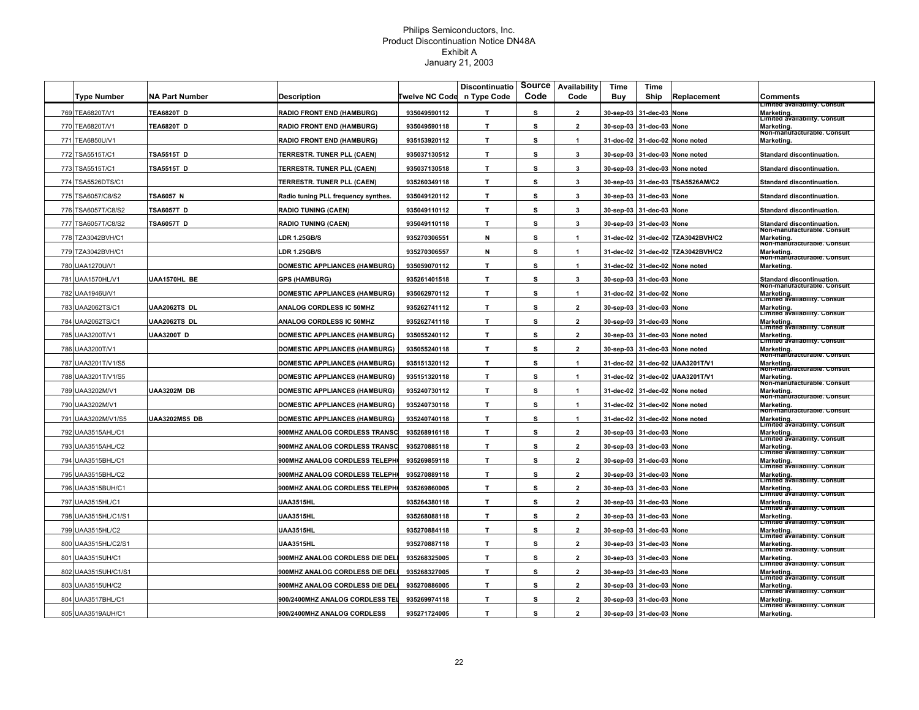# Philips Semiconductors, Inc.
## Product Discontinuation Notice DN48A
## Exhibit A
## January 21, 2003

| | Type Number | NA Part Number | Description | Twelve NC Code | Discontinuation Type Code | Source Code | Availability Code | Time Buy | Time Ship | Replacement | Comments |
|---|---|---|---|---|---|---|---|---|---|---|---|
| 769 | TEA6820T/V1 | TEA6820T D | RADIO FRONT END (HAMBURG) | 935049590112 | T | S | 2 | 30-sep-03 | 31-dec-03 | None | Limited availability. Consult Marketing. |
| 770 | TEA6820T/V1 | TEA6820T D | RADIO FRONT END (HAMBURG) | 935049590118 | T | S | 2 | 30-sep-03 | 31-dec-03 | None | Limited availability. Consult Marketing. |
| 771 | TEA6850U/V1 | | RADIO FRONT END (HAMBURG) | 935153920112 | T | S | 1 | 31-dec-02 | 31-dec-02 | None noted | Non-manufacturable. Consult Marketing. |
| 772 | TSA5515T/C1 | TSA5515T D | TERRESTR. TUNER PLL (CAEN) | 935037130512 | T | S | 3 | 30-sep-03 | 31-dec-03 | None noted | Standard discontinuation. |
| 773 | TSA5515T/C1 | TSA5515T D | TERRESTR. TUNER PLL (CAEN) | 935037130518 | T | S | 3 | 30-sep-03 | 31-dec-03 | None noted | Standard discontinuation. |
| 774 | TSA5526DTS/C1 | | TERRESTR. TUNER PLL (CAEN) | 935260349118 | T | S | 3 | 30-sep-03 | 31-dec-03 | TSA5526AM/C2 | Standard discontinuation. |
| 775 | TSA6057/C8/S2 | TSA6057 N | Radio tuning PLL frequency synthes. | 935049120112 | T | S | 3 | 30-sep-03 | 31-dec-03 | None | Standard discontinuation. |
| 776 | TSA6057T/C8/S2 | TSA6057T D | RADIO TUNING (CAEN) | 935049110112 | T | S | 3 | 30-sep-03 | 31-dec-03 | None | Standard discontinuation. |
| 777 | TSA6057T/C8/S2 | TSA6057T D | RADIO TUNING (CAEN) | 935049110118 | T | S | 3 | 30-sep-03 | 31-dec-03 | None | Standard discontinuation. |
| 778 | TZA3042BVH/C1 | | LDR 1.25GB/S | 935270306551 | N | S | 1 | 31-dec-02 | 31-dec-02 | TZA3042BVH/C2 | Non-manufacturable. Consult Marketing. |
| 779 | TZA3042BVH/C1 | | LDR 1.25GB/S | 935270306557 | N | S | 1 | 31-dec-02 | 31-dec-02 | TZA3042BVH/C2 | Non-manufacturable. Consult Marketing. |
| 780 | UAA1270U/V1 | | DOMESTIC APPLIANCES (HAMBURG) | 935059070112 | T | S | 1 | 31-dec-02 | 31-dec-02 | None noted | Non-manufacturable. Consult Marketing. |
| 781 | UAA1570HL/V1 | UAA1570HL BE | GPS (HAMBURG) | 935261401518 | T | S | 3 | 30-sep-03 | 31-dec-03 | None | Standard discontinuation. |
| 782 | UAA1946U/V1 | | DOMESTIC APPLIANCES (HAMBURG) | 935062970112 | T | S | 1 | 31-dec-02 | 31-dec-02 | None | Non-manufacturable. Consult Marketing. |
| 783 | UAA2062TS/C1 | UAA2062TS DL | ANALOG CORDLESS IC 50MHZ | 935262741112 | T | S | 2 | 30-sep-03 | 31-dec-03 | None | Limited availability. Consult Marketing. |
| 784 | UAA2062TS/C1 | UAA2062TS DL | ANALOG CORDLESS IC 50MHZ | 935262741118 | T | S | 2 | 30-sep-03 | 31-dec-03 | None | Limited availability. Consult Marketing. |
| 785 | UAA3200T/V1 | UAA3200T D | DOMESTIC APPLIANCES (HAMBURG) | 935055240112 | T | S | 2 | 30-sep-03 | 31-dec-03 | None noted | Limited availability. Consult Marketing. |
| 786 | UAA3200T/V1 | | DOMESTIC APPLIANCES (HAMBURG) | 935055240118 | T | S | 2 | 30-sep-03 | 31-dec-03 | None noted | Limited availability. Consult Marketing. |
| 787 | UAA3201T/V1/S5 | | DOMESTIC APPLIANCES (HAMBURG) | 935151320112 | T | S | 1 | 31-dec-02 | 31-dec-02 | UAA3201T/V1 | Non-manufacturable. Consult Marketing. |
| 788 | UAA3201T/V1/S5 | | DOMESTIC APPLIANCES (HAMBURG) | 935151320118 | T | S | 1 | 31-dec-02 | 31-dec-02 | UAA3201T/V1 | Non-manufacturable. Consult Marketing. |
| 789 | UAA3202M/V1 | UAA3202M DB | DOMESTIC APPLIANCES (HAMBURG) | 935240730112 | T | S | 1 | 31-dec-02 | 31-dec-02 | None noted | Non-manufacturable. Consult Marketing. |
| 790 | UAA3202M/V1 | | DOMESTIC APPLIANCES (HAMBURG) | 935240730118 | T | S | 1 | 31-dec-02 | 31-dec-02 | None noted | Non-manufacturable. Consult Marketing. |
| 791 | UAA3202M/V1/S5 | UAA3202MS5 DB | DOMESTIC APPLIANCES (HAMBURG) | 935240740118 | T | S | 1 | 31-dec-02 | 31-dec-02 | None noted | Non-manufacturable. Consult Marketing. |
| 792 | UAA3515AHL/C1 | | 900MHZ ANALOG CORDLESS TRANSC | 935268916118 | T | S | 2 | 30-sep-03 | 31-dec-03 | None | Limited availability. Consult Marketing. |
| 793 | UAA3515AHL/C2 | | 900MHZ ANALOG CORDLESS TRANSC | 935270885118 | T | S | 2 | 30-sep-03 | 31-dec-03 | None | Limited availability. Consult Marketing. |
| 794 | UAA3515BHL/C1 | | 900MHZ ANALOG CORDLESS TELEPH | 935269859118 | T | S | 2 | 30-sep-03 | 31-dec-03 | None | Limited availability. Consult Marketing. |
| 795 | UAA3515BHL/C2 | | 900MHZ ANALOG CORDLESS TELEPH | 935270889118 | T | S | 2 | 30-sep-03 | 31-dec-03 | None | Limited availability. Consult Marketing. |
| 796 | UAA3515BUH/C1 | | 900MHZ ANALOG CORDLESS TELEPH | 935269860005 | T | S | 2 | 30-sep-03 | 31-dec-03 | None | Limited availability. Consult Marketing. |
| 797 | UAA3515HL/C1 | | UAA3515HL | 935264380118 | T | S | 2 | 30-sep-03 | 31-dec-03 | None | Limited availability. Consult Marketing. |
| 798 | UAA3515HL/C1/S1 | | UAA3515HL | 935268088118 | T | S | 2 | 30-sep-03 | 31-dec-03 | None | Limited availability. Consult Marketing. |
| 799 | UAA3515HL/C2 | | UAA3515HL | 935270884118 | T | S | 2 | 30-sep-03 | 31-dec-03 | None | Limited availability. Consult Marketing. |
| 800 | UAA3515HL/C2/S1 | | UAA3515HL | 935270887118 | T | S | 2 | 30-sep-03 | 31-dec-03 | None | Limited availability. Consult Marketing. |
| 801 | UAA3515UH/C1 | | 900MHZ ANALOG CORDLESS DIE DELI | 935268325005 | T | S | 2 | 30-sep-03 | 31-dec-03 | None | Limited availability. Consult Marketing. |
| 802 | UAA3515UH/C1/S1 | | 900MHZ ANALOG CORDLESS DIE DELI | 935268327005 | T | S | 2 | 30-sep-03 | 31-dec-03 | None | Limited availability. Consult Marketing. |
| 803 | UAA3515UH/C2 | | 900MHZ ANALOG CORDLESS DIE DELI | 935270886005 | T | S | 2 | 30-sep-03 | 31-dec-03 | None | Limited availability. Consult Marketing. |
| 804 | UAA3517BHL/C1 | | 900/2400MHZ ANALOG CORDLESS TEL | 935269974118 | T | S | 2 | 30-sep-03 | 31-dec-03 | None | Limited availability. Consult Marketing. |
| 805 | UAA3519AUH/C1 | | 900/2400MHZ ANALOG CORDLESS | 935271724005 | T | S | 2 | 30-sep-03 | 31-dec-03 | None | Limited availability. Consult Marketing. |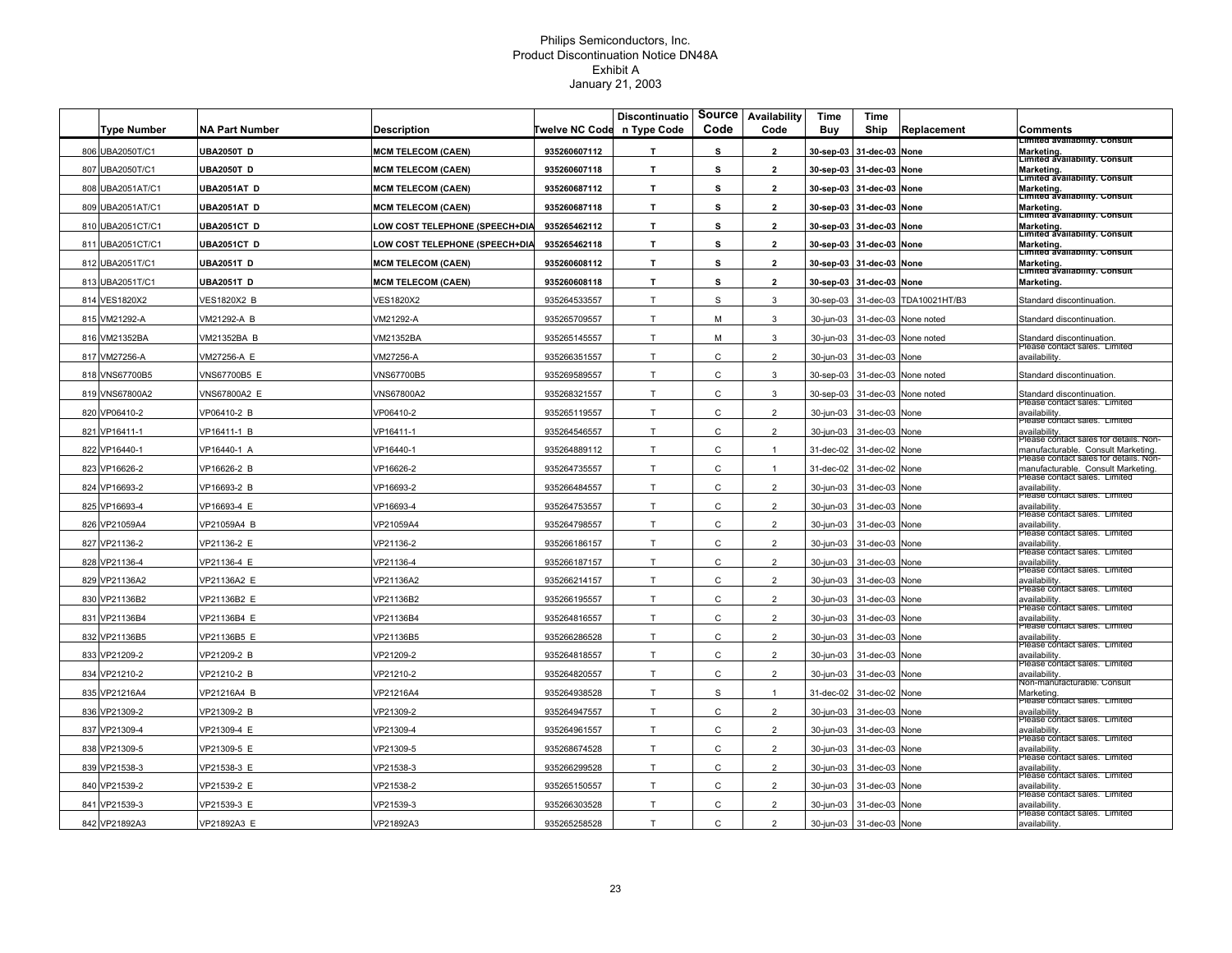# Philips Semiconductors, Inc.
## Product Discontinuation Notice DN48A
### Exhibit A
### January 21, 2003

| | Type Number | NA Part Number | Description | Twelve NC Code | Discontinuation Type Code | Source Code | Availability Code | Time Buy | Time Ship | Replacement | Comments |
|---|---|---|---|---|---|---|---|---|---|---|---|
| 806 | UBA2050T/C1 | UBA2050T D | MCM TELECOM (CAEN) | 935260607112 | T | S | 2 | 30-sep-03 | 31-dec-03 | None | Limited availability. Consult Marketing. |
| 807 | UBA2050T/C1 | UBA2050T D | MCM TELECOM (CAEN) | 935260607118 | T | S | 2 | 30-sep-03 | 31-dec-03 | None | Limited availability. Consult Marketing. |
| 808 | UBA2051AT/C1 | UBA2051AT D | MCM TELECOM (CAEN) | 935260687112 | T | S | 2 | 30-sep-03 | 31-dec-03 | None | Limited availability. Consult Marketing. |
| 809 | UBA2051AT/C1 | UBA2051AT D | MCM TELECOM (CAEN) | 935260687118 | T | S | 2 | 30-sep-03 | 31-dec-03 | None | Limited availability. Consult Marketing. |
| 810 | UBA2051CT/C1 | UBA2051CT D | LOW COST TELEPHONE (SPEECH+DIA | 935265462112 | T | S | 2 | 30-sep-03 | 31-dec-03 | None | Limited availability. Consult Marketing. |
| 811 | UBA2051CT/C1 | UBA2051CT D | LOW COST TELEPHONE (SPEECH+DIA | 935265462118 | T | S | 2 | 30-sep-03 | 31-dec-03 | None | Limited availability. Consult Marketing. |
| 812 | UBA2051T/C1 | UBA2051T D | MCM TELECOM (CAEN) | 935260608112 | T | S | 2 | 30-sep-03 | 31-dec-03 | None | Limited availability. Consult Marketing. |
| 813 | UBA2051T/C1 | UBA2051T D | MCM TELECOM (CAEN) | 935260608118 | T | S | 2 | 30-sep-03 | 31-dec-03 | None | Limited availability. Consult Marketing. |
| 814 | VES1820X2 | VES1820X2 B | VES1820X2 | 935264533557 | T | S | 3 | 30-sep-03 | 31-dec-03 | TDA10021HT/B3 | Standard discontinuation. |
| 815 | VM21292-A | VM21292-A B | VM21292-A | 935265709557 | T | M | 3 | 30-jun-03 | 31-dec-03 | None noted | Standard discontinuation. |
| 816 | VM21352BA | VM21352BA B | VM21352BA | 935265145557 | T | M | 3 | 30-jun-03 | 31-dec-03 | None noted | Standard discontinuation. |
| 817 | VM27256-A | VM27256-A E | VM27256-A | 935266351557 | T | C | 2 | 30-jun-03 | 31-dec-03 | None | Please contact sales. Limited availability. |
| 818 | VNS67700B5 | VNS67700B5 E | VNS67700B5 | 935269589557 | T | C | 3 | 30-sep-03 | 31-dec-03 | None noted | Standard discontinuation. |
| 819 | VNS67800A2 | VNS67800A2 E | VNS67800A2 | 935268321557 | T | C | 3 | 30-sep-03 | 31-dec-03 | None noted | Standard discontinuation. |
| 820 | VP06410-2 | VP06410-2 B | VP06410-2 | 935265119557 | T | C | 2 | 30-jun-03 | 31-dec-03 | None | Please contact sales. Limited availability. |
| 821 | VP16411-1 | VP16411-1 B | VP16411-1 | 935264546557 | T | C | 2 | 30-jun-03 | 31-dec-03 | None | Please contact sales. Limited availability. |
| 822 | VP16440-1 | VP16440-1 A | VP16440-1 | 935264889112 | T | C | 1 | 31-dec-02 | 31-dec-02 | None | Please contact sales for details. Non-manufacturable. Consult Marketing. |
| 823 | VP16626-2 | VP16626-2 B | VP16626-2 | 935264735557 | T | C | 1 | 31-dec-02 | 31-dec-02 | None | Please contact sales for details. Non-manufacturable. Consult Marketing. |
| 824 | VP16693-2 | VP16693-2 B | VP16693-2 | 935266484557 | T | C | 2 | 30-jun-03 | 31-dec-03 | None | Please contact sales. Limited availability. |
| 825 | VP16693-4 | VP16693-4 E | VP16693-4 | 935264753557 | T | C | 2 | 30-jun-03 | 31-dec-03 | None | Please contact sales. Limited availability. |
| 826 | VP21059A4 | VP21059A4 B | VP21059A4 | 935264798557 | T | C | 2 | 30-jun-03 | 31-dec-03 | None | Please contact sales. Limited availability. |
| 827 | VP21136-2 | VP21136-2 E | VP21136-2 | 935266186157 | T | C | 2 | 30-jun-03 | 31-dec-03 | None | Please contact sales. Limited availability. |
| 828 | VP21136-4 | VP21136-4 E | VP21136-4 | 935266187157 | T | C | 2 | 30-jun-03 | 31-dec-03 | None | Please contact sales. Limited availability. |
| 829 | VP21136A2 | VP21136A2 E | VP21136A2 | 935266214157 | T | C | 2 | 30-jun-03 | 31-dec-03 | None | Please contact sales. Limited availability. |
| 830 | VP21136B2 | VP21136B2 E | VP21136B2 | 935266195557 | T | C | 2 | 30-jun-03 | 31-dec-03 | None | Please contact sales. Limited availability. |
| 831 | VP21136B4 | VP21136B4 E | VP21136B4 | 935264816557 | T | C | 2 | 30-jun-03 | 31-dec-03 | None | Please contact sales. Limited availability. |
| 832 | VP21136B5 | VP21136B5 E | VP21136B5 | 935266286528 | T | C | 2 | 30-jun-03 | 31-dec-03 | None | Please contact sales. Limited availability. |
| 833 | VP21209-2 | VP21209-2 B | VP21209-2 | 935264818557 | T | C | 2 | 30-jun-03 | 31-dec-03 | None | Please contact sales. Limited availability. |
| 834 | VP21210-2 | VP21210-2 B | VP21210-2 | 935264820557 | T | C | 2 | 30-jun-03 | 31-dec-03 | None | Please contact sales. Limited availability. |
| 835 | VP21216A4 | VP21216A4 B | VP21216A4 | 935264938528 | T | S | 1 | 31-dec-02 | 31-dec-02 | None | Non-manufacturable. Consult Marketing. |
| 836 | VP21309-2 | VP21309-2 B | VP21309-2 | 935264947557 | T | C | 2 | 30-jun-03 | 31-dec-03 | None | Please contact sales. Limited availability. |
| 837 | VP21309-4 | VP21309-4 E | VP21309-4 | 935264961557 | T | C | 2 | 30-jun-03 | 31-dec-03 | None | Please contact sales. Limited availability. |
| 838 | VP21309-5 | VP21309-5 E | VP21309-5 | 935268674528 | T | C | 2 | 30-jun-03 | 31-dec-03 | None | Please contact sales. Limited availability. |
| 839 | VP21538-3 | VP21538-3 E | VP21538-3 | 935266299528 | T | C | 2 | 30-jun-03 | 31-dec-03 | None | Please contact sales. Limited availability. |
| 840 | VP21539-2 | VP21539-2 E | VP21538-2 | 935265150557 | T | C | 2 | 30-jun-03 | 31-dec-03 | None | Please contact sales. Limited availability. |
| 841 | VP21539-3 | VP21539-3 E | VP21539-3 | 935266303528 | T | C | 2 | 30-jun-03 | 31-dec-03 | None | Please contact sales. Limited availability. |
| 842 | VP21892A3 | VP21892A3 E | VP21892A3 | 935265258528 | T | C | 2 | 30-jun-03 | 31-dec-03 | None | Please contact sales. Limited availability. |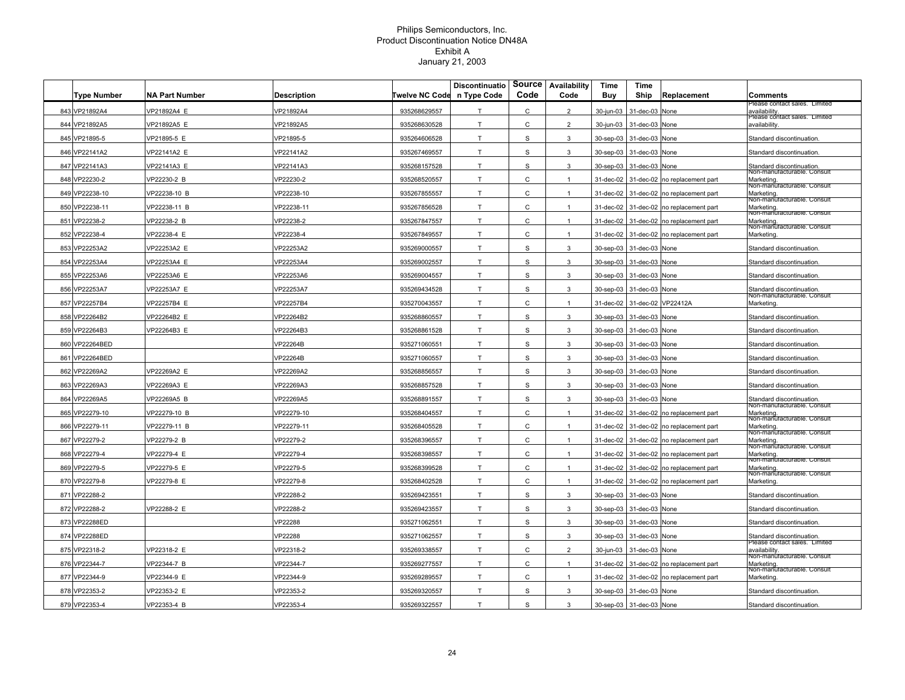Philips Semiconductors, Inc.
Product Discontinuation Notice DN48A
Exhibit A
January 21, 2003

| | Type Number | NA Part Number | Description | Twelve NC Code | Discontinuation Type Code | Source Code | Availability Code | Time Buy | Time Ship | Replacement | Comments |
|---|---|---|---|---|---|---|---|---|---|---|---|
| 843 | VP21892A4 | VP21892A4 E | VP21892A4 | 935268629557 | T | C | 2 | 30-jun-03 | 31-dec-03 | None | Please contact sales. Limited availability. |
| 844 | VP21892A5 | VP21892A5 E | VP21892A5 | 935268630528 | T | C | 2 | 30-jun-03 | 31-dec-03 | None | Please contact sales. Limited availability. |
| 845 | VP21895-5 | VP21895-5 E | VP21895-5 | 935264606528 | T | S | 3 | 30-sep-03 | 31-dec-03 | None | Standard discontinuation. |
| 846 | VP22141A2 | VP22141A2 E | VP22141A2 | 935267469557 | T | S | 3 | 30-sep-03 | 31-dec-03 | None | Standard discontinuation. |
| 847 | VP22141A3 | VP22141A3 E | VP22141A3 | 935268157528 | T | S | 3 | 30-sep-03 | 31-dec-03 | None | Standard discontinuation. |
| 848 | VP22230-2 | VP22230-2 B | VP22230-2 | 935268520557 | T | C | 1 | 31-dec-02 | 31-dec-02 | no replacement part | Non-manufacturable. Consult Marketing. |
| 849 | VP22238-10 | VP22238-10 B | VP22238-10 | 935267855557 | T | C | 1 | 31-dec-02 | 31-dec-02 | no replacement part | Non-manufacturable. Consult Marketing. |
| 850 | VP22238-11 | VP22238-11 B | VP22238-11 | 935267856528 | T | C | 1 | 31-dec-02 | 31-dec-02 | no replacement part | Non-manufacturable. Consult Marketing. |
| 851 | VP22238-2 | VP22238-2 B | VP22238-2 | 935267847557 | T | C | 1 | 31-dec-02 | 31-dec-02 | no replacement part | Non-manufacturable. Consult Marketing. |
| 852 | VP22238-4 | VP22238-4 E | VP22238-4 | 935267849557 | T | C | 1 | 31-dec-02 | 31-dec-02 | no replacement part | Non-manufacturable. Consult Marketing. |
| 853 | VP22253A2 | VP22253A2 E | VP22253A2 | 935269000557 | T | S | 3 | 30-sep-03 | 31-dec-03 | None | Standard discontinuation. |
| 854 | VP22253A4 | VP22253A4 E | VP22253A4 | 935269002557 | T | S | 3 | 30-sep-03 | 31-dec-03 | None | Standard discontinuation. |
| 855 | VP22253A6 | VP22253A6 E | VP22253A6 | 935269004557 | T | S | 3 | 30-sep-03 | 31-dec-03 | None | Standard discontinuation. |
| 856 | VP22253A7 | VP22253A7 E | VP22253A7 | 935269434528 | T | S | 3 | 30-sep-03 | 31-dec-03 | None | Standard discontinuation. |
| 857 | VP22257B4 | VP22257B4 E | VP22257B4 | 935270043557 | T | C | 1 | 31-dec-02 | 31-dec-02 | VP22412A | Non-manufacturable. Consult Marketing. |
| 858 | VP22264B2 | VP22264B2 E | VP22264B2 | 935268860557 | T | S | 3 | 30-sep-03 | 31-dec-03 | None | Standard discontinuation. |
| 859 | VP22264B3 | VP22264B3 E | VP22264B3 | 935268861528 | T | S | 3 | 30-sep-03 | 31-dec-03 | None | Standard discontinuation. |
| 860 | VP22264BED | | VP22264B | 935271060551 | T | S | 3 | 30-sep-03 | 31-dec-03 | None | Standard discontinuation. |
| 861 | VP22264BED | | VP22264B | 935271060557 | T | S | 3 | 30-sep-03 | 31-dec-03 | None | Standard discontinuation. |
| 862 | VP22269A2 | VP22269A2 E | VP22269A2 | 935268856557 | T | S | 3 | 30-sep-03 | 31-dec-03 | None | Standard discontinuation. |
| 863 | VP22269A3 | VP22269A3 E | VP22269A3 | 935268857528 | T | S | 3 | 30-sep-03 | 31-dec-03 | None | Standard discontinuation. |
| 864 | VP22269A5 | VP22269A5 B | VP22269A5 | 935268891557 | T | S | 3 | 30-sep-03 | 31-dec-03 | None | Standard discontinuation. |
| 865 | VP22279-10 | VP22279-10 B | VP22279-10 | 935268404557 | T | C | 1 | 31-dec-02 | 31-dec-02 | no replacement part | Non-manufacturable. Consult Marketing. |
| 866 | VP22279-11 | VP22279-11 B | VP22279-11 | 935268405528 | T | C | 1 | 31-dec-02 | 31-dec-02 | no replacement part | Non-manufacturable. Consult Marketing. |
| 867 | VP22279-2 | VP22279-2 B | VP22279-2 | 935268396557 | T | C | 1 | 31-dec-02 | 31-dec-02 | no replacement part | Non-manufacturable. Consult Marketing. |
| 868 | VP22279-4 | VP22279-4 E | VP22279-4 | 935268398557 | T | C | 1 | 31-dec-02 | 31-dec-02 | no replacement part | Non-manufacturable. Consult Marketing. |
| 869 | VP22279-5 | VP22279-5 E | VP22279-5 | 935268399528 | T | C | 1 | 31-dec-02 | 31-dec-02 | no replacement part | Non-manufacturable. Consult Marketing. |
| 870 | VP22279-8 | VP22279-8 E | VP22279-8 | 935268402528 | T | C | 1 | 31-dec-02 | 31-dec-02 | no replacement part | Non-manufacturable. Consult Marketing. |
| 871 | VP22288-2 | | VP22288-2 | 935269423551 | T | S | 3 | 30-sep-03 | 31-dec-03 | None | Standard discontinuation. |
| 872 | VP22288-2 | VP22288-2 E | VP22288-2 | 935269423557 | T | S | 3 | 30-sep-03 | 31-dec-03 | None | Standard discontinuation. |
| 873 | VP22288ED | | VP22288 | 935271062551 | T | S | 3 | 30-sep-03 | 31-dec-03 | None | Standard discontinuation. |
| 874 | VP22288ED | | VP22288 | 935271062557 | T | S | 3 | 30-sep-03 | 31-dec-03 | None | Standard discontinuation. |
| 875 | VP22318-2 | VP22318-2 E | VP22318-2 | 935269338557 | T | C | 2 | 30-jun-03 | 31-dec-03 | None | Please contact sales. Limited availability. |
| 876 | VP22344-7 | VP22344-7 B | VP22344-7 | 935269277557 | T | C | 1 | 31-dec-02 | 31-dec-02 | no replacement part | Non-manufacturable. Consult Marketing. |
| 877 | VP22344-9 | VP22344-9 E | VP22344-9 | 935269289557 | T | C | 1 | 31-dec-02 | 31-dec-02 | no replacement part | Non-manufacturable. Consult Marketing. |
| 878 | VP22353-2 | VP22353-2 E | VP22353-2 | 935269320557 | T | S | 3 | 30-sep-03 | 31-dec-03 | None | Standard discontinuation. |
| 879 | VP22353-4 | VP22353-4 B | VP22353-4 | 935269322557 | T | S | 3 | 30-sep-03 | 31-dec-03 | None | Standard discontinuation. |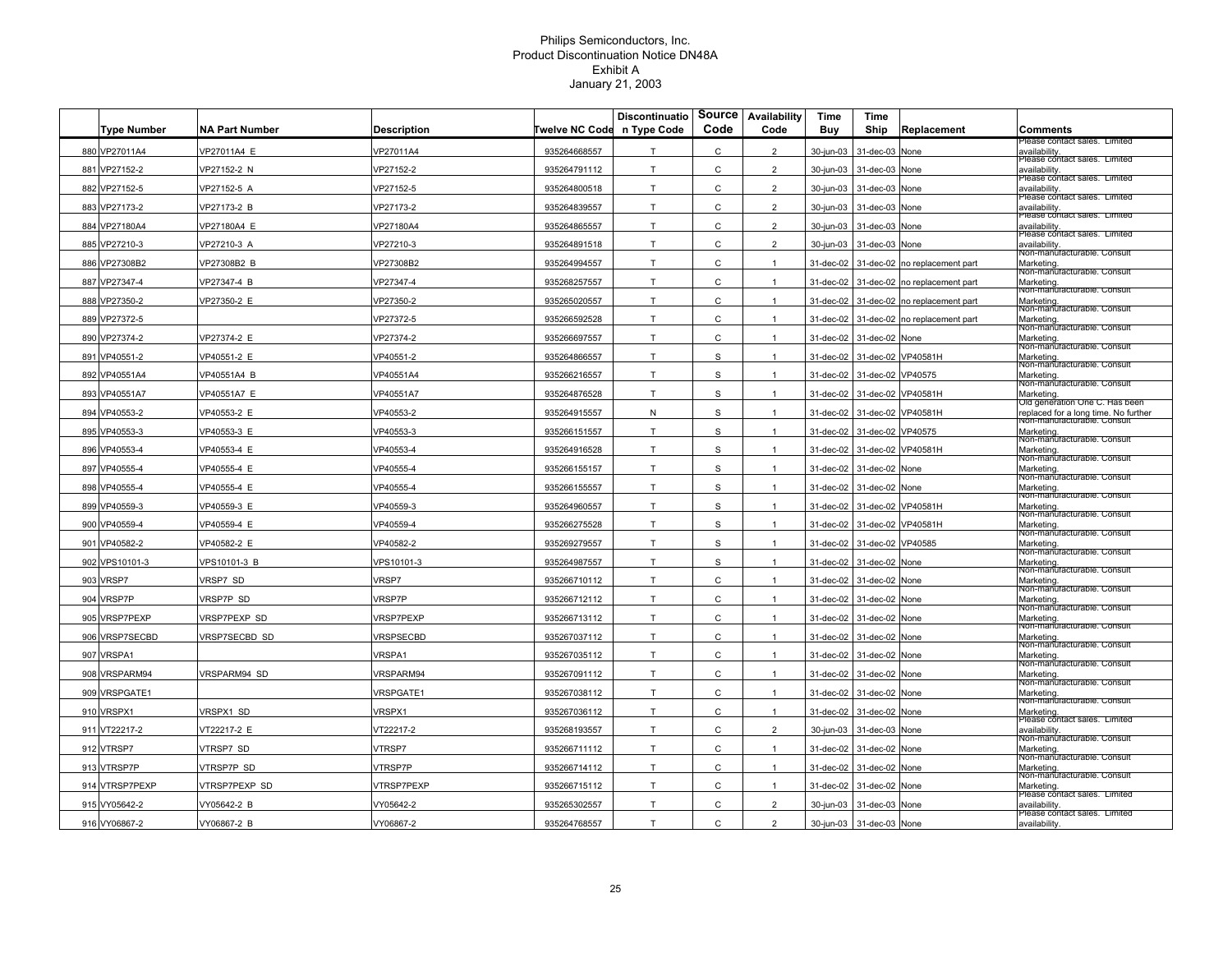# Philips Semiconductors, Inc.
## Product Discontinuation Notice DN48A
### Exhibit A
### January 21, 2003

| | Type Number | NA Part Number | Description | Twelve NC Code | Discontinuation Type Code | Source Code | Availability Code | Time Buy | Time Ship | Replacement | Comments |
|---|---|---|---|---|---|---|---|---|---|---|---|
| 880 | VP27011A4 | VP27011A4 E | VP27011A4 | 935264668557 | T | C | 2 | 30-jun-03 | 31-dec-03 | None | Please contact sales. Limited availability. |
| 881 | VP27152-2 | VP27152-2 N | VP27152-2 | 935264791112 | T | C | 2 | 30-jun-03 | 31-dec-03 | None | Please contact sales. Limited availability. |
| 882 | VP27152-5 | VP27152-5 A | VP27152-5 | 935264800518 | T | C | 2 | 30-jun-03 | 31-dec-03 | None | Please contact sales. Limited availability. |
| 883 | VP27173-2 | VP27173-2 B | VP27173-2 | 935264839557 | T | C | 2 | 30-jun-03 | 31-dec-03 | None | Please contact sales. Limited availability. |
| 884 | VP27180A4 | VP27180A4 E | VP27180A4 | 935264865557 | T | C | 2 | 30-jun-03 | 31-dec-03 | None | Please contact sales. Limited availability. |
| 885 | VP27210-3 | VP27210-3 A | VP27210-3 | 935264891518 | T | C | 2 | 30-jun-03 | 31-dec-03 | None | Please contact sales. Limited availability. |
| 886 | VP27308B2 | VP27308B2 B | VP27308B2 | 935264994557 | T | C | 1 | 31-dec-02 | 31-dec-02 | no replacement part | Non-manufacturable. Consult Marketing. |
| 887 | VP27347-4 | VP27347-4 B | VP27347-4 | 935268257557 | T | C | 1 | 31-dec-02 | 31-dec-02 | no replacement part | Non-manufacturable. Consult Marketing. |
| 888 | VP27350-2 | VP27350-2 E | VP27350-2 | 935265020557 | T | C | 1 | 31-dec-02 | 31-dec-02 | no replacement part | Non-manufacturable. Consult Marketing. |
| 889 | VP27372-5 | | VP27372-5 | 935266592528 | T | C | 1 | 31-dec-02 | 31-dec-02 | no replacement part | Non-manufacturable. Consult Marketing. |
| 890 | VP27374-2 | VP27374-2 E | VP27374-2 | 935266697557 | T | C | 1 | 31-dec-02 | 31-dec-02 | None | Non-manufacturable. Consult Marketing. |
| 891 | VP40551-2 | VP40551-2 E | VP40551-2 | 935264866557 | T | S | 1 | 31-dec-02 | 31-dec-02 | VP40581H | Non-manufacturable. Consult Marketing. |
| 892 | VP40551A4 | VP40551A4 B | VP40551A4 | 935266216557 | T | S | 1 | 31-dec-02 | 31-dec-02 | VP40575 | Non-manufacturable. Consult Marketing. |
| 893 | VP40551A7 | VP40551A7 E | VP40551A7 | 935264876528 | T | S | 1 | 31-dec-02 | 31-dec-02 | VP40581H | Non-manufacturable. Consult Marketing. |
| 894 | VP40553-2 | VP40553-2 E | VP40553-2 | 935264915557 | N | S | 1 | 31-dec-02 | 31-dec-02 | VP40581H | Old generation One C. Has been replaced for a long time. No further |
| 895 | VP40553-3 | VP40553-3 E | VP40553-3 | 935266151557 | T | S | 1 | 31-dec-02 | 31-dec-02 | VP40575 | Non-manufacturable. Consult Marketing. |
| 896 | VP40553-4 | VP40553-4 E | VP40553-4 | 935264916528 | T | S | 1 | 31-dec-02 | 31-dec-02 | VP40581H | Non-manufacturable. Consult Marketing. |
| 897 | VP40555-4 | VP40555-4 E | VP40555-4 | 935266155157 | T | S | 1 | 31-dec-02 | 31-dec-02 | None | Non-manufacturable. Consult Marketing. |
| 898 | VP40555-4 | VP40555-4 E | VP40555-4 | 935266155557 | T | S | 1 | 31-dec-02 | 31-dec-02 | None | Non-manufacturable. Consult Marketing. |
| 899 | VP40559-3 | VP40559-3 E | VP40559-3 | 935264960557 | T | S | 1 | 31-dec-02 | 31-dec-02 | VP40581H | Non-manufacturable. Consult Marketing. |
| 900 | VP40559-4 | VP40559-4 E | VP40559-4 | 935266275528 | T | S | 1 | 31-dec-02 | 31-dec-02 | VP40581H | Non-manufacturable. Consult Marketing. |
| 901 | VP40582-2 | VP40582-2 E | VP40582-2 | 935269279557 | T | S | 1 | 31-dec-02 | 31-dec-02 | VP40585 | Non-manufacturable. Consult Marketing. |
| 902 | VPS10101-3 | VPS10101-3 B | VPS10101-3 | 935264987557 | T | S | 1 | 31-dec-02 | 31-dec-02 | None | Non-manufacturable. Consult Marketing. |
| 903 | VRSP7 | VRSP7 SD | VRSP7 | 935266710112 | T | C | 1 | 31-dec-02 | 31-dec-02 | None | Non-manufacturable. Consult Marketing. |
| 904 | VRSP7P | VRSP7P SD | VRSP7P | 935266712112 | T | C | 1 | 31-dec-02 | 31-dec-02 | None | Non-manufacturable. Consult Marketing. |
| 905 | VRSP7PEXP | VRSP7PEXP SD | VRSP7PEXP | 935266713112 | T | C | 1 | 31-dec-02 | 31-dec-02 | None | Non-manufacturable. Consult Marketing. |
| 906 | VRSP7SECBD | VRSP7SECBD SD | VRSPSECBD | 935267037112 | T | C | 1 | 31-dec-02 | 31-dec-02 | None | Non-manufacturable. Consult Marketing. |
| 907 | VRSPA1 | | VRSPA1 | 935267035112 | T | C | 1 | 31-dec-02 | 31-dec-02 | None | Non-manufacturable. Consult Marketing. |
| 908 | VRSPARM94 | VRSPARM94 SD | VRSPARM94 | 935267091112 | T | C | 1 | 31-dec-02 | 31-dec-02 | None | Non-manufacturable. Consult Marketing. |
| 909 | VRSPGATE1 | | VRSPGATE1 | 935267038112 | T | C | 1 | 31-dec-02 | 31-dec-02 | None | Non-manufacturable. Consult Marketing. |
| 910 | VRSPX1 | VRSPX1 SD | VRSPX1 | 935267036112 | T | C | 1 | 31-dec-02 | 31-dec-02 | None | Non-manufacturable. Consult Marketing. |
| 911 | VT22217-2 | VT22217-2 E | VT22217-2 | 935268193557 | T | C | 2 | 30-jun-03 | 31-dec-03 | None | Please contact sales. Limited availability. |
| 912 | VTRSP7 | VTRSP7 SD | VTRSP7 | 935266711112 | T | C | 1 | 31-dec-02 | 31-dec-02 | None | Non-manufacturable. Consult Marketing. |
| 913 | VTRSP7P | VTRSP7P SD | VTRSP7P | 935266714112 | T | C | 1 | 31-dec-02 | 31-dec-02 | None | Non-manufacturable. Consult Marketing. |
| 914 | VTRSP7PEXP | VTRSP7PEXP SD | VTRSP7PEXP | 935266715112 | T | C | 1 | 31-dec-02 | 31-dec-02 | None | Non-manufacturable. Consult Marketing. |
| 915 | VY05642-2 | VY05642-2 B | VY05642-2 | 935265302557 | T | C | 2 | 30-jun-03 | 31-dec-03 | None | Please contact sales. Limited availability. |
| 916 | VY06867-2 | VY06867-2 B | VY06867-2 | 935264768557 | T | C | 2 | 30-jun-03 | 31-dec-03 | None | Please contact sales. Limited availability. |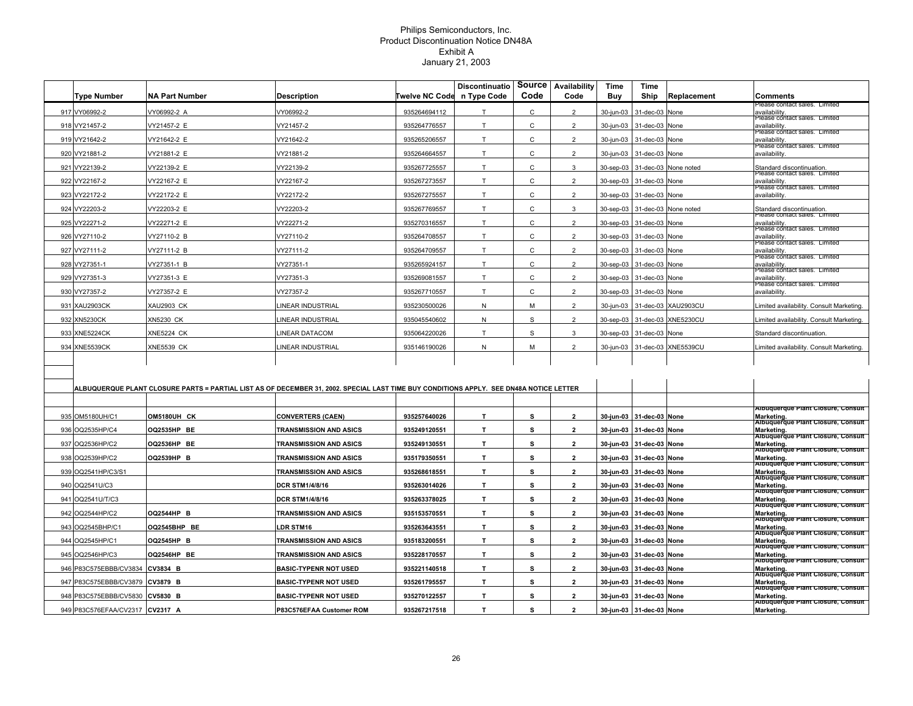Philips Semiconductors, Inc.
Product Discontinuation Notice DN48A
Exhibit A
January 21, 2003

| | Type Number | NA Part Number | Description | Twelve NC Code | Discontinuation Type Code | Source Code | Availability Code | Time Buy | Time Ship | Replacement | Comments |
|---|---|---|---|---|---|---|---|---|---|---|---|
| 917 | VY06992-2 | VY06992-2 A | VY06992-2 | 935264694112 | T | C | 2 | 30-jun-03 | 31-dec-03 | None | Please contact sales. Limited availability. |
| 918 | VY21457-2 | VY21457-2 E | VY21457-2 | 935264776557 | T | C | 2 | 30-jun-03 | 31-dec-03 | None | Please contact sales. Limited availability. |
| 919 | VY21642-2 | VY21642-2 E | VY21642-2 | 935265206557 | T | C | 2 | 30-jun-03 | 31-dec-03 | None | Please contact sales. Limited availability. |
| 920 | VY21881-2 | VY21881-2 E | VY21881-2 | 935264664557 | T | C | 2 | 30-jun-03 | 31-dec-03 | None | Please contact sales. Limited availability. |
| 921 | VY22139-2 | VY22139-2 E | VY22139-2 | 935267725557 | T | C | 3 | 30-sep-03 | 31-dec-03 | None noted | Standard discontinuation. |
| 922 | VY22167-2 | VY22167-2 E | VY22167-2 | 935267273557 | T | C | 2 | 30-sep-03 | 31-dec-03 | None | Please contact sales. Limited availability. |
| 923 | VY22172-2 | VY22172-2 E | VY22172-2 | 935267275557 | T | C | 2 | 30-sep-03 | 31-dec-03 | None | Please contact sales. Limited availability. |
| 924 | VY22203-2 | VY22203-2 E | VY22203-2 | 935267769557 | T | C | 3 | 30-sep-03 | 31-dec-03 | None noted | Standard discontinuation. |
| 925 | VY22271-2 | VY22271-2 E | VY22271-2 | 935270316557 | T | C | 2 | 30-sep-03 | 31-dec-03 | None | Please contact sales. Limited availability. |
| 926 | VY27110-2 | VY27110-2 B | VY27110-2 | 935264708557 | T | C | 2 | 30-sep-03 | 31-dec-03 | None | Please contact sales. Limited availability. |
| 927 | VY27111-2 | VY27111-2 B | VY27111-2 | 935264709557 | T | C | 2 | 30-sep-03 | 31-dec-03 | None | Please contact sales. Limited availability. |
| 928 | VY27351-1 | VY27351-1 B | VY27351-1 | 935265924157 | T | C | 2 | 30-sep-03 | 31-dec-03 | None | Please contact sales. Limited availability. |
| 929 | VY27351-3 | VY27351-3 E | VY27351-3 | 935269081557 | T | C | 2 | 30-sep-03 | 31-dec-03 | None | Please contact sales. Limited availability. |
| 930 | VY27357-2 | VY27357-2 E | VY27357-2 | 935267710557 | T | C | 2 | 30-sep-03 | 31-dec-03 | None | Please contact sales. Limited availability. |
| 931 | XAU2903CK | XAU2903 CK | LINEAR INDUSTRIAL | 935230500026 | N | M | 2 | 30-jun-03 | 31-dec-03 | XAU2903CU | Limited availability. Consult Marketing. |
| 932 | XN5230CK | XN5230 CK | LINEAR INDUSTRIAL | 935045540602 | N | S | 2 | 30-sep-03 | 31-dec-03 | XNE5230CU | Limited availability. Consult Marketing. |
| 933 | XNE5224CK | XNE5224 CK | LINEAR DATACOM | 935064220026 | T | S | 3 | 30-sep-03 | 31-dec-03 | None | Standard discontinuation. |
| 934 | XNE5539CK | XNE5539 CK | LINEAR INDUSTRIAL | 935146190026 | N | M | 2 | 30-jun-03 | 31-dec-03 | XNE5539CU | Limited availability. Consult Marketing. |
| | | | | | | | | | | | |
| | ALBUQUERQUE PLANT CLOSURE PARTS = PARTIAL LIST AS OF DECEMBER 31, 2002. SPECIAL LAST TIME BUY CONDITIONS APPLY. SEE DN48A NOTICE LETTER | | | | | | | | | | |
| | | | | | | | | | | | |
| 935 | OM5180UH/C1 | **OM5180UH CK** | **CONVERTERS (CAEN)** | **935257640026** | **T** | **S** | **2** | **30-jun-03** | **31-dec-03** | **None** | **Albuquerque Plant Closure, Consult Marketing.** |
| 936 | OQ2535HP/C4 | **OQ2535HP BE** | **TRANSMISSION AND ASICS** | **935249120551** | **T** | **S** | **2** | **30-jun-03** | **31-dec-03** | **None** | **Albuquerque Plant Closure, Consult Marketing.** |
| 937 | OQ2536HP/C2 | **OQ2536HP BE** | **TRANSMISSION AND ASICS** | **935249130551** | **T** | **S** | **2** | **30-jun-03** | **31-dec-03** | **None** | **Albuquerque Plant Closure, Consult Marketing.** |
| 938 | OQ2539HP/C2 | **OQ2539HP B** | **TRANSMISSION AND ASICS** | **935179350551** | **T** | **S** | **2** | **30-jun-03** | **31-dec-03** | **None** | **Albuquerque Plant Closure, Consult Marketing.** |
| 939 | OQ2541HP/C3/S1 | | **TRANSMISSION AND ASICS** | **935268618551** | **T** | **S** | **2** | **30-jun-03** | **31-dec-03** | **None** | **Albuquerque Plant Closure, Consult Marketing.** |
| 940 | OQ2541U/C3 | | **DCR STM1/4/8/16** | **935263014026** | **T** | **S** | **2** | **30-jun-03** | **31-dec-03** | **None** | **Albuquerque Plant Closure, Consult Marketing.** |
| 941 | OQ2541U/T/C3 | | **DCR STM1/4/8/16** | **935263378025** | **T** | **S** | **2** | **30-jun-03** | **31-dec-03** | **None** | **Albuquerque Plant Closure, Consult Marketing.** |
| 942 | OQ2544HP/C2 | **OQ2544HP B** | **TRANSMISSION AND ASICS** | **935153570551** | **T** | **S** | **2** | **30-jun-03** | **31-dec-03** | **None** | **Albuquerque Plant Closure, Consult Marketing.** |
| 943 | OQ2545BHP/C1 | **OQ2545BHP BE** | **LDR STM16** | **935263643551** | **T** | **S** | **2** | **30-jun-03** | **31-dec-03** | **None** | **Albuquerque Plant Closure, Consult Marketing.** |
| 944 | OQ2545HP/C1 | **OQ2545HP B** | **TRANSMISSION AND ASICS** | **935183200551** | **T** | **S** | **2** | **30-jun-03** | **31-dec-03** | **None** | **Albuquerque Plant Closure, Consult Marketing.** |
| 945 | OQ2546HP/C3 | **OQ2546HP BE** | **TRANSMISSION AND ASICS** | **935228170557** | **T** | **S** | **2** | **30-jun-03** | **31-dec-03** | **None** | **Albuquerque Plant Closure, Consult Marketing.** |
| 946 | P83C575EBBB/CV3834 | **CV3834 B** | **BASIC-TYPENR NOT USED** | **935221140518** | **T** | **S** | **2** | **30-jun-03** | **31-dec-03** | **None** | **Albuquerque Plant Closure, Consult Marketing.** |
| 947 | P83C575EBBB/CV3879 | **CV3879 B** | **BASIC-TYPENR NOT USED** | **935261795557** | **T** | **S** | **2** | **30-jun-03** | **31-dec-03** | **None** | **Albuquerque Plant Closure, Consult Marketing.** |
| 948 | P83C575EBBB/CV5830 | **CV5830 B** | **BASIC-TYPENR NOT USED** | **935270122557** | **T** | **S** | **2** | **30-jun-03** | **31-dec-03** | **None** | **Albuquerque Plant Closure, Consult Marketing.** |
| 949 | P83C576EFAA/CV2317 | **CV2317 A** | **P83C576EFAA Customer ROM** | **935267217518** | **T** | **S** | **2** | **30-jun-03** | **31-dec-03** | **None** | **Albuquerque Plant Closure, Consult Marketing.** |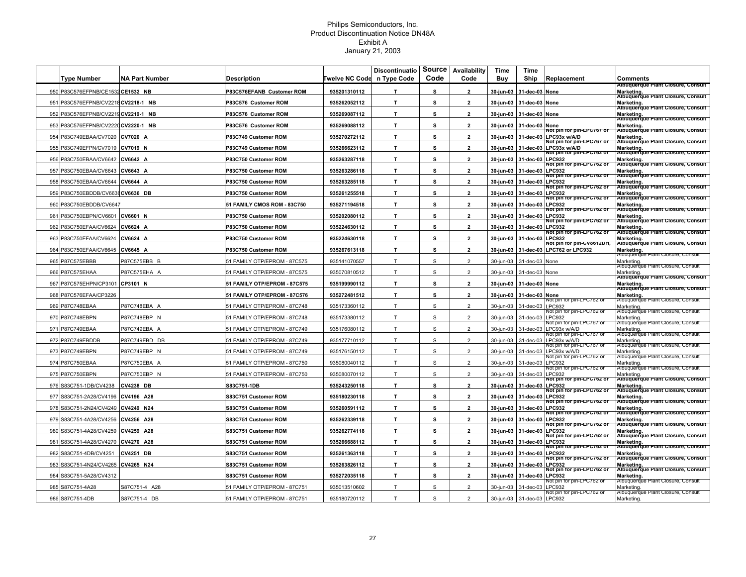Philips Semiconductors, Inc.
Product Discontinuation Notice DN48A
Exhibit A
January 21, 2003

| | Type Number | NA Part Number | Description | Twelve NC Code | Discontinuation Type Code | Source Code | Availability Code | Time Buy | Time Ship | Replacement | Comments |
|---|---|---|---|---|---|---|---|---|---|---|---|
| 950 | P83C576EFPNB/CE1532 | CE1532 NB | P83C576EFANB Customer ROM | 935201310112 | T | S | 2 | 30-jun-03 | 31-dec-03 | None | Albuquerque Plant Closure, Consult Marketing. |
| 951 | P83C576EFPNB/CV2218 | CV2218-1 NB | P83C576 Customer ROM | 935262052112 | T | S | 2 | 30-jun-03 | 31-dec-03 | None | Albuquerque Plant Closure, Consult Marketing. |
| 952 | P83C576EFPNB/CV2219 | CV2219-1 NB | P83C576 Customer ROM | 935269087112 | T | S | 2 | 30-jun-03 | 31-dec-03 | None | Albuquerque Plant Closure, Consult Marketing. |
| 953 | P83C576EFPNB/CV2220 | CV2220-1 NB | P83C576 Customer ROM | 935269088112 | T | S | 2 | 30-jun-03 | 31-dec-03 | None | Albuquerque Plant Closure, Consult Marketing. |
| 954 | P83C749EBAA/CV7020 | CV7020 A | P83C749 Customer ROM | 935270272112 | T | S | 2 | 30-jun-03 | 31-dec-03 | Not pin for pin-LPC767 or LPC93x w/A/D | Albuquerque Plant Closure, Consult Marketing. |
| 955 | P83C749EFPN/CV7019 | CV7019 N | P83C749 Customer ROM | 935266623112 | T | S | 2 | 30-jun-03 | 31-dec-03 | Not pin for pin-LPC767 or LPC93x w/A/D | Albuquerque Plant Closure, Consult Marketing. |
| 956 | P83C750EBAA/CV6642 | CV6642 A | P83C750 Customer ROM | 935263287118 | T | S | 2 | 30-jun-03 | 31-dec-03 | Not pin for pin-LPC762 or LPC932 | Albuquerque Plant Closure, Consult Marketing. |
| 957 | P83C750EBAA/CV6643 | CV6643 A | P83C750 Customer ROM | 935263286118 | T | S | 2 | 30-jun-03 | 31-dec-03 | Not pin for pin-LPC762 or LPC932 | Albuquerque Plant Closure, Consult Marketing. |
| 958 | P83C750EBAA/CV6644 | CV6644 A | P83C750 Customer ROM | 935263285118 | T | S | 2 | 30-jun-03 | 31-dec-03 | Not pin for pin-LPC762 or LPC932 | Albuquerque Plant Closure, Consult Marketing. |
| 959 | P83C750EBDDB/CV6636 | CV6636 DB | P83C750 Customer ROM | 935261255518 | T | S | 2 | 30-jun-03 | 31-dec-03 | Not pin for pin-LPC762 or LPC932 | Albuquerque Plant Closure, Consult Marketing. |
| 960 | P83C750EBDDB/CV6647 | | 51 FAMILY CMOS ROM - 83C750 | 935271194518 | T | S | 2 | 30-jun-03 | 31-dec-03 | Not pin for pin-LPC762 or LPC932 | Albuquerque Plant Closure, Consult Marketing. |
| 961 | P83C750EBPN/CV6601 | CV6601 N | P83C750 Customer ROM | 935202080112 | T | S | 2 | 30-jun-03 | 31-dec-03 | Not pin for pin-LPC762 or LPC932 | Albuquerque Plant Closure, Consult Marketing. |
| 962 | P83C750EFAA/CV6624 | CV6624 A | P83C750 Customer ROM | 935224630112 | T | S | 2 | 30-jun-03 | 31-dec-03 | Not pin for pin-LPC762 or LPC932 | Albuquerque Plant Closure, Consult Marketing. |
| 963 | P83C750EFAA/CV6624 | CV6624 A | P83C750 Customer ROM | 935224630118 | T | S | 2 | 30-jun-03 | 31-dec-03 | Not pin for pin-LPC762 or LPC932 | Albuquerque Plant Closure, Consult Marketing. |
| 964 | P83C750EFAA/CV6645 | CV6645 A | P83C750 Customer ROM | 935267613118 | T | S | 2 | 30-jun-03 | 31-dec-03 | Not pin for pin-CV8612DH, LPC762 or LPC932 | Albuquerque Plant Closure, Consult Marketing. |
| 965 | P87C575EBBB | P87C575EBB B | 51 FAMILY OTP/EPROM - 87C575 | 935141070557 | T | S | 2 | 30-jun-03 | 31-dec-03 | None | Albuquerque Plant Closure, Consult Marketing. |
| 966 | P87C575EHAA | P87C575EHA A | 51 FAMILY OTP/EPROM - 87C575 | 935070810512 | T | S | 2 | 30-jun-03 | 31-dec-03 | None | Albuquerque Plant Closure, Consult Marketing. |
| 967 | P87C575EHPN/CP3101 | CP3101 N | 51 FAMILY OTP/EPROM - 87C575 | 935199990112 | T | S | 2 | 30-jun-03 | 31-dec-03 | None | Albuquerque Plant Closure, Consult Marketing. |
| 968 | P87C576EFAA/CP3226 | | 51 FAMILY OTP/EPROM - 87C576 | 935272481512 | T | S | 2 | 30-jun-03 | 31-dec-03 | None | Albuquerque Plant Closure, Consult Marketing. |
| 969 | P87C748EBAA | P87C748EBA A | 51 FAMILY OTP/EPROM - 87C748 | 935173360112 | T | S | 2 | 30-jun-03 | 31-dec-03 | Not pin for pin-LPC762 or LPC932 | Albuquerque Plant Closure, Consult Marketing. |
| 970 | P87C748EBPN | P87C748EBP N | 51 FAMILY OTP/EPROM - 87C748 | 935173380112 | T | S | 2 | 30-jun-03 | 31-dec-03 | Not pin for pin-LPC762 or LPC932 | Albuquerque Plant Closure, Consult Marketing. |
| 971 | P87C749EBAA | P87C749EBA A | 51 FAMILY OTP/EPROM - 87C749 | 935176080112 | T | S | 2 | 30-jun-03 | 31-dec-03 | Not pin for pin-LPC767 or LPC93x w/A/D | Albuquerque Plant Closure, Consult Marketing. |
| 972 | P87C749EBDDB | P87C749EBD DB | 51 FAMILY OTP/EPROM - 87C749 | 935177710112 | T | S | 2 | 30-jun-03 | 31-dec-03 | Not pin for pin-LPC767 or LPC93x w/A/D | Albuquerque Plant Closure, Consult Marketing. |
| 973 | P87C749EBPN | P87C749EBP N | 51 FAMILY OTP/EPROM - 87C749 | 935176150112 | T | S | 2 | 30-jun-03 | 31-dec-03 | Not pin for pin-LPC767 or LPC93x w/A/D | Albuquerque Plant Closure, Consult Marketing. |
| 974 | P87C750EBAA | P87C750EBA A | 51 FAMILY OTP/EPROM - 87C750 | 935080040112 | T | S | 2 | 30-jun-03 | 31-dec-03 | Not pin for pin-LPC762 or LPC932 | Albuquerque Plant Closure, Consult Marketing. |
| 975 | P87C750EBPN | P87C750EBP N | 51 FAMILY OTP/EPROM - 87C750 | 935080070112 | T | S | 2 | 30-jun-03 | 31-dec-03 | Not pin for pin-LPC762 or LPC932 | Albuquerque Plant Closure, Consult Marketing. |
| 976 | S83C751-1DB/CV4238 | CV4238 DB | S83C751-1DB | 935243250118 | T | S | 2 | 30-jun-03 | 31-dec-03 | Not pin for pin-LPC762 or LPC932 | Albuquerque Plant Closure, Consult Marketing. |
| 977 | S83C751-2A28/CV4196 | CV4196 A28 | S83C751 Customer ROM | 935180230118 | T | S | 2 | 30-jun-03 | 31-dec-03 | Not pin for pin-LPC762 or LPC932 | Albuquerque Plant Closure, Consult Marketing. |
| 978 | S83C751-2N24/CV4249 | CV4249 N24 | S83C751 Customer ROM | 935260591112 | T | S | 2 | 30-jun-03 | 31-dec-03 | Not pin for pin-LPC762 or LPC932 | Albuquerque Plant Closure, Consult Marketing. |
| 979 | S83C751-4A28/CV4256 | CV4256 A28 | S83C751 Customer ROM | 935262339118 | T | S | 2 | 30-jun-03 | 31-dec-03 | Not pin for pin-LPC762 or LPC932 | Albuquerque Plant Closure, Consult Marketing. |
| 980 | S83C751-4A28/CV4259 | CV4259 A28 | S83C751 Customer ROM | 935262774118 | T | S | 2 | 30-jun-03 | 31-dec-03 | Not pin for pin-LPC762 or LPC932 | Albuquerque Plant Closure, Consult Marketing. |
| 981 | S83C751-4A28/CV4270 | CV4270 A28 | S83C751 Customer ROM | 935266688112 | T | S | 2 | 30-jun-03 | 31-dec-03 | Not pin for pin-LPC762 or LPC932 | Albuquerque Plant Closure, Consult Marketing. |
| 982 | S83C751-4DB/CV4251 | CV4251 DB | S83C751 Customer ROM | 935261363118 | T | S | 2 | 30-jun-03 | 31-dec-03 | Not pin for pin-LPC762 or LPC932 | Albuquerque Plant Closure, Consult Marketing. |
| 983 | S83C751-4N24/CV4265 | CV4265 N24 | S83C751 Customer ROM | 935263826112 | T | S | 2 | 30-jun-03 | 31-dec-03 | Not pin for pin-LPC762 or LPC932 | Albuquerque Plant Closure, Consult Marketing. |
| 984 | S83C751-5A28/CV4312 | | S83C751 Customer ROM | 935272035118 | T | S | 2 | 30-jun-03 | 31-dec-03 | Not pin for pin-LPC762 or LPC932 | Albuquerque Plant Closure, Consult Marketing. |
| 985 | S87C751-4A28 | S87C751-4 A28 | 51 FAMILY OTP/EPROM - 87C751 | 935013510602 | T | S | 2 | 30-jun-03 | 31-dec-03 | Not pin for pin-LPC762 or LPC932 | Albuquerque Plant Closure, Consult Marketing. |
| 986 | S87C751-4DB | S87C751-4 DB | 51 FAMILY OTP/EPROM - 87C751 | 935180720112 | T | S | 2 | 30-jun-03 | 31-dec-03 | Not pin for pin-LPC762 or LPC932 | Albuquerque Plant Closure, Consult Marketing. |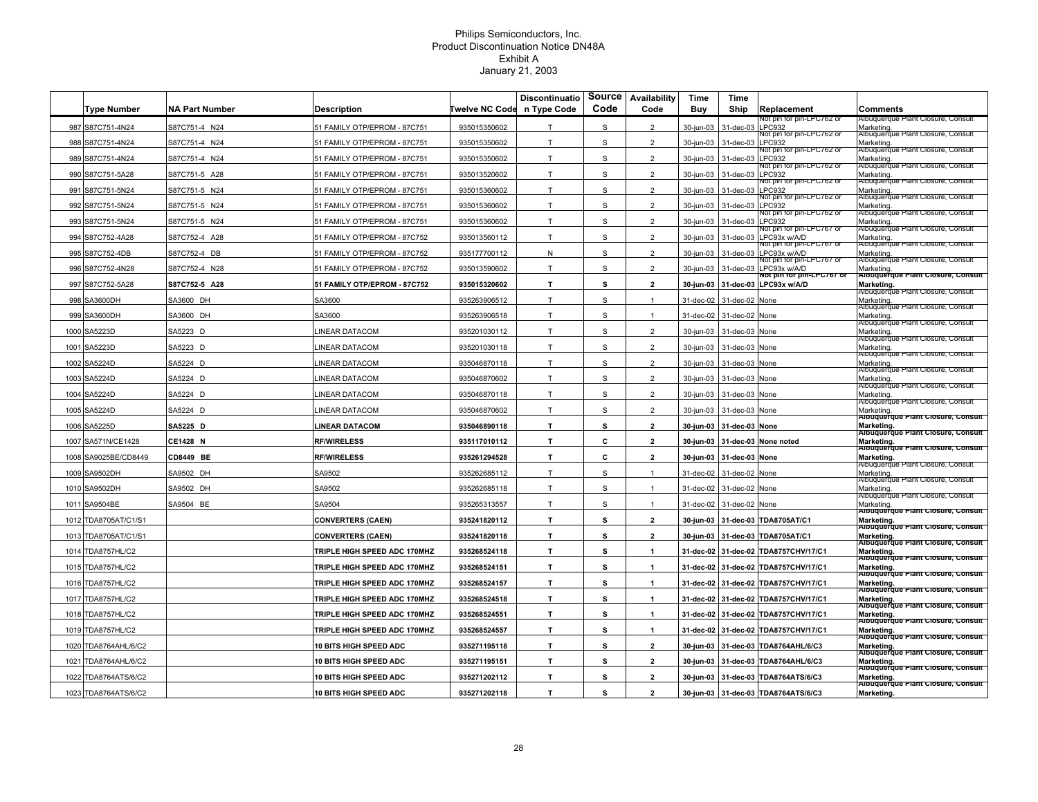# Philips Semiconductors, Inc.
## Product Discontinuation Notice DN48A
### Exhibit A
### January 21, 2003

| | Type Number | NA Part Number | Description | Twelve NC Code | Discontinuation Type Code | Source Code | Availability Code | Time Buy | Time Ship | Replacement | Comments |
|---|---|---|---|---|---|---|---|---|---|---|---|
| 987 | S87C751-4N24 | S87C751-4 N24 | 51 FAMILY OTP/EPROM - 87C751 | 935015350602 | T | S | 2 | 30-jun-03 | 31-dec-03 | Not pin for pin-LPC762 or LPC932 | Albuquerque Plant Closure, Consult Marketing. |
| 988 | S87C751-4N24 | S87C751-4 N24 | 51 FAMILY OTP/EPROM - 87C751 | 935015350602 | T | S | 2 | 30-jun-03 | 31-dec-03 | Not pin for pin-LPC762 or LPC932 | Albuquerque Plant Closure, Consult Marketing. |
| 989 | S87C751-4N24 | S87C751-4 N24 | 51 FAMILY OTP/EPROM - 87C751 | 935015350602 | T | S | 2 | 30-jun-03 | 31-dec-03 | Not pin for pin-LPC762 or LPC932 | Albuquerque Plant Closure, Consult Marketing. |
| 990 | S87C751-5A28 | S87C751-5 A28 | 51 FAMILY OTP/EPROM - 87C751 | 935013520602 | T | S | 2 | 30-jun-03 | 31-dec-03 | Not pin for pin-LPC762 or LPC932 | Albuquerque Plant Closure, Consult Marketing. |
| 991 | S87C751-5N24 | S87C751-5 N24 | 51 FAMILY OTP/EPROM - 87C751 | 935015360602 | T | S | 2 | 30-jun-03 | 31-dec-03 | Not pin for pin-LPC762 or LPC932 | Albuquerque Plant Closure, Consult Marketing. |
| 992 | S87C751-5N24 | S87C751-5 N24 | 51 FAMILY OTP/EPROM - 87C751 | 935015360602 | T | S | 2 | 30-jun-03 | 31-dec-03 | Not pin for pin-LPC762 or LPC932 | Albuquerque Plant Closure, Consult Marketing. |
| 993 | S87C751-5N24 | S87C751-5 N24 | 51 FAMILY OTP/EPROM - 87C751 | 935015360602 | T | S | 2 | 30-jun-03 | 31-dec-03 | Not pin for pin-LPC762 or LPC932 | Albuquerque Plant Closure, Consult Marketing. |
| 994 | S87C752-4A28 | S87C752-4 A28 | 51 FAMILY OTP/EPROM - 87C752 | 935013560112 | T | S | 2 | 30-jun-03 | 31-dec-03 | Not pin for pin-LPC767 or LPC93x w/A/D | Albuquerque Plant Closure, Consult Marketing. |
| 995 | S87C752-4DB | S87C752-4 DB | 51 FAMILY OTP/EPROM - 87C752 | 935177700112 | N | S | 2 | 30-jun-03 | 31-dec-03 | Not pin for pin-LPC767 or LPC93x w/A/D | Albuquerque Plant Closure, Consult Marketing. |
| 996 | S87C752-4N28 | S87C752-4 N28 | 51 FAMILY OTP/EPROM - 87C752 | 935013590602 | T | S | 2 | 30-jun-03 | 31-dec-03 | Not pin for pin-LPC767 or LPC93x w/A/D | Albuquerque Plant Closure, Consult Marketing. |
| 997 | S87C752-5A28 | **S87C752-5 A28** | **51 FAMILY OTP/EPROM - 87C752** | **935015320602** | **T** | **S** | **2** | **30-jun-03** | **31-dec-03** | **Not pin for pin-LPC767 or LPC93x w/A/D** | **Albuquerque Plant Closure, Consult Marketing.** |
| 998 | SA3600DH | SA3600 DH | SA3600 | 935263906512 | T | S | 1 | 31-dec-02 | 31-dec-02 | None | Albuquerque Plant Closure, Consult Marketing. |
| 999 | SA3600DH | SA3600 DH | SA3600 | 935263906518 | T | S | 1 | 31-dec-02 | 31-dec-02 | None | Albuquerque Plant Closure, Consult Marketing. |
| 1000 | SA5223D | SA5223 D | LINEAR DATACOM | 935201030112 | T | S | 2 | 30-jun-03 | 31-dec-03 | None | Albuquerque Plant Closure, Consult Marketing. |
| 1001 | SA5223D | SA5223 D | LINEAR DATACOM | 935201030118 | T | S | 2 | 30-jun-03 | 31-dec-03 | None | Albuquerque Plant Closure, Consult Marketing. |
| 1002 | SA5224D | SA5224 D | LINEAR DATACOM | 935046870118 | T | S | 2 | 30-jun-03 | 31-dec-03 | None | Albuquerque Plant Closure, Consult Marketing. |
| 1003 | SA5224D | SA5224 D | LINEAR DATACOM | 935046870602 | T | S | 2 | 30-jun-03 | 31-dec-03 | None | Albuquerque Plant Closure, Consult Marketing. |
| 1004 | SA5224D | SA5224 D | LINEAR DATACOM | 935046870118 | T | S | 2 | 30-jun-03 | 31-dec-03 | None | Albuquerque Plant Closure, Consult Marketing. |
| 1005 | SA5224D | SA5224 D | LINEAR DATACOM | 935046870602 | T | S | 2 | 30-jun-03 | 31-dec-03 | None | Albuquerque Plant Closure, Consult Marketing. |
| 1006 | SA5225D | **SA5225 D** | **LINEAR DATACOM** | **935046890118** | **T** | **S** | **2** | **30-jun-03** | **31-dec-03** | **None** | **Albuquerque Plant Closure, Consult Marketing.** |
| 1007 | SA571N/CE1428 | **CE1428 N** | **RF/WIRELESS** | **935117010112** | **T** | **C** | **2** | **30-jun-03** | **31-dec-03** | **None noted** | **Albuquerque Plant Closure, Consult Marketing.** |
| 1008 | SA9025BE/CD8449 | **CD8449 BE** | **RF/WIRELESS** | **935261294528** | **T** | **C** | **2** | **30-jun-03** | **31-dec-03** | **None** | **Albuquerque Plant Closure, Consult Marketing.** |
| 1009 | SA9502DH | SA9502 DH | SA9502 | 935262685112 | T | S | 1 | 31-dec-02 | 31-dec-02 | None | Albuquerque Plant Closure, Consult Marketing. |
| 1010 | SA9502DH | SA9502 DH | SA9502 | 935262685118 | T | S | 1 | 31-dec-02 | 31-dec-02 | None | Albuquerque Plant Closure, Consult Marketing. |
| 1011 | SA9504BE | SA9504 BE | SA9504 | 935265313557 | T | S | 1 | 31-dec-02 | 31-dec-02 | None | Albuquerque Plant Closure, Consult Marketing. |
| 1012 | TDA8705AT/C1/S1 | | **CONVERTERS (CAEN)** | **935241820112** | **T** | **S** | **2** | **30-jun-03** | **31-dec-03** | **TDA8705AT/C1** | **Albuquerque Plant Closure, Consult Marketing.** |
| 1013 | TDA8705AT/C1/S1 | | **CONVERTERS (CAEN)** | **935241820118** | **T** | **S** | **2** | **30-jun-03** | **31-dec-03** | **TDA8705AT/C1** | **Albuquerque Plant Closure, Consult Marketing.** |
| 1014 | TDA8757HL/C2 | | **TRIPLE HIGH SPEED ADC 170MHZ** | **935268524118** | **T** | **S** | **1** | **31-dec-02** | **31-dec-02** | **TDA8757CHV/17/C1** | **Albuquerque Plant Closure, Consult Marketing.** |
| 1015 | TDA8757HL/C2 | | **TRIPLE HIGH SPEED ADC 170MHZ** | **935268524151** | **T** | **S** | **1** | **31-dec-02** | **31-dec-02** | **TDA8757CHV/17/C1** | **Albuquerque Plant Closure, Consult Marketing.** |
| 1016 | TDA8757HL/C2 | | **TRIPLE HIGH SPEED ADC 170MHZ** | **935268524157** | **T** | **S** | **1** | **31-dec-02** | **31-dec-02** | **TDA8757CHV/17/C1** | **Albuquerque Plant Closure, Consult Marketing.** |
| 1017 | TDA8757HL/C2 | | **TRIPLE HIGH SPEED ADC 170MHZ** | **935268524518** | **T** | **S** | **1** | **31-dec-02** | **31-dec-02** | **TDA8757CHV/17/C1** | **Albuquerque Plant Closure, Consult Marketing.** |
| 1018 | TDA8757HL/C2 | | **TRIPLE HIGH SPEED ADC 170MHZ** | **935268524551** | **T** | **S** | **1** | **31-dec-02** | **31-dec-02** | **TDA8757CHV/17/C1** | **Albuquerque Plant Closure, Consult Marketing.** |
| 1019 | TDA8757HL/C2 | | **TRIPLE HIGH SPEED ADC 170MHZ** | **935268524557** | **T** | **S** | **1** | **31-dec-02** | **31-dec-02** | **TDA8757CHV/17/C1** | **Albuquerque Plant Closure, Consult Marketing.** |
| 1020 | TDA8764AHL/6/C2 | | **10 BITS HIGH SPEED ADC** | **935271195118** | **T** | **S** | **2** | **30-jun-03** | **31-dec-03** | **TDA8764AHL/6/C3** | **Albuquerque Plant Closure, Consult Marketing.** |
| 1021 | TDA8764AHL/6/C2 | | **10 BITS HIGH SPEED ADC** | **935271195151** | **T** | **S** | **2** | **30-jun-03** | **31-dec-03** | **TDA8764AHL/6/C3** | **Albuquerque Plant Closure, Consult Marketing.** |
| 1022 | TDA8764ATS/6/C2 | | **10 BITS HIGH SPEED ADC** | **935271202112** | **T** | **S** | **2** | **30-jun-03** | **31-dec-03** | **TDA8764ATS/6/C3** | **Albuquerque Plant Closure, Consult Marketing.** |
| 1023 | TDA8764ATS/6/C2 | | **10 BITS HIGH SPEED ADC** | **935271202118** | **T** | **S** | **2** | **30-jun-03** | **31-dec-03** | **TDA8764ATS/6/C3** | **Albuquerque Plant Closure, Consult Marketing.** |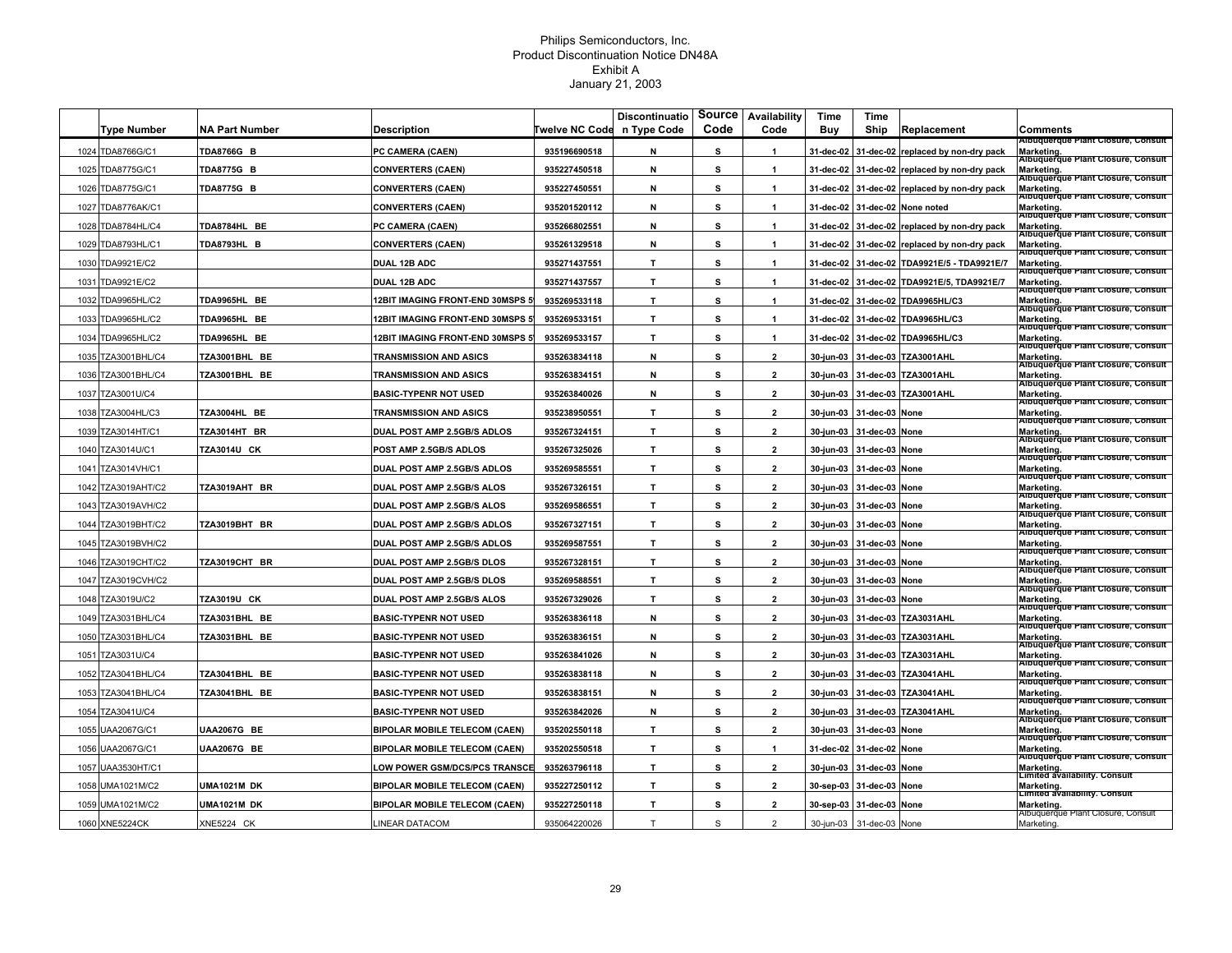# Philips Semiconductors, Inc.
## Product Discontinuation Notice DN48A
## Exhibit A
## January 21, 2003

| | Type Number | NA Part Number | Description | Twelve NC Code | Discontinuation Type Code | Source Code | Availability Code | Time Buy | Time Ship | Replacement | Comments |
|---|---|---|---|---|---|---|---|---|---|---|---|
| 1024 | TDA8766G/C1 | TDA8766G B | PC CAMERA (CAEN) | 935196690518 | N | S | 1 | 31-dec-02 | 31-dec-02 | replaced by non-dry pack | Albuquerque Plant Closure, Consult Marketing. |
| 1025 | TDA8775G/C1 | TDA8775G B | CONVERTERS (CAEN) | 935227450518 | N | S | 1 | 31-dec-02 | 31-dec-02 | replaced by non-dry pack | Albuquerque Plant Closure, Consult Marketing. |
| 1026 | TDA8775G/C1 | TDA8775G B | CONVERTERS (CAEN) | 935227450551 | N | S | 1 | 31-dec-02 | 31-dec-02 | replaced by non-dry pack | Albuquerque Plant Closure, Consult Marketing. |
| 1027 | TDA8776AK/C1 | | CONVERTERS (CAEN) | 935201520112 | N | S | 1 | 31-dec-02 | 31-dec-02 | None noted | Albuquerque Plant Closure, Consult Marketing. |
| 1028 | TDA8784HL/C4 | TDA8784HL BE | PC CAMERA (CAEN) | 935266802551 | N | S | 1 | 31-dec-02 | 31-dec-02 | replaced by non-dry pack | Albuquerque Plant Closure, Consult Marketing. |
| 1029 | TDA8793HL/C1 | TDA8793HL B | CONVERTERS (CAEN) | 935261329518 | N | S | 1 | 31-dec-02 | 31-dec-02 | replaced by non-dry pack | Albuquerque Plant Closure, Consult Marketing. |
| 1030 | TDA9921E/C2 | | DUAL 12B ADC | 935271437551 | T | S | 1 | 31-dec-02 | 31-dec-02 | TDA9921E/5 - TDA9921E/7 | Albuquerque Plant Closure, Consult Marketing. |
| 1031 | TDA9921E/C2 | | DUAL 12B ADC | 935271437557 | T | S | 1 | 31-dec-02 | 31-dec-02 | TDA9921E/5, TDA9921E/7 | Albuquerque Plant Closure, Consult Marketing. |
| 1032 | TDA9965HL/C2 | TDA9965HL BE | 12BIT IMAGING FRONT-END 30MSPS 5 | 935269533118 | T | S | 1 | 31-dec-02 | 31-dec-02 | TDA9965HL/C3 | Albuquerque Plant Closure, Consult Marketing. |
| 1033 | TDA9965HL/C2 | TDA9965HL BE | 12BIT IMAGING FRONT-END 30MSPS 5 | 935269533151 | T | S | 1 | 31-dec-02 | 31-dec-02 | TDA9965HL/C3 | Albuquerque Plant Closure, Consult Marketing. |
| 1034 | TDA9965HL/C2 | TDA9965HL BE | 12BIT IMAGING FRONT-END 30MSPS 5 | 935269533157 | T | S | 1 | 31-dec-02 | 31-dec-02 | TDA9965HL/C3 | Albuquerque Plant Closure, Consult Marketing. |
| 1035 | TZA3001BHL/C4 | TZA3001BHL BE | TRANSMISSION AND ASICS | 935263834118 | N | S | 2 | 30-jun-03 | 31-dec-03 | TZA3001AHL | Albuquerque Plant Closure, Consult Marketing. |
| 1036 | TZA3001BHL/C4 | TZA3001BHL BE | TRANSMISSION AND ASICS | 935263834151 | N | S | 2 | 30-jun-03 | 31-dec-03 | TZA3001AHL | Albuquerque Plant Closure, Consult Marketing. |
| 1037 | TZA3001U/C4 | | BASIC-TYPENR NOT USED | 935263840026 | N | S | 2 | 30-jun-03 | 31-dec-03 | TZA3001AHL | Albuquerque Plant Closure, Consult Marketing. |
| 1038 | TZA3004HL/C3 | TZA3004HL BE | TRANSMISSION AND ASICS | 935238950551 | T | S | 2 | 30-jun-03 | 31-dec-03 | None | Albuquerque Plant Closure, Consult Marketing. |
| 1039 | TZA3014HT/C1 | TZA3014HT BR | DUAL POST AMP 2.5GB/S ADLOS | 935267324151 | T | S | 2 | 30-jun-03 | 31-dec-03 | None | Albuquerque Plant Closure, Consult Marketing. |
| 1040 | TZA3014U/C1 | TZA3014U CK | POST AMP 2.5GB/S ADLOS | 935267325026 | T | S | 2 | 30-jun-03 | 31-dec-03 | None | Albuquerque Plant Closure, Consult Marketing. |
| 1041 | TZA3014VH/C1 | | DUAL POST AMP 2.5GB/S ADLOS | 935269585551 | T | S | 2 | 30-jun-03 | 31-dec-03 | None | Albuquerque Plant Closure, Consult Marketing. |
| 1042 | TZA3019AHT/C2 | TZA3019AHT BR | DUAL POST AMP 2.5GB/S ALOS | 935267326151 | T | S | 2 | 30-jun-03 | 31-dec-03 | None | Albuquerque Plant Closure, Consult Marketing. |
| 1043 | TZA3019AVH/C2 | | DUAL POST AMP 2.5GB/S ALOS | 935269586551 | T | S | 2 | 30-jun-03 | 31-dec-03 | None | Albuquerque Plant Closure, Consult Marketing. |
| 1044 | TZA3019BHT/C2 | TZA3019BHT BR | DUAL POST AMP 2.5GB/S ADLOS | 935267327151 | T | S | 2 | 30-jun-03 | 31-dec-03 | None | Albuquerque Plant Closure, Consult Marketing. |
| 1045 | TZA3019BVH/C2 | | DUAL POST AMP 2.5GB/S ADLOS | 935269587551 | T | S | 2 | 30-jun-03 | 31-dec-03 | None | Albuquerque Plant Closure, Consult Marketing. |
| 1046 | TZA3019CHT/C2 | TZA3019CHT BR | DUAL POST AMP 2.5GB/S DLOS | 935267328151 | T | S | 2 | 30-jun-03 | 31-dec-03 | None | Albuquerque Plant Closure, Consult Marketing. |
| 1047 | TZA3019CVH/C2 | | DUAL POST AMP 2.5GB/S DLOS | 935269588551 | T | S | 2 | 30-jun-03 | 31-dec-03 | None | Albuquerque Plant Closure, Consult Marketing. |
| 1048 | TZA3019U/C2 | TZA3019U CK | DUAL POST AMP 2.5GB/S ALOS | 935267329026 | T | S | 2 | 30-jun-03 | 31-dec-03 | None | Albuquerque Plant Closure, Consult Marketing. |
| 1049 | TZA3031BHL/C4 | TZA3031BHL BE | BASIC-TYPENR NOT USED | 935263836118 | N | S | 2 | 30-jun-03 | 31-dec-03 | TZA3031AHL | Albuquerque Plant Closure, Consult Marketing. |
| 1050 | TZA3031BHL/C4 | TZA3031BHL BE | BASIC-TYPENR NOT USED | 935263836151 | N | S | 2 | 30-jun-03 | 31-dec-03 | TZA3031AHL | Albuquerque Plant Closure, Consult Marketing. |
| 1051 | TZA3031U/C4 | | BASIC-TYPENR NOT USED | 935263841026 | N | S | 2 | 30-jun-03 | 31-dec-03 | TZA3031AHL | Albuquerque Plant Closure, Consult Marketing. |
| 1052 | TZA3041BHL/C4 | TZA3041BHL BE | BASIC-TYPENR NOT USED | 935263838118 | N | S | 2 | 30-jun-03 | 31-dec-03 | TZA3041AHL | Albuquerque Plant Closure, Consult Marketing. |
| 1053 | TZA3041BHL/C4 | TZA3041BHL BE | BASIC-TYPENR NOT USED | 935263838151 | N | S | 2 | 30-jun-03 | 31-dec-03 | TZA3041AHL | Albuquerque Plant Closure, Consult Marketing. |
| 1054 | TZA3041U/C4 | | BASIC-TYPENR NOT USED | 935263842026 | N | S | 2 | 30-jun-03 | 31-dec-03 | TZA3041AHL | Albuquerque Plant Closure, Consult Marketing. |
| 1055 | UAA2067G/C1 | UAA2067G BE | BIPOLAR MOBILE TELECOM (CAEN) | 935202550118 | T | S | 2 | 30-jun-03 | 31-dec-03 | None | Albuquerque Plant Closure, Consult Marketing. |
| 1056 | UAA2067G/C1 | UAA2067G BE | BIPOLAR MOBILE TELECOM (CAEN) | 935202550518 | T | S | 1 | 31-dec-02 | 31-dec-02 | None | Albuquerque Plant Closure, Consult Marketing. |
| 1057 | UAA3530HT/C1 | | LOW POWER GSM/DCS/PCS TRANSCE | 935263796118 | T | S | 2 | 30-jun-03 | 31-dec-03 | None | Albuquerque Plant Closure, Consult Marketing. |
| 1058 | UMA1021M/C2 | UMA1021M DK | BIPOLAR MOBILE TELECOM (CAEN) | 935227250112 | T | S | 2 | 30-sep-03 | 31-dec-03 | None | Limited availability. Consult Marketing. |
| 1059 | UMA1021M/C2 | UMA1021M DK | BIPOLAR MOBILE TELECOM (CAEN) | 935227250118 | T | S | 2 | 30-sep-03 | 31-dec-03 | None | Limited availability. Consult Marketing. |
| 1060 | XNE5224CK | XNE5224 CK | LINEAR DATACOM | 935064220026 | T | S | 2 | 30-jun-03 | 31-dec-03 | None | Albuquerque Plant Closure, Consult Marketing. |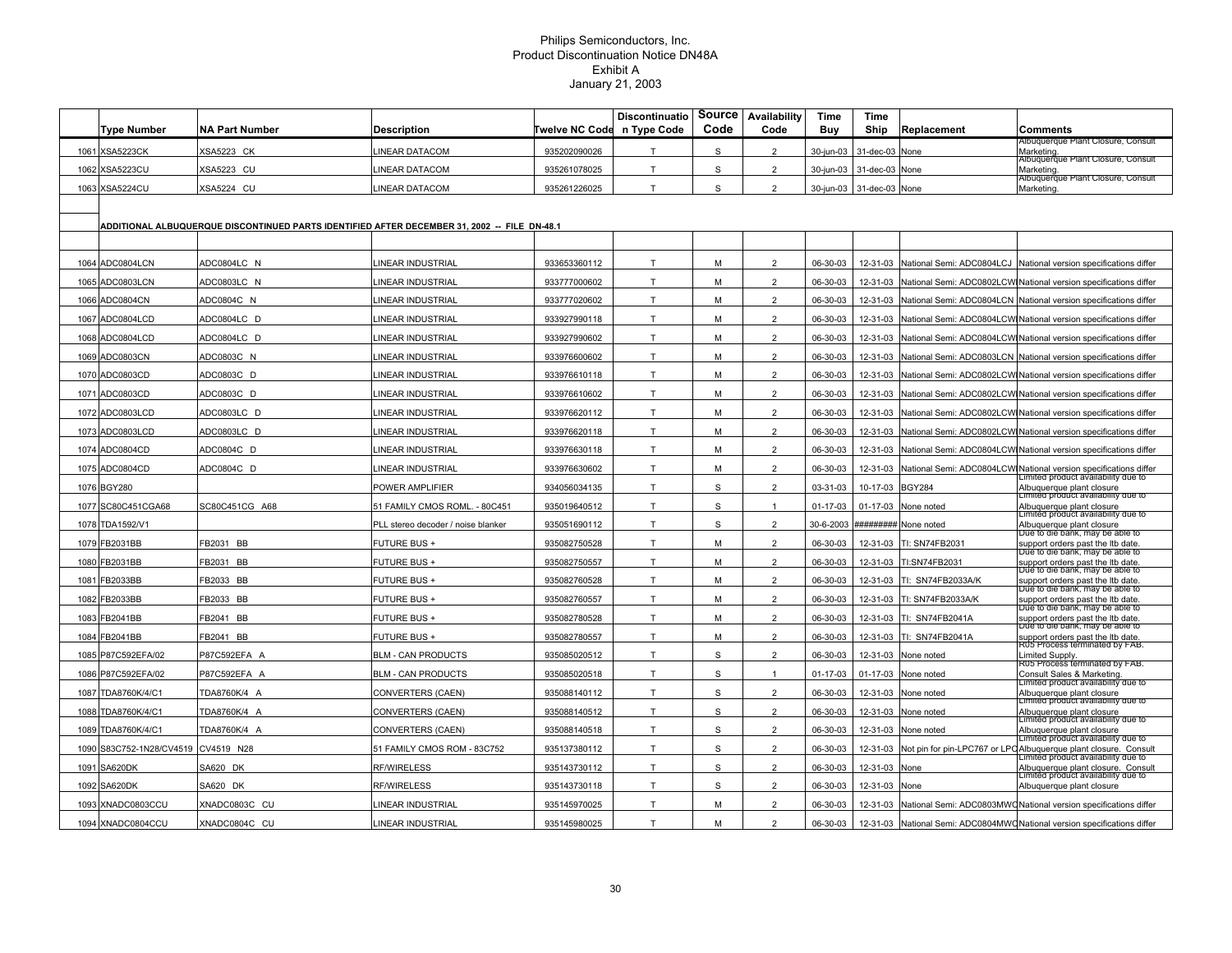# Philips Semiconductors, Inc.
## Product Discontinuation Notice DN48A
### Exhibit A
### January 21, 2003

| | Type Number | NA Part Number | Description | Twelve NC Code | Discontinuation Type Code | Source Code | Availability Code | Time Buy | Time Ship | Replacement | Comments |
|---|---|---|---|---|---|---|---|---|---|---|---|
| 1061 | XSA5223CK | XSA5223 CK | LINEAR DATACOM | 935202090026 | T | S | 2 | 30-jun-03 | 31-dec-03 | None | Albuquerque Plant Closure, Consult Marketing. |
| 1062 | XSA5223CU | XSA5223 CU | LINEAR DATACOM | 935261078025 | T | S | 2 | 30-jun-03 | 31-dec-03 | None | Albuquerque Plant Closure, Consult Marketing. |
| 1063 | XSA5224CU | XSA5224 CU | LINEAR DATACOM | 935261226025 | T | S | 2 | 30-jun-03 | 31-dec-03 | None | Albuquerque Plant Closure, Consult Marketing. |
| | | | | | | | | | | | |
| | ADDITIONAL ALBUQUERQUE DISCONTINUED PARTS IDENTIFIED AFTER DECEMBER 31, 2002 -- FILE DN-48.1 | | | | | | | | | | |
| | | | | | | | | | | | |
| 1064 | ADC0804LCN | ADC0804LC N | LINEAR INDUSTRIAL | 933653360112 | T | M | 2 | 06-30-03 | 12-31-03 | National Semi: ADC0804LCJ | National version specifications differ |
| 1065 | ADC0803LCN | ADC0803LC N | LINEAR INDUSTRIAL | 933777000602 | T | M | 2 | 06-30-03 | 12-31-03 | National Semi: ADC0802LCWI | National version specifications differ |
| 1066 | ADC0804CN | ADC0804C N | LINEAR INDUSTRIAL | 933777020602 | T | M | 2 | 06-30-03 | 12-31-03 | National Semi: ADC0804LCN | National version specifications differ |
| 1067 | ADC0804LCD | ADC0804LC D | LINEAR INDUSTRIAL | 933927990118 | T | M | 2 | 06-30-03 | 12-31-03 | National Semi: ADC0804LCWI | National version specifications differ |
| 1068 | ADC0804LCD | ADC0804LC D | LINEAR INDUSTRIAL | 933927990602 | T | M | 2 | 06-30-03 | 12-31-03 | National Semi: ADC0804LCWI | National version specifications differ |
| 1069 | ADC0803CN | ADC0803C N | LINEAR INDUSTRIAL | 933976600602 | T | M | 2 | 06-30-03 | 12-31-03 | National Semi: ADC0803LCN | National version specifications differ |
| 1070 | ADC0803CD | ADC0803C D | LINEAR INDUSTRIAL | 933976610118 | T | M | 2 | 06-30-03 | 12-31-03 | National Semi: ADC0802LCWI | National version specifications differ |
| 1071 | ADC0803CD | ADC0803C D | LINEAR INDUSTRIAL | 933976610602 | T | M | 2 | 06-30-03 | 12-31-03 | National Semi: ADC0802LCWI | National version specifications differ |
| 1072 | ADC0803LCD | ADC0803LC D | LINEAR INDUSTRIAL | 933976620112 | T | M | 2 | 06-30-03 | 12-31-03 | National Semi: ADC0802LCWI | National version specifications differ |
| 1073 | ADC0803LCD | ADC0803LC D | LINEAR INDUSTRIAL | 933976620118 | T | M | 2 | 06-30-03 | 12-31-03 | National Semi: ADC0802LCWI | National version specifications differ |
| 1074 | ADC0804CD | ADC0804C D | LINEAR INDUSTRIAL | 933976630118 | T | M | 2 | 06-30-03 | 12-31-03 | National Semi: ADC0804LCWI | National version specifications differ |
| 1075 | ADC0804CD | ADC0804C D | LINEAR INDUSTRIAL | 933976630602 | T | M | 2 | 06-30-03 | 12-31-03 | National Semi: ADC0804LCWI | National version specifications differ |
| 1076 | BGY280 | | POWER AMPLIFIER | 934056034135 | T | S | 2 | 03-31-03 | 10-17-03 | BGY284 | Limited product availability due to Albuquerque plant closure |
| 1077 | SC80C451CGA68 | SC80C451CG A68 | 51 FAMILY CMOS ROML. - 80C451 | 935019640512 | T | S | 1 | 01-17-03 | 01-17-03 | None noted | Limited product availability due to Albuquerque plant closure |
| 1078 | TDA1592/V1 | | PLL stereo decoder / noise blanker | 935051690112 | T | S | 2 | 30-6-2003 | ######### | None noted | Limited product availability due to Albuquerque plant closure |
| 1079 | FB2031BB | FB2031 BB | FUTURE BUS + | 935082750528 | T | M | 2 | 06-30-03 | 12-31-03 | TI: SN74FB2031 | Due to die bank, may be able to support orders past the ltb date. |
| 1080 | FB2031BB | FB2031 BB | FUTURE BUS + | 935082750557 | T | M | 2 | 06-30-03 | 12-31-03 | TI:SN74FB2031 | Due to die bank, may be able to support orders past the ltb date. |
| 1081 | FB2033BB | FB2033 BB | FUTURE BUS + | 935082760528 | T | M | 2 | 06-30-03 | 12-31-03 | TI: SN74FB2033A/K | Due to die bank, may be able to support orders past the ltb date. |
| 1082 | FB2033BB | FB2033 BB | FUTURE BUS + | 935082760557 | T | M | 2 | 06-30-03 | 12-31-03 | TI: SN74FB2033A/K | Due to die bank, may be able to support orders past the ltb date. |
| 1083 | FB2041BB | FB2041 BB | FUTURE BUS + | 935082780528 | T | M | 2 | 06-30-03 | 12-31-03 | TI: SN74FB2041A | Due to die bank, may be able to support orders past the ltb date. |
| 1084 | FB2041BB | FB2041 BB | FUTURE BUS + | 935082780557 | T | M | 2 | 06-30-03 | 12-31-03 | TI: SN74FB2041A | Due to die bank, may be able to support orders past the ltb date. |
| 1085 | P87C592EFA/02 | P87C592EFA A | BLM - CAN PRODUCTS | 935085020512 | T | S | 2 | 06-30-03 | 12-31-03 | None noted | R05 Process terminated by FAB. Limited Supply. |
| 1086 | P87C592EFA/02 | P87C592EFA A | BLM - CAN PRODUCTS | 935085020518 | T | S | 1 | 01-17-03 | 01-17-03 | None noted | R05 Process terminated by FAB. Consult Sales & Marketing. |
| 1087 | TDA8760K/4/C1 | TDA8760K/4 A | CONVERTERS (CAEN) | 935088140112 | T | S | 2 | 06-30-03 | 12-31-03 | None noted | Limited product availability due to Albuquerque plant closure |
| 1088 | TDA8760K/4/C1 | TDA8760K/4 A | CONVERTERS (CAEN) | 935088140512 | T | S | 2 | 06-30-03 | 12-31-03 | None noted | Limited product availability due to Albuquerque plant closure |
| 1089 | TDA8760K/4/C1 | TDA8760K/4 A | CONVERTERS (CAEN) | 935088140518 | T | S | 2 | 06-30-03 | 12-31-03 | None noted | Limited product availability due to Albuquerque plant closure |
| 1090 | S83C752-1N28/CV4519 | CV4519 N28 | 51 FAMILY CMOS ROM - 83C752 | 935137380112 | T | S | 2 | 06-30-03 | 12-31-03 | Not pin for pin-LPC767 or LPC | Limited product availability due to Albuquerque plant closure. Consult |
| 1091 | SA620DK | SA620 DK | RF/WIRELESS | 935143730112 | T | S | 2 | 06-30-03 | 12-31-03 | None | Limited product availability due to Albuquerque plant closure. Consult |
| 1092 | SA620DK | SA620 DK | RF/WIRELESS | 935143730118 | T | S | 2 | 06-30-03 | 12-31-03 | None | Limited product availability due to Albuquerque plant closure |
| 1093 | XNADC0803CCU | XNADC0803C CU | LINEAR INDUSTRIAL | 935145970025 | T | M | 2 | 06-30-03 | 12-31-03 | National Semi: ADC0803MWC | National version specifications differ |
| 1094 | XNADC0804CCU | XNADC0804C CU | LINEAR INDUSTRIAL | 935145980025 | T | M | 2 | 06-30-03 | 12-31-03 | National Semi: ADC0804MWC | National version specifications differ |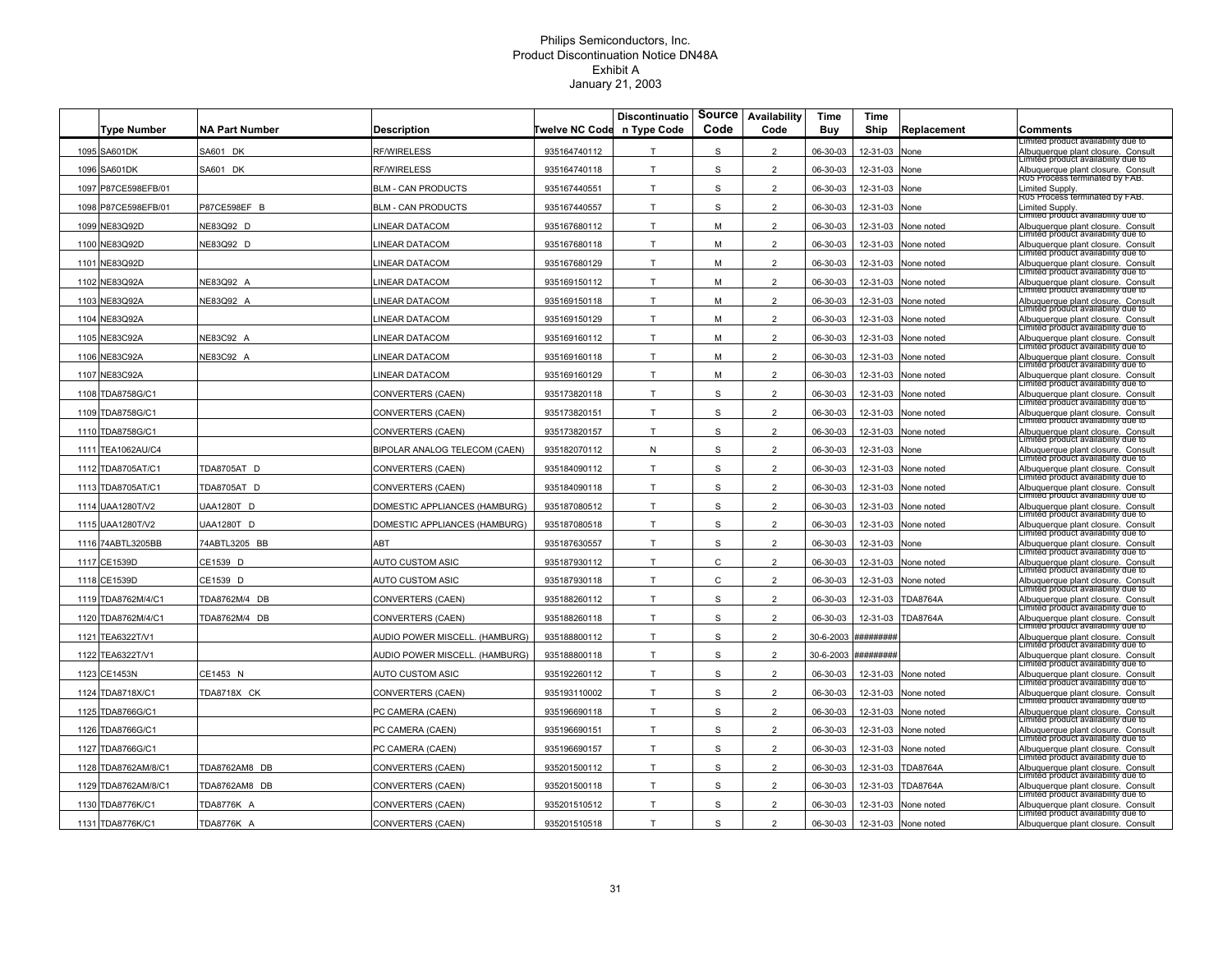Philips Semiconductors, Inc.
Product Discontinuation Notice DN48A
Exhibit A
January 21, 2003

| | Type Number | NA Part Number | Description | Twelve NC Code | Discontinuation Type Code | Source Code | Availability Code | Time Buy | Time Ship | Replacement | Comments |
|---|---|---|---|---|---|---|---|---|---|---|---|
| 1095 | SA601DK | SA601 DK | RF/WIRELESS | 935164740112 | T | S | 2 | 06-30-03 | 12-31-03 | None | Limited product availability due to Albuquerque plant closure. Consult |
| 1096 | SA601DK | SA601 DK | RF/WIRELESS | 935164740118 | T | S | 2 | 06-30-03 | 12-31-03 | None | Limited product availability due to Albuquerque plant closure. Consult |
| 1097 | P87CE598EFB/01 | | BLM - CAN PRODUCTS | 935167440551 | T | S | 2 | 06-30-03 | 12-31-03 | None | R05 Process terminated by FAB. Limited Supply. |
| 1098 | P87CE598EFB/01 | P87CE598EF B | BLM - CAN PRODUCTS | 935167440557 | T | S | 2 | 06-30-03 | 12-31-03 | None | R05 Process terminated by FAB. Limited Supply. |
| 1099 | NE83Q92D | NE83Q92 D | LINEAR DATACOM | 935167680112 | T | M | 2 | 06-30-03 | 12-31-03 | None noted | Limited product availability due to Albuquerque plant closure. Consult |
| 1100 | NE83Q92D | NE83Q92 D | LINEAR DATACOM | 935167680118 | T | M | 2 | 06-30-03 | 12-31-03 | None noted | Limited product availability due to Albuquerque plant closure. Consult |
| 1101 | NE83Q92D | | LINEAR DATACOM | 935167680129 | T | M | 2 | 06-30-03 | 12-31-03 | None noted | Limited product availability due to Albuquerque plant closure. Consult |
| 1102 | NE83Q92A | NE83Q92 A | LINEAR DATACOM | 935169150112 | T | M | 2 | 06-30-03 | 12-31-03 | None noted | Limited product availability due to Albuquerque plant closure. Consult |
| 1103 | NE83Q92A | NE83Q92 A | LINEAR DATACOM | 935169150118 | T | M | 2 | 06-30-03 | 12-31-03 | None noted | Limited product availability due to Albuquerque plant closure. Consult |
| 1104 | NE83Q92A | | LINEAR DATACOM | 935169150129 | T | M | 2 | 06-30-03 | 12-31-03 | None noted | Limited product availability due to Albuquerque plant closure. Consult |
| 1105 | NE83C92A | NE83C92 A | LINEAR DATACOM | 935169160112 | T | M | 2 | 06-30-03 | 12-31-03 | None noted | Limited product availability due to Albuquerque plant closure. Consult |
| 1106 | NE83C92A | NE83C92 A | LINEAR DATACOM | 935169160118 | T | M | 2 | 06-30-03 | 12-31-03 | None noted | Limited product availability due to Albuquerque plant closure. Consult |
| 1107 | NE83C92A | | LINEAR DATACOM | 935169160129 | T | M | 2 | 06-30-03 | 12-31-03 | None noted | Limited product availability due to Albuquerque plant closure. Consult |
| 1108 | TDA8758G/C1 | | CONVERTERS (CAEN) | 935173820118 | T | S | 2 | 06-30-03 | 12-31-03 | None noted | Limited product availability due to Albuquerque plant closure. Consult |
| 1109 | TDA8758G/C1 | | CONVERTERS (CAEN) | 935173820151 | T | S | 2 | 06-30-03 | 12-31-03 | None noted | Limited product availability due to Albuquerque plant closure. Consult |
| 1110 | TDA8758G/C1 | | CONVERTERS (CAEN) | 935173820157 | T | S | 2 | 06-30-03 | 12-31-03 | None noted | Limited product availability due to Albuquerque plant closure. Consult |
| 1111 | TEA1062AU/C4 | | BIPOLAR ANALOG TELECOM (CAEN) | 935182070112 | N | S | 2 | 06-30-03 | 12-31-03 | None | Limited product availability due to Albuquerque plant closure. Consult |
| 1112 | TDA8705AT/C1 | TDA8705AT D | CONVERTERS (CAEN) | 935184090112 | T | S | 2 | 06-30-03 | 12-31-03 | None noted | Limited product availability due to Albuquerque plant closure. Consult |
| 1113 | TDA8705AT/C1 | TDA8705AT D | CONVERTERS (CAEN) | 935184090118 | T | S | 2 | 06-30-03 | 12-31-03 | None noted | Limited product availability due to Albuquerque plant closure. Consult |
| 1114 | UAA1280T/V2 | UAA1280T D | DOMESTIC APPLIANCES (HAMBURG) | 935187080512 | T | S | 2 | 06-30-03 | 12-31-03 | None noted | Limited product availability due to Albuquerque plant closure. Consult |
| 1115 | UAA1280T/V2 | UAA1280T D | DOMESTIC APPLIANCES (HAMBURG) | 935187080518 | T | S | 2 | 06-30-03 | 12-31-03 | None noted | Limited product availability due to Albuquerque plant closure. Consult |
| 1116 | 74ABTL3205BB | 74ABTL3205 BB | ABT | 935187630557 | T | S | 2 | 06-30-03 | 12-31-03 | None | Limited product availability due to Albuquerque plant closure. Consult |
| 1117 | CE1539D | CE1539 D | AUTO CUSTOM ASIC | 935187930112 | T | C | 2 | 06-30-03 | 12-31-03 | None noted | Limited product availability due to Albuquerque plant closure. Consult |
| 1118 | CE1539D | CE1539 D | AUTO CUSTOM ASIC | 935187930118 | T | C | 2 | 06-30-03 | 12-31-03 | None noted | Limited product availability due to Albuquerque plant closure. Consult |
| 1119 | TDA8762M/4/C1 | TDA8762M/4 DB | CONVERTERS (CAEN) | 935188260112 | T | S | 2 | 06-30-03 | 12-31-03 | TDA8764A | Limited product availability due to Albuquerque plant closure. Consult |
| 1120 | TDA8762M/4/C1 | TDA8762M/4 DB | CONVERTERS (CAEN) | 935188260118 | T | S | 2 | 06-30-03 | 12-31-03 | TDA8764A | Limited product availability due to Albuquerque plant closure. Consult |
| 1121 | TEA6322T/V1 | | AUDIO POWER MISCELL. (HAMBURG) | 935188800112 | T | S | 2 | 30-6-2003 | ######### | | Limited product availability due to Albuquerque plant closure. Consult |
| 1122 | TEA6322T/V1 | | AUDIO POWER MISCELL. (HAMBURG) | 935188800118 | T | S | 2 | 30-6-2003 | ######### | | Limited product availability due to Albuquerque plant closure. Consult |
| 1123 | CE1453N | CE1453 N | AUTO CUSTOM ASIC | 935192260112 | T | S | 2 | 06-30-03 | 12-31-03 | None noted | Limited product availability due to Albuquerque plant closure. Consult |
| 1124 | TDA8718X/C1 | TDA8718X CK | CONVERTERS (CAEN) | 935193110002 | T | S | 2 | 06-30-03 | 12-31-03 | None noted | Limited product availability due to Albuquerque plant closure. Consult |
| 1125 | TDA8766G/C1 | | PC CAMERA (CAEN) | 935196690118 | T | S | 2 | 06-30-03 | 12-31-03 | None noted | Limited product availability due to Albuquerque plant closure. Consult |
| 1126 | TDA8766G/C1 | | PC CAMERA (CAEN) | 935196690151 | T | S | 2 | 06-30-03 | 12-31-03 | None noted | Limited product availability due to Albuquerque plant closure. Consult |
| 1127 | TDA8766G/C1 | | PC CAMERA (CAEN) | 935196690157 | T | S | 2 | 06-30-03 | 12-31-03 | None noted | Limited product availability due to Albuquerque plant closure. Consult |
| 1128 | TDA8762AM/8/C1 | TDA8762AM8 DB | CONVERTERS (CAEN) | 935201500112 | T | S | 2 | 06-30-03 | 12-31-03 | TDA8764A | Limited product availability due to Albuquerque plant closure. Consult |
| 1129 | TDA8762AM/8/C1 | TDA8762AM8 DB | CONVERTERS (CAEN) | 935201500118 | T | S | 2 | 06-30-03 | 12-31-03 | TDA8764A | Limited product availability due to Albuquerque plant closure. Consult |
| 1130 | TDA8776K/C1 | TDA8776K A | CONVERTERS (CAEN) | 935201510512 | T | S | 2 | 06-30-03 | 12-31-03 | None noted | Limited product availability due to Albuquerque plant closure. Consult |
| 1131 | TDA8776K/C1 | TDA8776K A | CONVERTERS (CAEN) | 935201510518 | T | S | 2 | 06-30-03 | 12-31-03 | None noted | Limited product availability due to Albuquerque plant closure. Consult |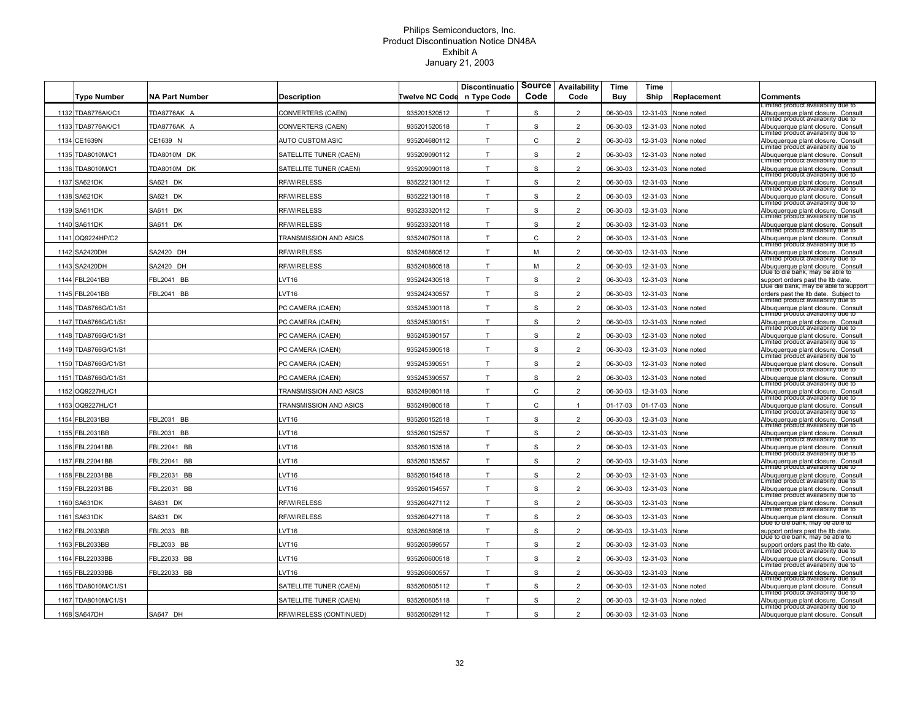# Philips Semiconductors, Inc.
## Product Discontinuation Notice DN48A
### Exhibit A
### January 21, 2003

| | Type Number | NA Part Number | Description | Twelve NC Code | Discontinuation Type Code | Source Code | Availability Code | Time Buy | Time Ship | Replacement | Comments |
|---|---|---|---|---|---|---|---|---|---|---|---|
| 1132 | TDA8776AK/C1 | TDA8776AK A | CONVERTERS (CAEN) | 935201520512 | T | S | 2 | 06-30-03 | 12-31-03 | None noted | Limited product availability due to Albuquerque plant closure. Consult |
| 1133 | TDA8776AK/C1 | TDA8776AK A | CONVERTERS (CAEN) | 935201520518 | T | S | 2 | 06-30-03 | 12-31-03 | None noted | Limited product availability due to Albuquerque plant closure. Consult |
| 1134 | CE1639N | CE1639 N | AUTO CUSTOM ASIC | 935204680112 | T | C | 2 | 06-30-03 | 12-31-03 | None noted | Limited product availability due to Albuquerque plant closure. Consult |
| 1135 | TDA8010M/C1 | TDA8010M DK | SATELLITE TUNER (CAEN) | 935209090112 | T | S | 2 | 06-30-03 | 12-31-03 | None noted | Limited product availability due to Albuquerque plant closure. Consult |
| 1136 | TDA8010M/C1 | TDA8010M DK | SATELLITE TUNER (CAEN) | 935209090118 | T | S | 2 | 06-30-03 | 12-31-03 | None noted | Limited product availability due to Albuquerque plant closure. Consult |
| 1137 | SA621DK | SA621 DK | RF/WIRELESS | 935222130112 | T | S | 2 | 06-30-03 | 12-31-03 | None | Limited product availability due to Albuquerque plant closure. Consult |
| 1138 | SA621DK | SA621 DK | RF/WIRELESS | 935222130118 | T | S | 2 | 06-30-03 | 12-31-03 | None | Limited product availability due to Albuquerque plant closure. Consult |
| 1139 | SA611DK | SA611 DK | RF/WIRELESS | 935233320112 | T | S | 2 | 06-30-03 | 12-31-03 | None | Limited product availability due to Albuquerque plant closure. Consult |
| 1140 | SA611DK | SA611 DK | RF/WIRELESS | 935233320118 | T | S | 2 | 06-30-03 | 12-31-03 | None | Limited product availability due to Albuquerque plant closure. Consult |
| 1141 | OQ9224HP/C2 | | TRANSMISSION AND ASICS | 935240750118 | T | C | 2 | 06-30-03 | 12-31-03 | None | Limited product availability due to Albuquerque plant closure. Consult |
| 1142 | SA2420DH | SA2420 DH | RF/WIRELESS | 935240860512 | T | M | 2 | 06-30-03 | 12-31-03 | None | Limited product availability due to Albuquerque plant closure. Consult |
| 1143 | SA2420DH | SA2420 DH | RF/WIRELESS | 935240860518 | T | M | 2 | 06-30-03 | 12-31-03 | None | Limited product availability due to Albuquerque plant closure. Consult |
| 1144 | FBL2041BB | FBL2041 BB | LVT16 | 935242430518 | T | S | 2 | 06-30-03 | 12-31-03 | None | Due to die bank, may be able to support orders past the ltb date. |
| 1145 | FBL2041BB | FBL2041 BB | LVT16 | 935242430557 | T | S | 2 | 06-30-03 | 12-31-03 | None | Due die bank, may be able to support orders past the ltb date. Subject to |
| 1146 | TDA8766G/C1/S1 | | PC CAMERA (CAEN) | 935245390118 | T | S | 2 | 06-30-03 | 12-31-03 | None noted | Limited product availability due to Albuquerque plant closure. Consult |
| 1147 | TDA8766G/C1/S1 | | PC CAMERA (CAEN) | 935245390151 | T | S | 2 | 06-30-03 | 12-31-03 | None noted | Limited product availability due to Albuquerque plant closure. Consult |
| 1148 | TDA8766G/C1/S1 | | PC CAMERA (CAEN) | 935245390157 | T | S | 2 | 06-30-03 | 12-31-03 | None noted | Limited product availability due to Albuquerque plant closure. Consult |
| 1149 | TDA8766G/C1/S1 | | PC CAMERA (CAEN) | 935245390518 | T | S | 2 | 06-30-03 | 12-31-03 | None noted | Limited product availability due to Albuquerque plant closure. Consult |
| 1150 | TDA8766G/C1/S1 | | PC CAMERA (CAEN) | 935245390551 | T | S | 2 | 06-30-03 | 12-31-03 | None noted | Limited product availability due to Albuquerque plant closure. Consult |
| 1151 | TDA8766G/C1/S1 | | PC CAMERA (CAEN) | 935245390557 | T | S | 2 | 06-30-03 | 12-31-03 | None noted | Limited product availability due to Albuquerque plant closure. Consult |
| 1152 | OQ9227HL/C1 | | TRANSMISSION AND ASICS | 935249080118 | T | C | 2 | 06-30-03 | 12-31-03 | None | Limited product availability due to Albuquerque plant closure. Consult |
| 1153 | OQ9227HL/C1 | | TRANSMISSION AND ASICS | 935249080518 | T | C | 1 | 01-17-03 | 01-17-03 | None | Limited product availability due to Albuquerque plant closure. Consult |
| 1154 | FBL2031BB | FBL2031 BB | LVT16 | 935260152518 | T | S | 2 | 06-30-03 | 12-31-03 | None | Limited product availability due to Albuquerque plant closure. Consult |
| 1155 | FBL2031BB | FBL2031 BB | LVT16 | 935260152557 | T | S | 2 | 06-30-03 | 12-31-03 | None | Limited product availability due to Albuquerque plant closure. Consult |
| 1156 | FBL22041BB | FBL22041 BB | LVT16 | 935260153518 | T | S | 2 | 06-30-03 | 12-31-03 | None | Limited product availability due to Albuquerque plant closure. Consult |
| 1157 | FBL22041BB | FBL22041 BB | LVT16 | 935260153557 | T | S | 2 | 06-30-03 | 12-31-03 | None | Limited product availability due to Albuquerque plant closure. Consult |
| 1158 | FBL22031BB | FBL22031 BB | LVT16 | 935260154518 | T | S | 2 | 06-30-03 | 12-31-03 | None | Limited product availability due to Albuquerque plant closure. Consult |
| 1159 | FBL22031BB | FBL22031 BB | LVT16 | 935260154557 | T | S | 2 | 06-30-03 | 12-31-03 | None | Limited product availability due to Albuquerque plant closure. Consult |
| 1160 | SA631DK | SA631 DK | RF/WIRELESS | 935260427112 | T | S | 2 | 06-30-03 | 12-31-03 | None | Limited product availability due to Albuquerque plant closure. Consult |
| 1161 | SA631DK | SA631 DK | RF/WIRELESS | 935260427118 | T | S | 2 | 06-30-03 | 12-31-03 | None | Limited product availability due to Albuquerque plant closure. Consult |
| 1162 | FBL2033BB | FBL2033 BB | LVT16 | 935260599518 | T | S | 2 | 06-30-03 | 12-31-03 | None | Due to die bank, may be able to support orders past the ltb date. |
| 1163 | FBL2033BB | FBL2033 BB | LVT16 | 935260599557 | T | S | 2 | 06-30-03 | 12-31-03 | None | Due to die bank, may be able to support orders past the ltb date. |
| 1164 | FBL22033BB | FBL22033 BB | LVT16 | 935260600518 | T | S | 2 | 06-30-03 | 12-31-03 | None | Limited product availability due to Albuquerque plant closure. Consult |
| 1165 | FBL22033BB | FBL22033 BB | LVT16 | 935260600557 | T | S | 2 | 06-30-03 | 12-31-03 | None | Limited product availability due to Albuquerque plant closure. Consult |
| 1166 | TDA8010M/C1/S1 | | SATELLITE TUNER (CAEN) | 935260605112 | T | S | 2 | 06-30-03 | 12-31-03 | None noted | Limited product availability due to Albuquerque plant closure. Consult |
| 1167 | TDA8010M/C1/S1 | | SATELLITE TUNER (CAEN) | 935260605118 | T | S | 2 | 06-30-03 | 12-31-03 | None noted | Limited product availability due to Albuquerque plant closure. Consult |
| 1168 | SA647DH | SA647 DH | RF/WIRELESS (CONTINUED) | 935260629112 | T | S | 2 | 06-30-03 | 12-31-03 | None | Limited product availability due to Albuquerque plant closure. Consult |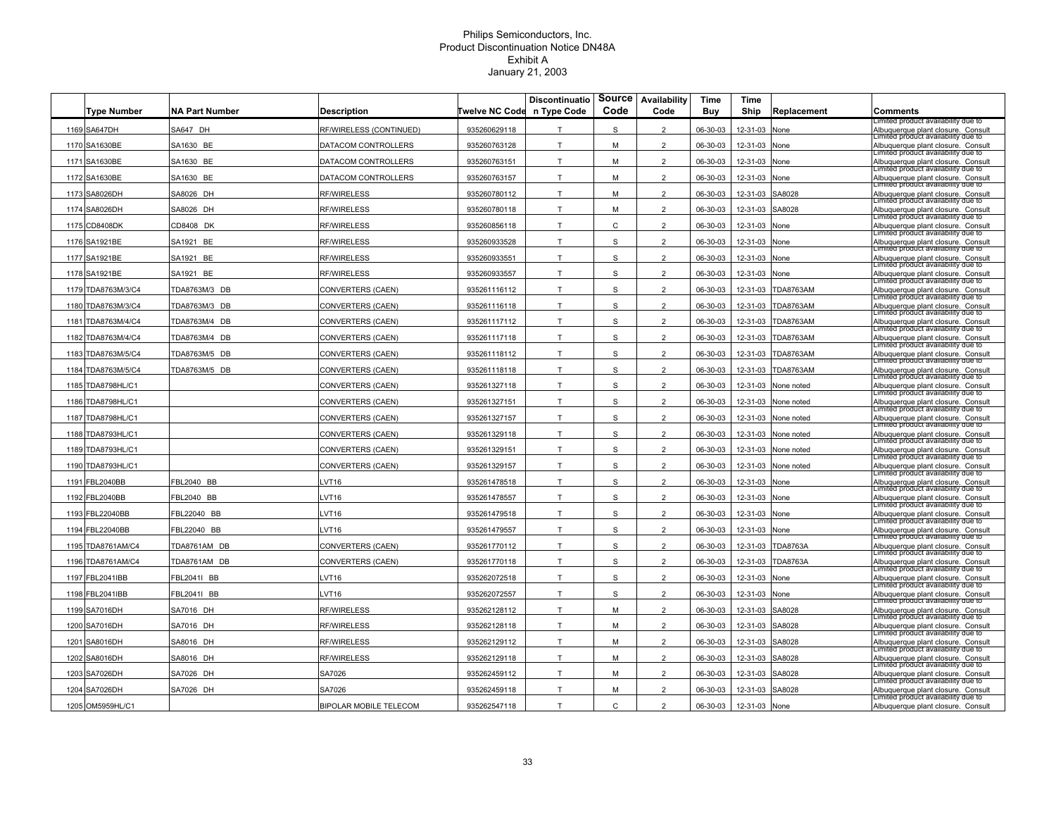# Philips Semiconductors, Inc.
## Product Discontinuation Notice DN48A
### Exhibit A
### January 21, 2003

| | Type Number | NA Part Number | Description | Twelve NC Code | Discontinuation Type Code | Source Code | Availability Code | Time Buy | Time Ship | Replacement | Comments |
|---|---|---|---|---|---|---|---|---|---|---|---|
| 1169 | SA647DH | SA647 DH | RF/WIRELESS (CONTINUED) | 935260629118 | T | S | 2 | 06-30-03 | 12-31-03 | None | Limited product availability due to Albuquerque plant closure. Consult |
| 1170 | SA1630BE | SA1630 BE | DATACOM CONTROLLERS | 935260763128 | T | M | 2 | 06-30-03 | 12-31-03 | None | Limited product availability due to Albuquerque plant closure. Consult |
| 1171 | SA1630BE | SA1630 BE | DATACOM CONTROLLERS | 935260763151 | T | M | 2 | 06-30-03 | 12-31-03 | None | Limited product availability due to Albuquerque plant closure. Consult |
| 1172 | SA1630BE | SA1630 BE | DATACOM CONTROLLERS | 935260763157 | T | M | 2 | 06-30-03 | 12-31-03 | None | Limited product availability due to Albuquerque plant closure. Consult |
| 1173 | SA8026DH | SA8026 DH | RF/WIRELESS | 935260780112 | T | M | 2 | 06-30-03 | 12-31-03 | SA8028 | Limited product availability due to Albuquerque plant closure. Consult |
| 1174 | SA8026DH | SA8026 DH | RF/WIRELESS | 935260780118 | T | M | 2 | 06-30-03 | 12-31-03 | SA8028 | Limited product availability due to Albuquerque plant closure. Consult |
| 1175 | CD8408DK | CD8408 DK | RF/WIRELESS | 935260856118 | T | C | 2 | 06-30-03 | 12-31-03 | None | Limited product availability due to Albuquerque plant closure. Consult |
| 1176 | SA1921BE | SA1921 BE | RF/WIRELESS | 935260933528 | T | S | 2 | 06-30-03 | 12-31-03 | None | Limited product availability due to Albuquerque plant closure. Consult |
| 1177 | SA1921BE | SA1921 BE | RF/WIRELESS | 935260933551 | T | S | 2 | 06-30-03 | 12-31-03 | None | Limited product availability due to Albuquerque plant closure. Consult |
| 1178 | SA1921BE | SA1921 BE | RF/WIRELESS | 935260933557 | T | S | 2 | 06-30-03 | 12-31-03 | None | Limited product availability due to Albuquerque plant closure. Consult |
| 1179 | TDA8763M/3/C4 | TDA8763M/3 DB | CONVERTERS (CAEN) | 935261116112 | T | S | 2 | 06-30-03 | 12-31-03 | TDA8763AM | Limited product availability due to Albuquerque plant closure. Consult |
| 1180 | TDA8763M/3/C4 | TDA8763M/3 DB | CONVERTERS (CAEN) | 935261116118 | T | S | 2 | 06-30-03 | 12-31-03 | TDA8763AM | Limited product availability due to Albuquerque plant closure. Consult |
| 1181 | TDA8763M/4/C4 | TDA8763M/4 DB | CONVERTERS (CAEN) | 935261117112 | T | S | 2 | 06-30-03 | 12-31-03 | TDA8763AM | Limited product availability due to Albuquerque plant closure. Consult |
| 1182 | TDA8763M/4/C4 | TDA8763M/4 DB | CONVERTERS (CAEN) | 935261117118 | T | S | 2 | 06-30-03 | 12-31-03 | TDA8763AM | Limited product availability due to Albuquerque plant closure. Consult |
| 1183 | TDA8763M/5/C4 | TDA8763M/5 DB | CONVERTERS (CAEN) | 935261118112 | T | S | 2 | 06-30-03 | 12-31-03 | TDA8763AM | Limited product availability due to Albuquerque plant closure. Consult |
| 1184 | TDA8763M/5/C4 | TDA8763M/5 DB | CONVERTERS (CAEN) | 935261118118 | T | S | 2 | 06-30-03 | 12-31-03 | TDA8763AM | Limited product availability due to Albuquerque plant closure. Consult |
| 1185 | TDA8798HL/C1 | | CONVERTERS (CAEN) | 935261327118 | T | S | 2 | 06-30-03 | 12-31-03 | None noted | Limited product availability due to Albuquerque plant closure. Consult |
| 1186 | TDA8798HL/C1 | | CONVERTERS (CAEN) | 935261327151 | T | S | 2 | 06-30-03 | 12-31-03 | None noted | Limited product availability due to Albuquerque plant closure. Consult |
| 1187 | TDA8798HL/C1 | | CONVERTERS (CAEN) | 935261327157 | T | S | 2 | 06-30-03 | 12-31-03 | None noted | Limited product availability due to Albuquerque plant closure. Consult |
| 1188 | TDA8793HL/C1 | | CONVERTERS (CAEN) | 935261329118 | T | S | 2 | 06-30-03 | 12-31-03 | None noted | Limited product availability due to Albuquerque plant closure. Consult |
| 1189 | TDA8793HL/C1 | | CONVERTERS (CAEN) | 935261329151 | T | S | 2 | 06-30-03 | 12-31-03 | None noted | Limited product availability due to Albuquerque plant closure. Consult |
| 1190 | TDA8793HL/C1 | | CONVERTERS (CAEN) | 935261329157 | T | S | 2 | 06-30-03 | 12-31-03 | None noted | Limited product availability due to Albuquerque plant closure. Consult |
| 1191 | FBL2040BB | FBL2040 BB | LVT16 | 935261478518 | T | S | 2 | 06-30-03 | 12-31-03 | None | Limited product availability due to Albuquerque plant closure. Consult |
| 1192 | FBL2040BB | FBL2040 BB | LVT16 | 935261478557 | T | S | 2 | 06-30-03 | 12-31-03 | None | Limited product availability due to Albuquerque plant closure. Consult |
| 1193 | FBL22040BB | FBL22040 BB | LVT16 | 935261479518 | T | S | 2 | 06-30-03 | 12-31-03 | None | Limited product availability due to Albuquerque plant closure. Consult |
| 1194 | FBL22040BB | FBL22040 BB | LVT16 | 935261479557 | T | S | 2 | 06-30-03 | 12-31-03 | None | Limited product availability due to Albuquerque plant closure. Consult |
| 1195 | TDA8761AM/C4 | TDA8761AM DB | CONVERTERS (CAEN) | 935261770112 | T | S | 2 | 06-30-03 | 12-31-03 | TDA8763A | Limited product availability due to Albuquerque plant closure. Consult |
| 1196 | TDA8761AM/C4 | TDA8761AM DB | CONVERTERS (CAEN) | 935261770118 | T | S | 2 | 06-30-03 | 12-31-03 | TDA8763A | Limited product availability due to Albuquerque plant closure. Consult |
| 1197 | FBL2041IBB | FBL2041I BB | LVT16 | 935262072518 | T | S | 2 | 06-30-03 | 12-31-03 | None | Limited product availability due to Albuquerque plant closure. Consult |
| 1198 | FBL2041IBB | FBL2041I BB | LVT16 | 935262072557 | T | S | 2 | 06-30-03 | 12-31-03 | None | Limited product availability due to Albuquerque plant closure. Consult |
| 1199 | SA7016DH | SA7016 DH | RF/WIRELESS | 935262128112 | T | M | 2 | 06-30-03 | 12-31-03 | SA8028 | Limited product availability due to Albuquerque plant closure. Consult |
| 1200 | SA7016DH | SA7016 DH | RF/WIRELESS | 935262128118 | T | M | 2 | 06-30-03 | 12-31-03 | SA8028 | Limited product availability due to Albuquerque plant closure. Consult |
| 1201 | SA8016DH | SA8016 DH | RF/WIRELESS | 935262129112 | T | M | 2 | 06-30-03 | 12-31-03 | SA8028 | Limited product availability due to Albuquerque plant closure. Consult |
| 1202 | SA8016DH | SA8016 DH | RF/WIRELESS | 935262129118 | T | M | 2 | 06-30-03 | 12-31-03 | SA8028 | Limited product availability due to Albuquerque plant closure. Consult |
| 1203 | SA7026DH | SA7026 DH | SA7026 | 935262459112 | T | M | 2 | 06-30-03 | 12-31-03 | SA8028 | Limited product availability due to Albuquerque plant closure. Consult |
| 1204 | SA7026DH | SA7026 DH | SA7026 | 935262459118 | T | M | 2 | 06-30-03 | 12-31-03 | SA8028 | Limited product availability due to Albuquerque plant closure. Consult |
| 1205 | OM5959HL/C1 | | BIPOLAR MOBILE TELECOM | 935262547118 | T | C | 2 | 06-30-03 | 12-31-03 | None | Limited product availability due to Albuquerque plant closure. Consult |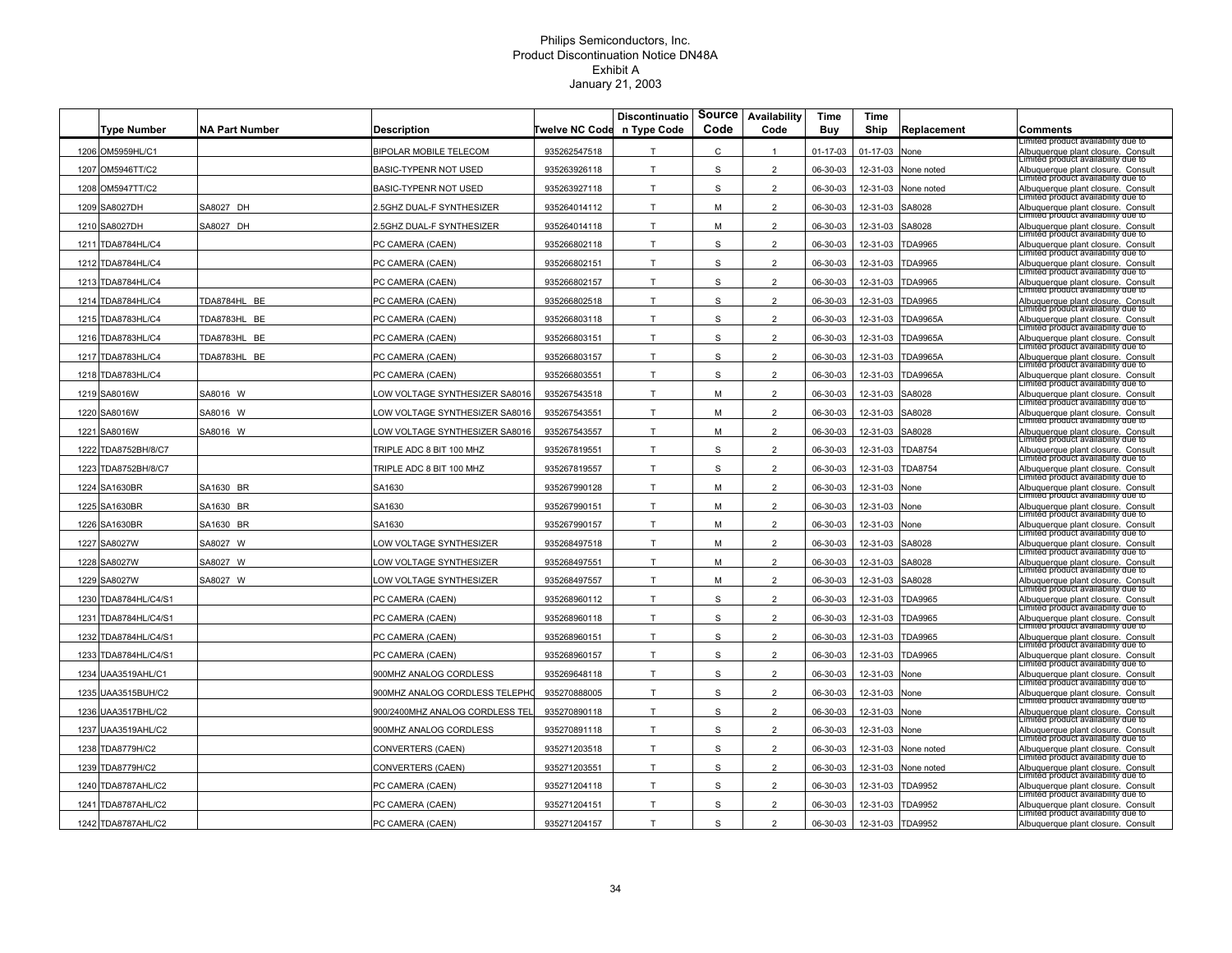# Philips Semiconductors, Inc.
## Product Discontinuation Notice DN48A
### Exhibit A
### January 21, 2003

| | Type Number | NA Part Number | Description | Twelve NC Code | Discontinuation Type Code | Source Code | Availability Code | Time Buy | Time Ship | Replacement | Comments |
|---|---|---|---|---|---|---|---|---|---|---|---|
| 1206 | OM5959HL/C1 | | BIPOLAR MOBILE TELECOM | 935262547518 | T | C | 1 | 01-17-03 | 01-17-03 | None | Limited product availability due to Albuquerque plant closure. Consult |
| 1207 | OM5946TT/C2 | | BASIC-TYPENR NOT USED | 935263926118 | T | S | 2 | 06-30-03 | 12-31-03 | None noted | Limited product availability due to Albuquerque plant closure. Consult |
| 1208 | OM5947TT/C2 | | BASIC-TYPENR NOT USED | 935263927118 | T | S | 2 | 06-30-03 | 12-31-03 | None noted | Limited product availability due to Albuquerque plant closure. Consult |
| 1209 | SA8027DH | SA8027 DH | 2.5GHZ DUAL-F SYNTHESIZER | 935264014112 | T | M | 2 | 06-30-03 | 12-31-03 | SA8028 | Limited product availability due to Albuquerque plant closure. Consult |
| 1210 | SA8027DH | SA8027 DH | 2.5GHZ DUAL-F SYNTHESIZER | 935264014118 | T | M | 2 | 06-30-03 | 12-31-03 | SA8028 | Limited product availability due to Albuquerque plant closure. Consult |
| 1211 | TDA8784HL/C4 | | PC CAMERA (CAEN) | 935266802118 | T | S | 2 | 06-30-03 | 12-31-03 | TDA9965 | Limited product availability due to Albuquerque plant closure. Consult |
| 1212 | TDA8784HL/C4 | | PC CAMERA (CAEN) | 935266802151 | T | S | 2 | 06-30-03 | 12-31-03 | TDA9965 | Limited product availability due to Albuquerque plant closure. Consult |
| 1213 | TDA8784HL/C4 | | PC CAMERA (CAEN) | 935266802157 | T | S | 2 | 06-30-03 | 12-31-03 | TDA9965 | Limited product availability due to Albuquerque plant closure. Consult |
| 1214 | TDA8784HL/C4 | TDA8784HL BE | PC CAMERA (CAEN) | 935266802518 | T | S | 2 | 06-30-03 | 12-31-03 | TDA9965 | Limited product availability due to Albuquerque plant closure. Consult |
| 1215 | TDA8783HL/C4 | TDA8783HL BE | PC CAMERA (CAEN) | 935266803118 | T | S | 2 | 06-30-03 | 12-31-03 | TDA9965A | Limited product availability due to Albuquerque plant closure. Consult |
| 1216 | TDA8783HL/C4 | TDA8783HL BE | PC CAMERA (CAEN) | 935266803151 | T | S | 2 | 06-30-03 | 12-31-03 | TDA9965A | Limited product availability due to Albuquerque plant closure. Consult |
| 1217 | TDA8783HL/C4 | TDA8783HL BE | PC CAMERA (CAEN) | 935266803157 | T | S | 2 | 06-30-03 | 12-31-03 | TDA9965A | Limited product availability due to Albuquerque plant closure. Consult |
| 1218 | TDA8783HL/C4 | | PC CAMERA (CAEN) | 935266803551 | T | S | 2 | 06-30-03 | 12-31-03 | TDA9965A | Limited product availability due to Albuquerque plant closure. Consult |
| 1219 | SA8016W | SA8016 W | LOW VOLTAGE SYNTHESIZER SA8016 | 935267543518 | T | M | 2 | 06-30-03 | 12-31-03 | SA8028 | Limited product availability due to Albuquerque plant closure. Consult |
| 1220 | SA8016W | SA8016 W | LOW VOLTAGE SYNTHESIZER SA8016 | 935267543551 | T | M | 2 | 06-30-03 | 12-31-03 | SA8028 | Limited product availability due to Albuquerque plant closure. Consult |
| 1221 | SA8016W | SA8016 W | LOW VOLTAGE SYNTHESIZER SA8016 | 935267543557 | T | M | 2 | 06-30-03 | 12-31-03 | SA8028 | Limited product availability due to Albuquerque plant closure. Consult |
| 1222 | TDA8752BH/8/C7 | | TRIPLE ADC 8 BIT 100 MHZ | 935267819551 | T | S | 2 | 06-30-03 | 12-31-03 | TDA8754 | Limited product availability due to Albuquerque plant closure. Consult |
| 1223 | TDA8752BH/8/C7 | | TRIPLE ADC 8 BIT 100 MHZ | 935267819557 | T | S | 2 | 06-30-03 | 12-31-03 | TDA8754 | Limited product availability due to Albuquerque plant closure. Consult |
| 1224 | SA1630BR | SA1630 BR | SA1630 | 935267990128 | T | M | 2 | 06-30-03 | 12-31-03 | None | Limited product availability due to Albuquerque plant closure. Consult |
| 1225 | SA1630BR | SA1630 BR | SA1630 | 935267990151 | T | M | 2 | 06-30-03 | 12-31-03 | None | Limited product availability due to Albuquerque plant closure. Consult |
| 1226 | SA1630BR | SA1630 BR | SA1630 | 935267990157 | T | M | 2 | 06-30-03 | 12-31-03 | None | Limited product availability due to Albuquerque plant closure. Consult |
| 1227 | SA8027W | SA8027 W | LOW VOLTAGE SYNTHESIZER | 935268497518 | T | M | 2 | 06-30-03 | 12-31-03 | SA8028 | Limited product availability due to Albuquerque plant closure. Consult |
| 1228 | SA8027W | SA8027 W | LOW VOLTAGE SYNTHESIZER | 935268497551 | T | M | 2 | 06-30-03 | 12-31-03 | SA8028 | Limited product availability due to Albuquerque plant closure. Consult |
| 1229 | SA8027W | SA8027 W | LOW VOLTAGE SYNTHESIZER | 935268497557 | T | M | 2 | 06-30-03 | 12-31-03 | SA8028 | Limited product availability due to Albuquerque plant closure. Consult |
| 1230 | TDA8784HL/C4/S1 | | PC CAMERA (CAEN) | 935268960112 | T | S | 2 | 06-30-03 | 12-31-03 | TDA9965 | Limited product availability due to Albuquerque plant closure. Consult |
| 1231 | TDA8784HL/C4/S1 | | PC CAMERA (CAEN) | 935268960118 | T | S | 2 | 06-30-03 | 12-31-03 | TDA9965 | Limited product availability due to Albuquerque plant closure. Consult |
| 1232 | TDA8784HL/C4/S1 | | PC CAMERA (CAEN) | 935268960151 | T | S | 2 | 06-30-03 | 12-31-03 | TDA9965 | Limited product availability due to Albuquerque plant closure. Consult |
| 1233 | TDA8784HL/C4/S1 | | PC CAMERA (CAEN) | 935268960157 | T | S | 2 | 06-30-03 | 12-31-03 | TDA9965 | Limited product availability due to Albuquerque plant closure. Consult |
| 1234 | UAA3519AHL/C1 | | 900MHZ ANALOG CORDLESS | 935269648118 | T | S | 2 | 06-30-03 | 12-31-03 | None | Limited product availability due to Albuquerque plant closure. Consult |
| 1235 | UAA3515BUH/C2 | | 900MHZ ANALOG CORDLESS TELEPHO | 935270888005 | T | S | 2 | 06-30-03 | 12-31-03 | None | Limited product availability due to Albuquerque plant closure. Consult |
| 1236 | UAA3517BHL/C2 | | 900/2400MHZ ANALOG CORDLESS TEL | 935270890118 | T | S | 2 | 06-30-03 | 12-31-03 | None | Limited product availability due to Albuquerque plant closure. Consult |
| 1237 | UAA3519AHL/C2 | | 900MHZ ANALOG CORDLESS | 935270891118 | T | S | 2 | 06-30-03 | 12-31-03 | None | Limited product availability due to Albuquerque plant closure. Consult |
| 1238 | TDA8779H/C2 | | CONVERTERS (CAEN) | 935271203518 | T | S | 2 | 06-30-03 | 12-31-03 | None noted | Limited product availability due to Albuquerque plant closure. Consult |
| 1239 | TDA8779H/C2 | | CONVERTERS (CAEN) | 935271203551 | T | S | 2 | 06-30-03 | 12-31-03 | None noted | Limited product availability due to Albuquerque plant closure. Consult |
| 1240 | TDA8787AHL/C2 | | PC CAMERA (CAEN) | 935271204118 | T | S | 2 | 06-30-03 | 12-31-03 | TDA9952 | Limited product availability due to Albuquerque plant closure. Consult |
| 1241 | TDA8787AHL/C2 | | PC CAMERA (CAEN) | 935271204151 | T | S | 2 | 06-30-03 | 12-31-03 | TDA9952 | Limited product availability due to Albuquerque plant closure. Consult |
| 1242 | TDA8787AHL/C2 | | PC CAMERA (CAEN) | 935271204157 | T | S | 2 | 06-30-03 | 12-31-03 | TDA9952 | Limited product availability due to Albuquerque plant closure. Consult |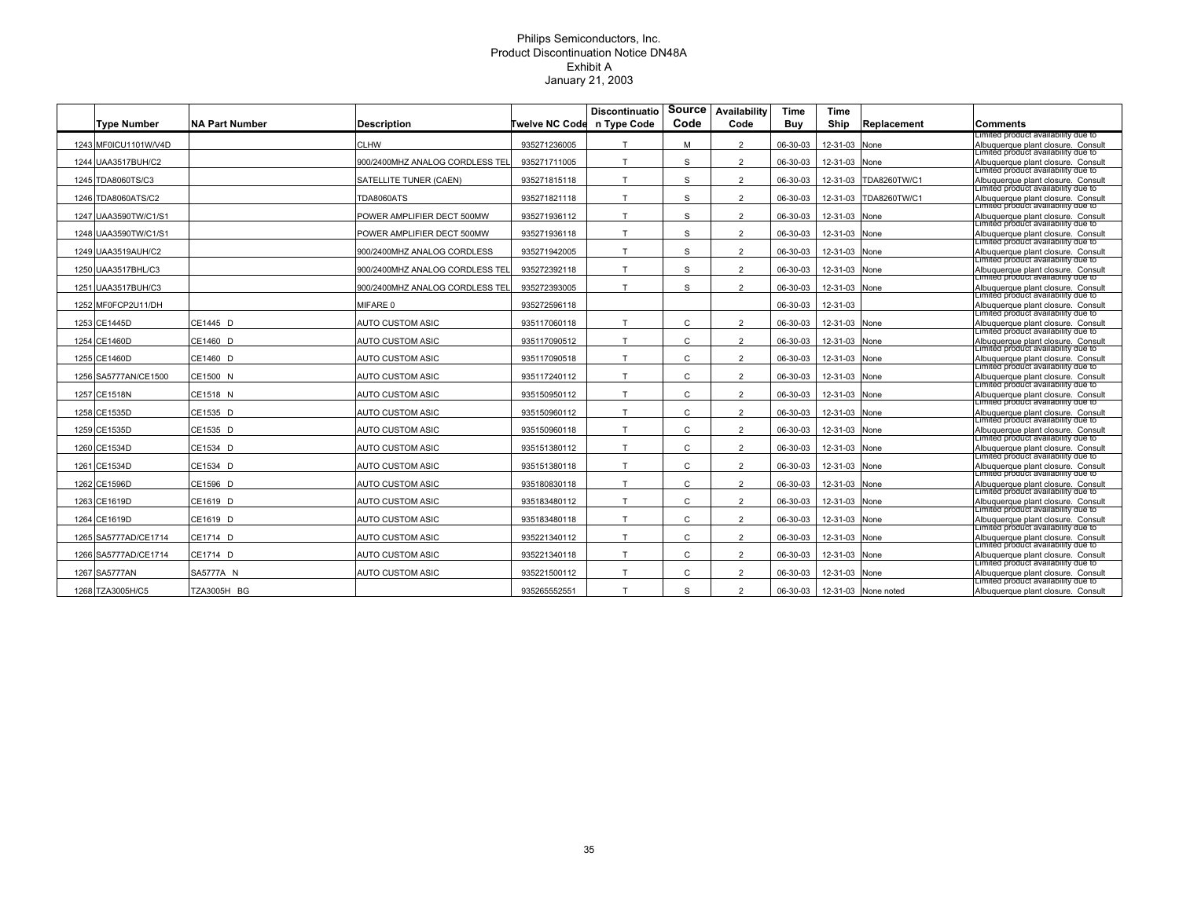Philips Semiconductors, Inc.
Product Discontinuation Notice DN48A
Exhibit A
January 21, 2003

| | Type Number | NA Part Number | Description | Twelve NC Code | Discontinuation Type Code | Source Code | Availability Code | Time Buy | Time Ship | Replacement | Comments |
|---|---|---|---|---|---|---|---|---|---|---|---|
| 1243 | MF0ICU1101W/V4D | | CLHW | 935271236005 | T | M | 2 | 06-30-03 | 12-31-03 | None | Limited product availability due to Albuquerque plant closure. Consult |
| 1244 | UAA3517BUH/C2 | | 900/2400MHZ ANALOG CORDLESS TEL | 935271711005 | T | S | 2 | 06-30-03 | 12-31-03 | None | Limited product availability due to Albuquerque plant closure. Consult |
| 1245 | TDA8060TS/C3 | | SATELLITE TUNER (CAEN) | 935271815118 | T | S | 2 | 06-30-03 | 12-31-03 | TDA8260TW/C1 | Limited product availability due to Albuquerque plant closure. Consult |
| 1246 | TDA8060ATS/C2 | | TDA8060ATS | 935271821118 | T | S | 2 | 06-30-03 | 12-31-03 | TDA8260TW/C1 | Limited product availability due to Albuquerque plant closure. Consult |
| 1247 | UAA3590TW/C1/S1 | | POWER AMPLIFIER DECT 500MW | 935271936112 | T | S | 2 | 06-30-03 | 12-31-03 | None | Limited product availability due to Albuquerque plant closure. Consult |
| 1248 | UAA3590TW/C1/S1 | | POWER AMPLIFIER DECT 500MW | 935271936118 | T | S | 2 | 06-30-03 | 12-31-03 | None | Limited product availability due to Albuquerque plant closure. Consult |
| 1249 | UAA3519AUH/C2 | | 900/2400MHZ ANALOG CORDLESS | 935271942005 | T | S | 2 | 06-30-03 | 12-31-03 | None | Limited product availability due to Albuquerque plant closure. Consult |
| 1250 | UAA3517BHL/C3 | | 900/2400MHZ ANALOG CORDLESS TEL | 935272392118 | T | S | 2 | 06-30-03 | 12-31-03 | None | Limited product availability due to Albuquerque plant closure. Consult |
| 1251 | UAA3517BUH/C3 | | 900/2400MHZ ANALOG CORDLESS TEL | 935272393005 | T | S | 2 | 06-30-03 | 12-31-03 | None | Limited product availability due to Albuquerque plant closure. Consult |
| 1252 | MF0FCP2U11/DH | | MIFARE 0 | 935272596118 | | | | 06-30-03 | 12-31-03 | | Limited product availability due to Albuquerque plant closure. Consult |
| 1253 | CE1445D | CE1445 D | AUTO CUSTOM ASIC | 935117060118 | T | C | 2 | 06-30-03 | 12-31-03 | None | Limited product availability due to Albuquerque plant closure. Consult |
| 1254 | CE1460D | CE1460 D | AUTO CUSTOM ASIC | 935117090512 | T | C | 2 | 06-30-03 | 12-31-03 | None | Limited product availability due to Albuquerque plant closure. Consult |
| 1255 | CE1460D | CE1460 D | AUTO CUSTOM ASIC | 935117090518 | T | C | 2 | 06-30-03 | 12-31-03 | None | Limited product availability due to Albuquerque plant closure. Consult |
| 1256 | SA5777AN/CE1500 | CE1500 N | AUTO CUSTOM ASIC | 935117240112 | T | C | 2 | 06-30-03 | 12-31-03 | None | Limited product availability due to Albuquerque plant closure. Consult |
| 1257 | CE1518N | CE1518 N | AUTO CUSTOM ASIC | 935150950112 | T | C | 2 | 06-30-03 | 12-31-03 | None | Limited product availability due to Albuquerque plant closure. Consult |
| 1258 | CE1535D | CE1535 D | AUTO CUSTOM ASIC | 935150960112 | T | C | 2 | 06-30-03 | 12-31-03 | None | Limited product availability due to Albuquerque plant closure. Consult |
| 1259 | CE1535D | CE1535 D | AUTO CUSTOM ASIC | 935150960118 | T | C | 2 | 06-30-03 | 12-31-03 | None | Limited product availability due to Albuquerque plant closure. Consult |
| 1260 | CE1534D | CE1534 D | AUTO CUSTOM ASIC | 935151380112 | T | C | 2 | 06-30-03 | 12-31-03 | None | Limited product availability due to Albuquerque plant closure. Consult |
| 1261 | CE1534D | CE1534 D | AUTO CUSTOM ASIC | 935151380118 | T | C | 2 | 06-30-03 | 12-31-03 | None | Limited product availability due to Albuquerque plant closure. Consult |
| 1262 | CE1596D | CE1596 D | AUTO CUSTOM ASIC | 935180830118 | T | C | 2 | 06-30-03 | 12-31-03 | None | Limited product availability due to Albuquerque plant closure. Consult |
| 1263 | CE1619D | CE1619 D | AUTO CUSTOM ASIC | 935183480112 | T | C | 2 | 06-30-03 | 12-31-03 | None | Limited product availability due to Albuquerque plant closure. Consult |
| 1264 | CE1619D | CE1619 D | AUTO CUSTOM ASIC | 935183480118 | T | C | 2 | 06-30-03 | 12-31-03 | None | Limited product availability due to Albuquerque plant closure. Consult |
| 1265 | SA5777AD/CE1714 | CE1714 D | AUTO CUSTOM ASIC | 935221340112 | T | C | 2 | 06-30-03 | 12-31-03 | None | Limited product availability due to Albuquerque plant closure. Consult |
| 1266 | SA5777AD/CE1714 | CE1714 D | AUTO CUSTOM ASIC | 935221340118 | T | C | 2 | 06-30-03 | 12-31-03 | None | Limited product availability due to Albuquerque plant closure. Consult |
| 1267 | SA5777AN | SA5777A N | AUTO CUSTOM ASIC | 935221500112 | T | C | 2 | 06-30-03 | 12-31-03 | None | Limited product availability due to Albuquerque plant closure. Consult |
| 1268 | TZA3005H/C5 | TZA3005H BG | | 935265552551 | T | S | 2 | 06-30-03 | 12-31-03 | None noted | Limited product availability due to Albuquerque plant closure. Consult |